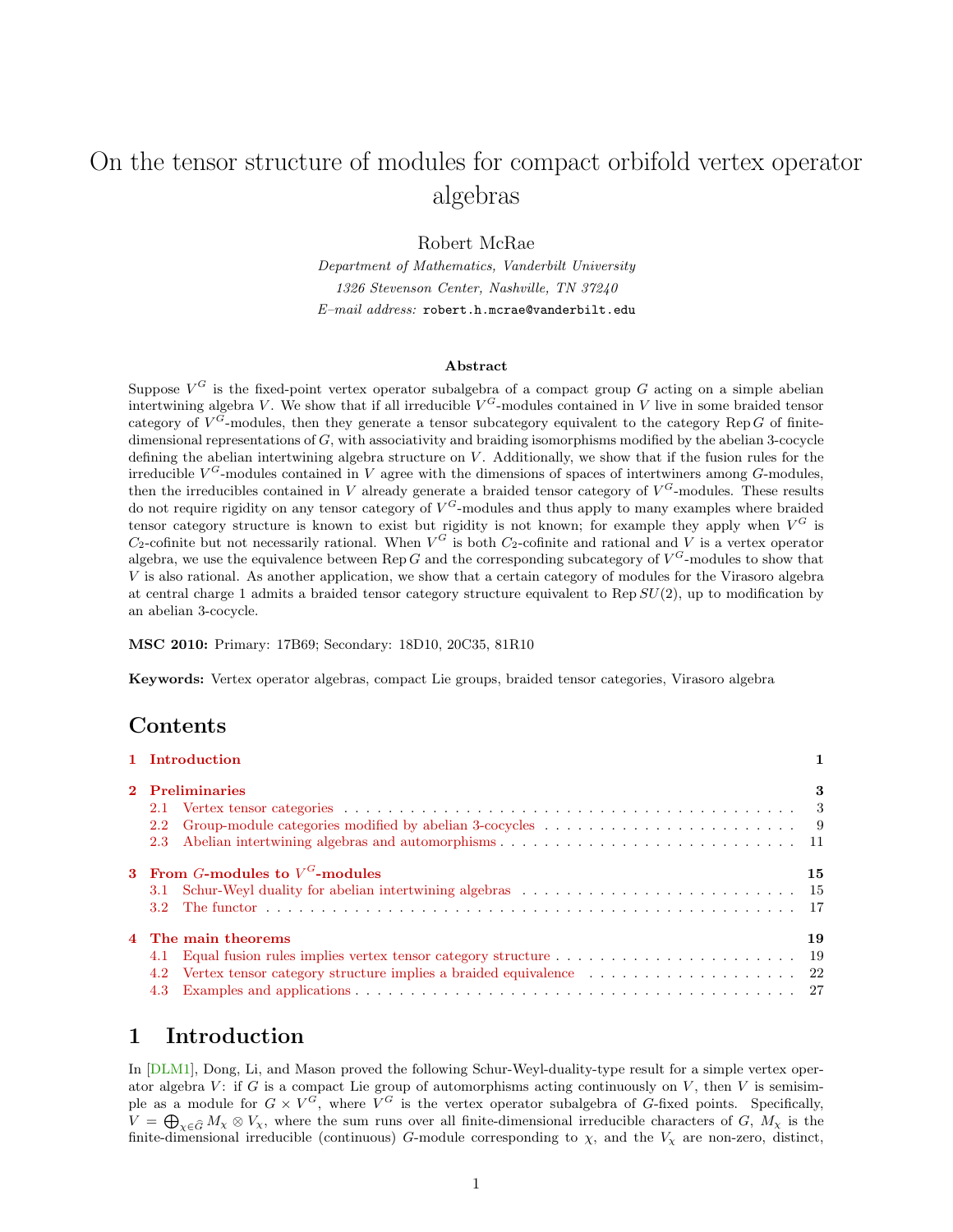# On the tensor structure of modules for compact orbifold vertex operator algebras

Robert McRae

*Department of Mathematics, Vanderbilt University*
*1326 Stevenson Center, Nashville, TN 37240*
*E–mail address:* robert.h.mcrae@vanderbilt.edu

### Abstract

Suppose $V^G$ is the fixed-point vertex operator subalgebra of a compact group $G$ acting on a simple abelian intertwining algebra $V$. We show that if all irreducible $V^G$-modules contained in $V$ live in some braided tensor category of $V^G$-modules, then they generate a tensor subcategory equivalent to the category $\mathrm{Rep}\, G$ of finite-dimensional representations of $G$, with associativity and braiding isomorphisms modified by the abelian 3-cocycle defining the abelian intertwining algebra structure on $V$. Additionally, we show that if the fusion rules for the irreducible $V^G$-modules contained in $V$ agree with the dimensions of spaces of intertwiners among $G$-modules, then the irreducibles contained in $V$ already generate a braided tensor category of $V^G$-modules. These results do not require rigidity on any tensor category of $V^G$-modules and thus apply to many examples where braided tensor category structure is known to exist but rigidity is not known; for example they apply when $V^G$ is $C_2$-cofinite but not necessarily rational. When $V^G$ is both $C_2$-cofinite and rational and $V$ is a vertex operator algebra, we use the equivalence between $\mathrm{Rep}\, G$ and the corresponding subcategory of $V^G$-modules to show that $V$ is also rational. As another application, we show that a certain category of modules for the Virasoro algebra at central charge 1 admits a braided tensor category structure equivalent to $\mathrm{Rep}\, SU(2)$, up to modification by an abelian 3-cocycle.

**MSC 2010:** Primary: 17B69; Secondary: 18D10, 20C35, 81R10

**Keywords:** Vertex operator algebras, compact Lie groups, braided tensor categories, Virasoro algebra

## Contents

1 Introduction 1

2 Preliminaries 3
- 2.1 Vertex tensor categories 3
- 2.2 Group-module categories modified by abelian 3-cocycles 9
- 2.3 Abelian intertwining algebras and automorphisms 11

3 From $G$-modules to $V^G$-modules 15
- 3.1 Schur-Weyl duality for abelian intertwining algebras 15
- 3.2 The functor 17

4 The main theorems 19
- 4.1 Equal fusion rules implies vertex tensor category structure 19
- 4.2 Vertex tensor category structure implies a braided equivalence 22
- 4.3 Examples and applications 27

## 1 Introduction

In [DLM1], Dong, Li, and Mason proved the following Schur-Weyl-duality-type result for a simple vertex operator algebra $V$: if $G$ is a compact Lie group of automorphisms acting continuously on $V$, then $V$ is semisimple as a module for $G \times V^G$, where $V^G$ is the vertex operator subalgebra of $G$-fixed points. Specifically, $V = \bigoplus_{\chi \in \widehat{G}} M_\chi \otimes V_\chi$, where the sum runs over all finite-dimensional irreducible characters of $G$, $M_\chi$ is the finite-dimensional irreducible (continuous) $G$-module corresponding to $\chi$, and the $V_\chi$ are non-zero, distinct,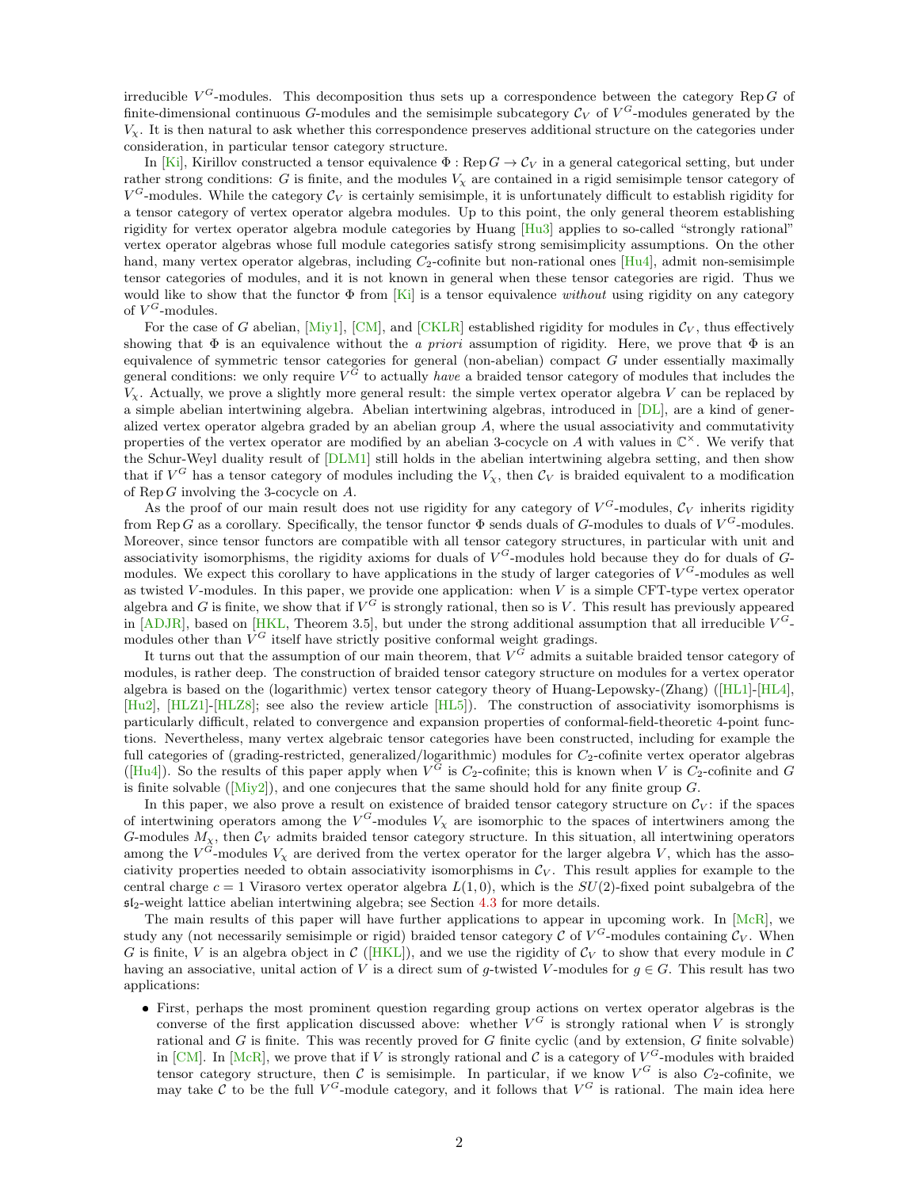irreducible $V^G$-modules. This decomposition thus sets up a correspondence between the category $\mathrm{Rep}\, G$ of finite-dimensional continuous $G$-modules and the semisimple subcategory $\mathcal{C}_V$ of $V^G$-modules generated by the $V_\chi$. It is then natural to ask whether this correspondence preserves additional structure on the categories under consideration, in particular tensor category structure.

In [Ki], Kirillov constructed a tensor equivalence $\Phi : \mathrm{Rep}\, G \to \mathcal{C}_V$ in a general categorical setting, but under rather strong conditions: $G$ is finite, and the modules $V_\chi$ are contained in a rigid semisimple tensor category of $V^G$-modules. While the category $\mathcal{C}_V$ is certainly semisimple, it is unfortunately difficult to establish rigidity for a tensor category of vertex operator algebra modules. Up to this point, the only general theorem establishing rigidity for vertex operator algebra module categories by Huang [Hu3] applies to so-called "strongly rational" vertex operator algebras whose full module categories satisfy strong semisimplicity assumptions. On the other hand, many vertex operator algebras, including $C_2$-cofinite but non-rational ones [Hu4], admit non-semisimple tensor categories of modules, and it is not known in general when these tensor categories are rigid. Thus we would like to show that the functor $\Phi$ from [Ki] is a tensor equivalence *without* using rigidity on any category of $V^G$-modules.

For the case of $G$ abelian, [Miy1], [CM], and [CKLR] established rigidity for modules in $\mathcal{C}_V$, thus effectively showing that $\Phi$ is an equivalence without the *a priori* assumption of rigidity. Here, we prove that $\Phi$ is an equivalence of symmetric tensor categories for general (non-abelian) compact $G$ under essentially maximally general conditions: we only require $V^G$ to actually *have* a braided tensor category of modules that includes the $V_\chi$. Actually, we prove a slightly more general result: the simple vertex operator algebra $V$ can be replaced by a simple abelian intertwining algebra. Abelian intertwining algebras, introduced in [DL], are a kind of generalized vertex operator algebra graded by an abelian group $A$, where the usual associativity and commutativity properties of the vertex operator are modified by an abelian 3-cocycle on $A$ with values in $\mathbb{C}^\times$. We verify that the Schur-Weyl duality result of [DLM1] still holds in the abelian intertwining algebra setting, and then show that if $V^G$ has a tensor category of modules including the $V_\chi$, then $\mathcal{C}_V$ is braided equivalent to a modification of $\mathrm{Rep}\, G$ involving the 3-cocycle on $A$.

As the proof of our main result does not use rigidity for any category of $V^G$-modules, $\mathcal{C}_V$ inherits rigidity from $\mathrm{Rep}\, G$ as a corollary. Specifically, the tensor functor $\Phi$ sends duals of $G$-modules to duals of $V^G$-modules. Moreover, since tensor functors are compatible with all tensor category structures, in particular with unit and associativity isomorphisms, the rigidity axioms for duals of $V^G$-modules hold because they do for duals of $G$-modules. We expect this corollary to have applications in the study of larger categories of $V^G$-modules as well as twisted $V$-modules. In this paper, we provide one application: when $V$ is a simple CFT-type vertex operator algebra and $G$ is finite, we show that if $V^G$ is strongly rational, then so is $V$. This result has previously appeared in [ADJR], based on [HKL, Theorem 3.5], but under the strong additional assumption that all irreducible $V^G$-modules other than $V^G$ itself have strictly positive conformal weight gradings.

It turns out that the assumption of our main theorem, that $V^G$ admits a suitable braided tensor category of modules, is rather deep. The construction of braided tensor category structure on modules for a vertex operator algebra is based on the (logarithmic) vertex tensor category theory of Huang-Lepowsky-(Zhang) ([HL1]-[HL4], [Hu2], [HLZ1]-[HLZ8]; see also the review article [HL5]). The construction of associativity isomorphisms is particularly difficult, related to convergence and expansion properties of conformal-field-theoretic 4-point functions. Nevertheless, many vertex algebraic tensor categories have been constructed, including for example the full categories of (grading-restricted, generalized/logarithmic) modules for $C_2$-cofinite vertex operator algebras ([Hu4]). So the results of this paper apply when $V^G$ is $C_2$-cofinite; this is known when $V$ is $C_2$-cofinite and $G$ is finite solvable ([Miy2]), and one conjecures that the same should hold for any finite group $G$.

In this paper, we also prove a result on existence of braided tensor category structure on $\mathcal{C}_V$: if the spaces of intertwining operators among the $V^G$-modules $V_\chi$ are isomorphic to the spaces of intertwiners among the $G$-modules $M_\chi$, then $\mathcal{C}_V$ admits braided tensor category structure. In this situation, all intertwining operators among the $V^G$-modules $V_\chi$ are derived from the vertex operator for the larger algebra $V$, which has the associativity properties needed to obtain associativity isomorphisms in $\mathcal{C}_V$. This result applies for example to the central charge $c = 1$ Virasoro vertex operator algebra $L(1, 0)$, which is the $SU(2)$-fixed point subalgebra of the $\mathfrak{sl}_2$-weight lattice abelian intertwining algebra; see Section 4.3 for more details.

The main results of this paper will have further applications to appear in upcoming work. In [McR], we study any (not necessarily semisimple or rigid) braided tensor category $\mathcal{C}$ of $V^G$-modules containing $\mathcal{C}_V$. When $G$ is finite, $V$ is an algebra object in $\mathcal{C}$ ([HKL]), and we use the rigidity of $\mathcal{C}_V$ to show that every module in $\mathcal{C}$ having an associative, unital action of $V$ is a direct sum of $g$-twisted $V$-modules for $g \in G$. This result has two applications:

- First, perhaps the most prominent question regarding group actions on vertex operator algebras is the converse of the first application discussed above: whether $V^G$ is strongly rational when $V$ is strongly rational and $G$ is finite. This was recently proved for $G$ finite cyclic (and by extension, $G$ finite solvable) in [CM]. In [McR], we prove that if $V$ is strongly rational and $\mathcal{C}$ is a category of $V^G$-modules with braided tensor category structure, then $\mathcal{C}$ is semisimple. In particular, if we know $V^G$ is also $C_2$-cofinite, we may take $\mathcal{C}$ to be the full $V^G$-module category, and it follows that $V^G$ is rational. The main idea here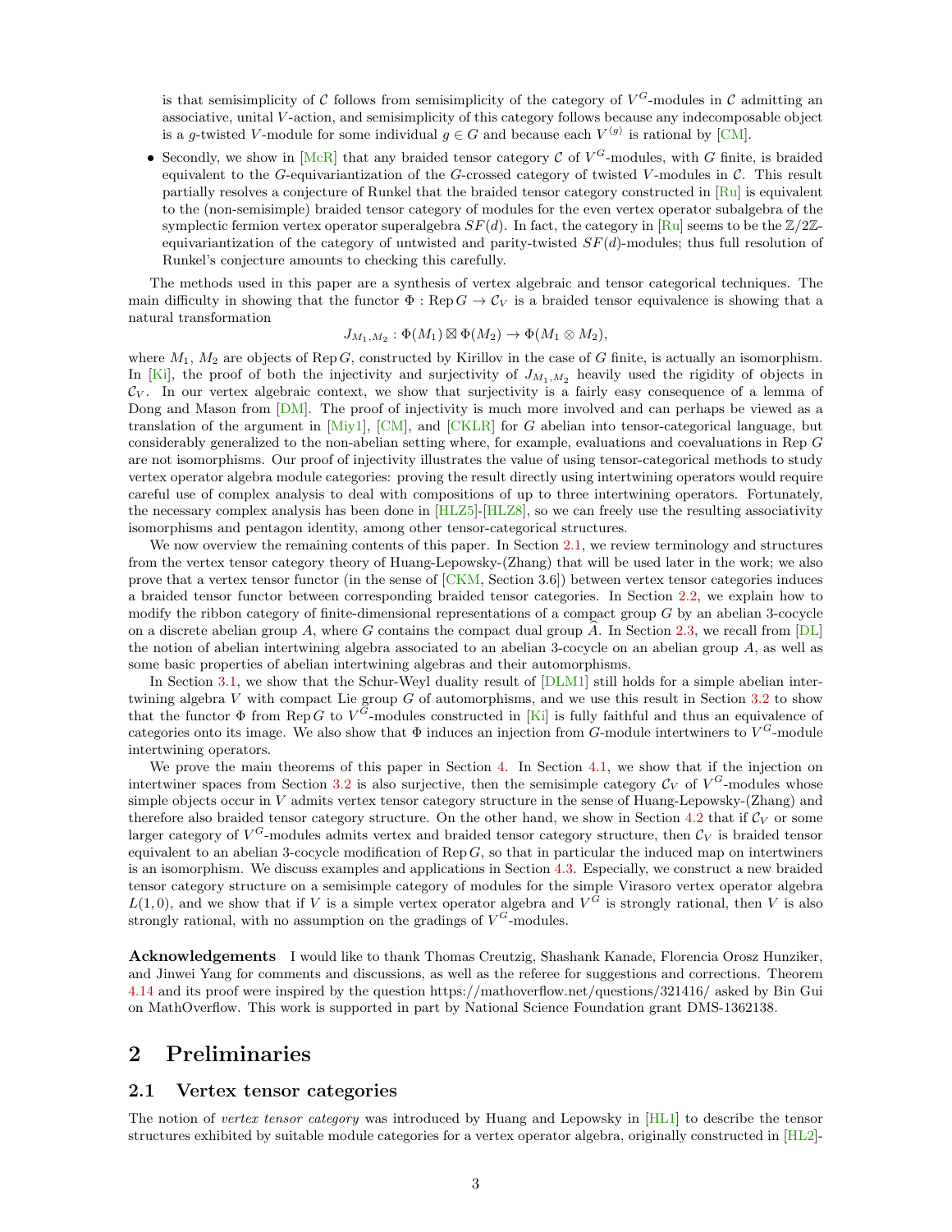is that semisimplicity of $\mathcal{C}$ follows from semisimplicity of the category of $V^G$-modules in $\mathcal{C}$ admitting an associative, unital $V$-action, and semisimplicity of this category follows because any indecomposable object is a $g$-twisted $V$-module for some individual $g \in G$ and because each $V^{\langle g\rangle}$ is rational by [CM].

- Secondly, we show in [McR] that any braided tensor category $\mathcal{C}$ of $V^G$-modules, with $G$ finite, is braided equivalent to the $G$-equivariantization of the $G$-crossed category of twisted $V$-modules in $\mathcal{C}$. This result partially resolves a conjecture of Runkel that the braided tensor category constructed in [Ru] is equivalent to the (non-semisimple) braided tensor category of modules for the even vertex operator subalgebra of the symplectic fermion vertex operator superalgebra $SF(d)$. In fact, the category in [Ru] seems to be the $\mathbb{Z}/2\mathbb{Z}$-equivariantization of the category of untwisted and parity-twisted $SF(d)$-modules; thus full resolution of Runkel's conjecture amounts to checking this carefully.

The methods used in this paper are a synthesis of vertex algebraic and tensor categorical techniques. The main difficulty in showing that the functor $\Phi : \operatorname{Rep} G \to \mathcal{C}_V$ is a braided tensor equivalence is showing that a natural transformation

$$J_{M_1,M_2} : \Phi(M_1) \boxtimes \Phi(M_2) \to \Phi(M_1 \otimes M_2),$$

where $M_1$, $M_2$ are objects of $\operatorname{Rep} G$, constructed by Kirillov in the case of $G$ finite, is actually an isomorphism. In [Ki], the proof of both the injectivity and surjectivity of $J_{M_1,M_2}$ heavily used the rigidity of objects in $\mathcal{C}_V$. In our vertex algebraic context, we show that surjectivity is a fairly easy consequence of a lemma of Dong and Mason from [DM]. The proof of injectivity is much more involved and can perhaps be viewed as a translation of the argument in [Miy1], [CM], and [CKLR] for $G$ abelian into tensor-categorical language, but considerably generalized to the non-abelian setting where, for example, evaluations and coevaluations in $\operatorname{Rep} G$ are not isomorphisms. Our proof of injectivity illustrates the value of using tensor-categorical methods to study vertex operator algebra module categories: proving the result directly using intertwining operators would require careful use of complex analysis to deal with compositions of up to three intertwining operators. Fortunately, the necessary complex analysis has been done in [HLZ5]-[HLZ8], so we can freely use the resulting associativity isomorphisms and pentagon identity, among other tensor-categorical structures.

We now overview the remaining contents of this paper. In Section 2.1, we review terminology and structures from the vertex tensor category theory of Huang-Lepowsky-(Zhang) that will be used later in the work; we also prove that a vertex tensor functor (in the sense of [CKM, Section 3.6]) between vertex tensor categories induces a braided tensor functor between corresponding braided tensor categories. In Section 2.2, we explain how to modify the ribbon category of finite-dimensional representations of a compact group $G$ by an abelian 3-cocycle on a discrete abelian group $A$, where $G$ contains the compact dual group $\widehat{A}$. In Section 2.3, we recall from [DL] the notion of abelian intertwining algebra associated to an abelian 3-cocycle on an abelian group $A$, as well as some basic properties of abelian intertwining algebras and their automorphisms.

In Section 3.1, we show that the Schur-Weyl duality result of [DLM1] still holds for a simple abelian intertwining algebra $V$ with compact Lie group $G$ of automorphisms, and we use this result in Section 3.2 to show that the functor $\Phi$ from $\operatorname{Rep} G$ to $V^G$-modules constructed in [Ki] is fully faithful and thus an equivalence of categories onto its image. We also show that $\Phi$ induces an injection from $G$-module intertwiners to $V^G$-module intertwining operators.

We prove the main theorems of this paper in Section 4. In Section 4.1, we show that if the injection on intertwiner spaces from Section 3.2 is also surjective, then the semisimple category $\mathcal{C}_V$ of $V^G$-modules whose simple objects occur in $V$ admits vertex tensor category structure in the sense of Huang-Lepowsky-(Zhang) and therefore also braided tensor category structure. On the other hand, we show in Section 4.2 that if $\mathcal{C}_V$ or some larger category of $V^G$-modules admits vertex and braided tensor category structure, then $\mathcal{C}_V$ is braided tensor equivalent to an abelian 3-cocycle modification of $\operatorname{Rep} G$, so that in particular the induced map on intertwiners is an isomorphism. We discuss examples and applications in Section 4.3. Especially, we construct a new braided tensor category structure on a semisimple category of modules for the simple Virasoro vertex operator algebra $L(1, 0)$, and we show that if $V$ is a simple vertex operator algebra and $V^G$ is strongly rational, then $V$ is also strongly rational, with no assumption on the gradings of $V^G$-modules.

**Acknowledgements** I would like to thank Thomas Creutzig, Shashank Kanade, Florencia Orosz Hunziker, and Jinwei Yang for comments and discussions, as well as the referee for suggestions and corrections. Theorem 4.14 and its proof were inspired by the question https://mathoverflow.net/questions/321416/ asked by Bin Gui on MathOverflow. This work is supported in part by National Science Foundation grant DMS-1362138.

# 2 Preliminaries

## 2.1 Vertex tensor categories

The notion of *vertex tensor category* was introduced by Huang and Lepowsky in [HL1] to describe the tensor structures exhibited by suitable module categories for a vertex operator algebra, originally constructed in [HL2]-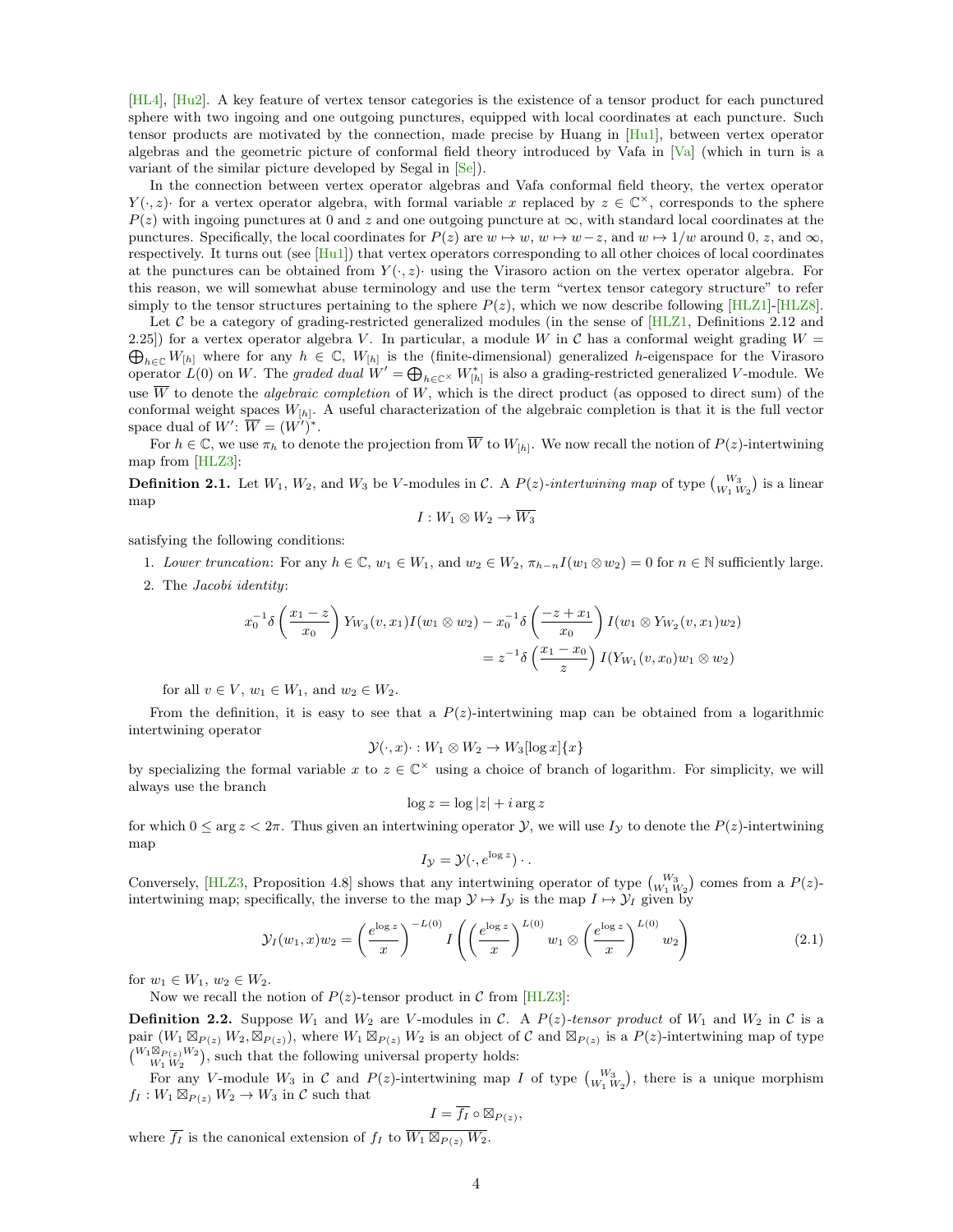[HL4], [Hu2]. A key feature of vertex tensor categories is the existence of a tensor product for each punctured sphere with two ingoing and one outgoing punctures, equipped with local coordinates at each puncture. Such tensor products are motivated by the connection, made precise by Huang in [Hu1], between vertex operator algebras and the geometric picture of conformal field theory introduced by Vafa in [Va] (which in turn is a variant of the similar picture developed by Segal in [Se]).

In the connection between vertex operator algebras and Vafa conformal field theory, the vertex operator $Y(\cdot, z)\cdot$ for a vertex operator algebra, with formal variable $x$ replaced by $z \in \mathbb{C}^\times$, corresponds to the sphere $P(z)$ with ingoing punctures at $0$ and $z$ and one outgoing puncture at $\infty$, with standard local coordinates at the punctures. Specifically, the local coordinates for $P(z)$ are $w \mapsto w$, $w \mapsto w - z$, and $w \mapsto 1/w$ around $0$, $z$, and $\infty$, respectively. It turns out (see [Hu1]) that vertex operators corresponding to all other choices of local coordinates at the punctures can be obtained from $Y(\cdot, z)\cdot$ using the Virasoro action on the vertex operator algebra. For this reason, we will somewhat abuse terminology and use the term "vertex tensor category structure" to refer simply to the tensor structures pertaining to the sphere $P(z)$, which we now describe following [HLZ1]-[HLZ8].

Let $\mathcal{C}$ be a category of grading-restricted generalized modules (in the sense of [HLZ1, Definitions 2.12 and 2.25]) for a vertex operator algebra $V$. In particular, a module $W$ in $\mathcal{C}$ has a conformal weight grading $W = \bigoplus_{h \in \mathbb{C}} W_{[h]}$ where for any $h \in \mathbb{C}$, $W_{[h]}$ is the (finite-dimensional) generalized $h$-eigenspace for the Virasoro operator $L(0)$ on $W$. The *graded dual* $W' = \bigoplus_{h \in \mathbb{C}^\times} W_{[h]}^*$ is also a grading-restricted generalized $V$-module. We use $\overline{W}$ to denote the *algebraic completion* of $W$, which is the direct product (as opposed to direct sum) of the conformal weight spaces $W_{[h]}$. A useful characterization of the algebraic completion is that it is the full vector space dual of $W'$: $\overline{W} = (W')^*$.

For $h \in \mathbb{C}$, we use $\pi_h$ to denote the projection from $\overline{W}$ to $W_{[h]}$. We now recall the notion of $P(z)$-intertwining map from [HLZ3]:

**Definition 2.1.** Let $W_1$, $W_2$, and $W_3$ be $V$-modules in $\mathcal{C}$. A $P(z)$*-intertwining map* of type $\binom{W_3}{W_1\, W_2}$ is a linear map

$$I : W_1 \otimes W_2 \to \overline{W_3}$$

satisfying the following conditions:

1. *Lower truncation*: For any $h \in \mathbb{C}$, $w_1 \in W_1$, and $w_2 \in W_2$, $\pi_{h-n} I(w_1 \otimes w_2) = 0$ for $n \in \mathbb{N}$ sufficiently large.
2. The *Jacobi identity*:

$$x_0^{-1}\delta\left(\frac{x_1 - z}{x_0}\right) Y_{W_3}(v, x_1) I(w_1 \otimes w_2) - x_0^{-1}\delta\left(\frac{-z + x_1}{x_0}\right) I(w_1 \otimes Y_{W_2}(v, x_1)w_2)$$
$$= z^{-1}\delta\left(\frac{x_1 - x_0}{z}\right) I(Y_{W_1}(v, x_0)w_1 \otimes w_2)$$

for all $v \in V$, $w_1 \in W_1$, and $w_2 \in W_2$.

From the definition, it is easy to see that a $P(z)$-intertwining map can be obtained from a logarithmic intertwining operator

$$\mathcal{Y}(\cdot, x)\cdot : W_1 \otimes W_2 \to W_3[\log x]\{x\}$$

by specializing the formal variable $x$ to $z \in \mathbb{C}^\times$ using a choice of branch of logarithm. For simplicity, we will always use the branch

$$\log z = \log |z| + i \arg z$$

for which $0 \leq \arg z < 2\pi$. Thus given an intertwining operator $\mathcal{Y}$, we will use $I_{\mathcal{Y}}$ to denote the $P(z)$-intertwining map

$$I_{\mathcal{Y}} = \mathcal{Y}(\cdot, e^{\log z})\cdot.$$

Conversely, [HLZ3, Proposition 4.8] shows that any intertwining operator of type $\binom{W_3}{W_1\, W_2}$ comes from a $P(z)$-intertwining map; specifically, the inverse to the map $\mathcal{Y} \mapsto I_{\mathcal{Y}}$ is the map $I \mapsto \mathcal{Y}_I$ given by

$$\mathcal{Y}_I(w_1, x)w_2 = \left(\frac{e^{\log z}}{x}\right)^{-L(0)} I\left(\left(\frac{e^{\log z}}{x}\right)^{L(0)} w_1 \otimes \left(\frac{e^{\log z}}{x}\right)^{L(0)} w_2\right) \tag{2.1}$$

for $w_1 \in W_1$, $w_2 \in W_2$.

Now we recall the notion of $P(z)$-tensor product in $\mathcal{C}$ from [HLZ3]:

**Definition 2.2.** Suppose $W_1$ and $W_2$ are $V$-modules in $\mathcal{C}$. A $P(z)$*-tensor product* of $W_1$ and $W_2$ in $\mathcal{C}$ is a pair $(W_1 \boxtimes_{P(z)} W_2, \boxtimes_{P(z)})$, where $W_1 \boxtimes_{P(z)} W_2$ is an object of $\mathcal{C}$ and $\boxtimes_{P(z)}$ is a $P(z)$-intertwining map of type $\binom{W_1 \boxtimes_{P(z)} W_2}{W_1\, W_2}$, such that the following universal property holds:

For any $V$-module $W_3$ in $\mathcal{C}$ and $P(z)$-intertwining map $I$ of type $\binom{W_3}{W_1\, W_2}$, there is a unique morphism $f_I : W_1 \boxtimes_{P(z)} W_2 \to W_3$ in $\mathcal{C}$ such that

$$I = \overline{f_I} \circ \boxtimes_{P(z)},$$

where $\overline{f_I}$ is the canonical extension of $f_I$ to $\overline{W_1 \boxtimes_{P(z)} W_2}$.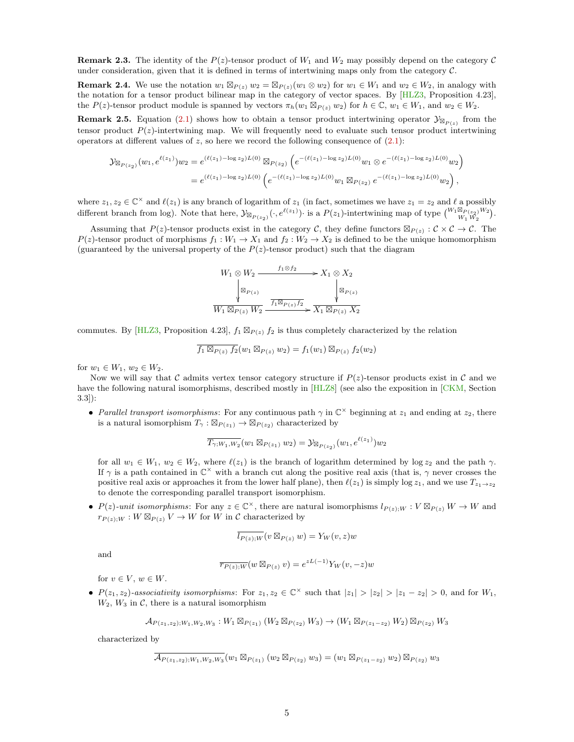**Remark 2.3.** The identity of the $P(z)$-tensor product of $W_1$ and $W_2$ may possibly depend on the category $\mathcal{C}$ under consideration, given that it is defined in terms of intertwining maps only from the category $\mathcal{C}$.

**Remark 2.4.** We use the notation $w_1 \boxtimes_{P(z)} w_2 = \boxtimes_{P(z)}(w_1 \otimes w_2)$ for $w_1 \in W_1$ and $w_2 \in W_2$, in analogy with the notation for a tensor product bilinear map in the category of vector spaces. By [HLZ3, Proposition 4.23], the $P(z)$-tensor product module is spanned by vectors $\pi_h(w_1 \boxtimes_{P(z)} w_2)$ for $h \in \mathbb{C}$, $w_1 \in W_1$, and $w_2 \in W_2$.

**Remark 2.5.** Equation (2.1) shows how to obtain a tensor product intertwining operator $\mathcal{Y}_{\boxtimes_{P(z)}}$ from the tensor product $P(z)$-intertwining map. We will frequently need to evaluate such tensor product intertwining operators at different values of $z$, so here we record the following consequence of (2.1):

$$
\begin{aligned}
\mathcal{Y}_{\boxtimes_{P(z_2)}}(w_1, e^{\ell(z_1)})w_2 &= e^{(\ell(z_1)-\log z_2)L(0)} \boxtimes_{P(z_2)} \left(e^{-(\ell(z_1)-\log z_2)L(0)}w_1 \otimes e^{-(\ell(z_1)-\log z_2)L(0)}w_2\right)\\
&= e^{(\ell(z_1)-\log z_2)L(0)} \left(e^{-(\ell(z_1)-\log z_2)L(0)}w_1 \boxtimes_{P(z_2)} e^{-(\ell(z_1)-\log z_2)L(0)}w_2\right),
\end{aligned}
$$

where $z_1, z_2 \in \mathbb{C}^\times$ and $\ell(z_1)$ is any branch of logarithm of $z_1$ (in fact, sometimes we have $z_1 = z_2$ and $\ell$ a possibly different branch from log). Note that here, $\mathcal{Y}_{\boxtimes_{P(z_2)}}(\cdot, e^{\ell(z_1)})\cdot$ is a $P(z_1)$-intertwining map of type $\binom{W_1 \boxtimes_{P(z_2)} W_2}{W_1\, W_2}$.

Assuming that $P(z)$-tensor products exist in the category $\mathcal{C}$, they define functors $\boxtimes_{P(z)} : \mathcal{C} \times \mathcal{C} \to \mathcal{C}$. The $P(z)$-tensor product of morphisms $f_1 : W_1 \to X_1$ and $f_2 : W_2 \to X_2$ is defined to be the unique homomorphism (guaranteed by the universal property of the $P(z)$-tensor product) such that the diagram

$$
\begin{array}{ccc}
W_1 \otimes W_2 & \xrightarrow{f_1 \otimes f_2} & X_1 \otimes X_2 \\
\Big\downarrow \boxtimes_{P(z)} & & \Big\downarrow \boxtimes_{P(z)} \\
\overline{W_1 \boxtimes_{P(z)} W_2} & \xrightarrow{\overline{f_1 \boxtimes_{P(z)} f_2}} & \overline{X_1 \boxtimes_{P(z)} X_2}
\end{array}
$$

commutes. By [HLZ3, Proposition 4.23], $f_1 \boxtimes_{P(z)} f_2$ is thus completely characterized by the relation

$$
\overline{f_1 \boxtimes_{P(z)} f_2}(w_1 \boxtimes_{P(z)} w_2) = f_1(w_1) \boxtimes_{P(z)} f_2(w_2)
$$

for $w_1 \in W_1$, $w_2 \in W_2$.

Now we will say that $\mathcal{C}$ admits vertex tensor category structure if $P(z)$-tensor products exist in $\mathcal{C}$ and we have the following natural isomorphisms, described mostly in [HLZ8] (see also the exposition in [CKM, Section 3.3]):

- *Parallel transport isomorphisms*: For any continuous path $\gamma$ in $\mathbb{C}^\times$ beginning at $z_1$ and ending at $z_2$, there is a natural isomorphism $T_\gamma : \boxtimes_{P(z_1)} \to \boxtimes_{P(z_2)}$ characterized by

$$
\overline{T_{\gamma;W_1,W_2}}(w_1 \boxtimes_{P(z_1)} w_2) = \mathcal{Y}_{\boxtimes_{P(z_2)}}(w_1, e^{\ell(z_1)})w_2
$$

for all $w_1 \in W_1$, $w_2 \in W_2$, where $\ell(z_1)$ is the branch of logarithm determined by $\log z_2$ and the path $\gamma$. If $\gamma$ is a path contained in $\mathbb{C}^\times$ with a branch cut along the positive real axis (that is, $\gamma$ never crosses the positive real axis or approaches it from the lower half plane), then $\ell(z_1)$ is simply $\log z_1$, and we use $T_{z_1 \to z_2}$ to denote the corresponding parallel transport isomorphism.

- *$P(z)$-unit isomorphisms*: For any $z \in \mathbb{C}^\times$, there are natural isomorphisms $l_{P(z);W} : V \boxtimes_{P(z)} W \to W$ and $r_{P(z);W} : W \boxtimes_{P(z)} V \to W$ for $W$ in $\mathcal{C}$ characterized by

$$
\overline{l_{P(z);W}}(v \boxtimes_{P(z)} w) = Y_W(v, z)w
$$

and

$$
\overline{r_{P(z);W}}(w \boxtimes_{P(z)} v) = e^{zL(-1)}Y_W(v, -z)w
$$

for $v \in V$, $w \in W$.

- *$P(z_1, z_2)$-associativity isomorphisms*: For $z_1, z_2 \in \mathbb{C}^\times$ such that $|z_1| > |z_2| > |z_1 - z_2| > 0$, and for $W_1$, $W_2$, $W_3$ in $\mathcal{C}$, there is a natural isomorphism

$$
\mathcal{A}_{P(z_1,z_2);W_1,W_2,W_3} : W_1 \boxtimes_{P(z_1)} (W_2 \boxtimes_{P(z_2)} W_3) \to (W_1 \boxtimes_{P(z_1-z_2)} W_2) \boxtimes_{P(z_2)} W_3
$$

characterized by

$$
\overline{\mathcal{A}_{P(z_1,z_2);W_1,W_2,W_3}}(w_1 \boxtimes_{P(z_1)} (w_2 \boxtimes_{P(z_2)} w_3)) = (w_1 \boxtimes_{P(z_1-z_2)} w_2) \boxtimes_{P(z_2)} w_3
$$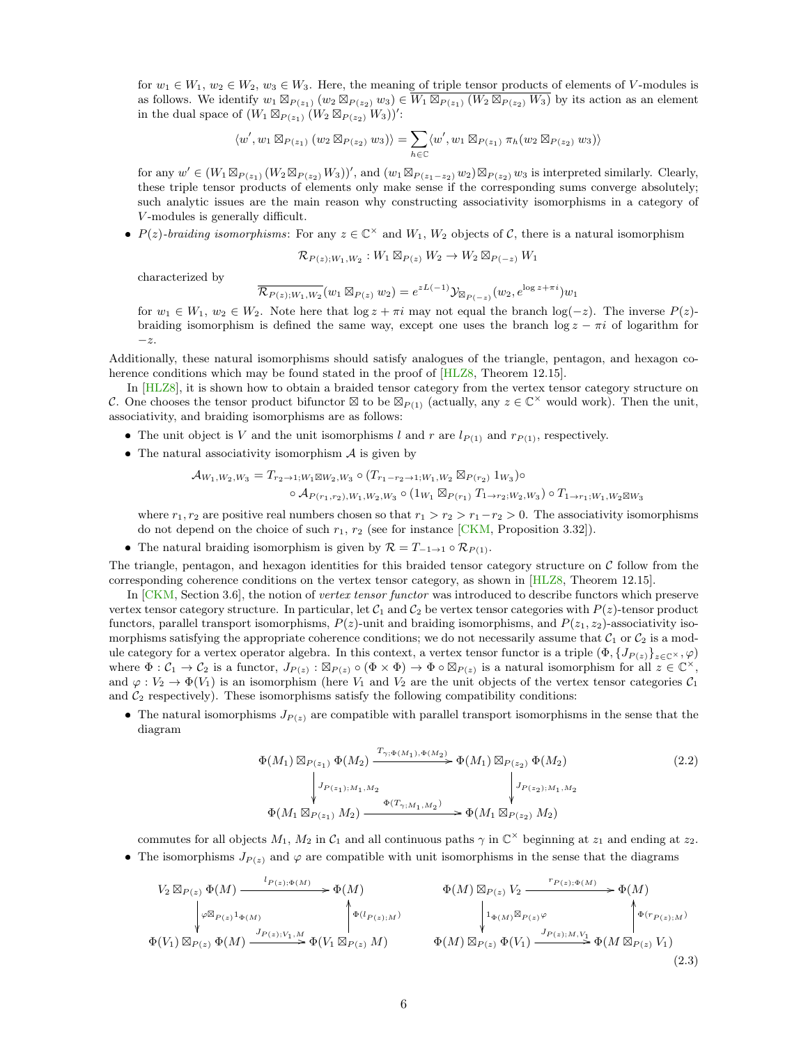for $w_1 \in W_1$, $w_2 \in W_2$, $w_3 \in W_3$. Here, the meaning of triple tensor products of elements of $V$-modules is as follows. We identify $w_1 \boxtimes_{P(z_1)} (w_2 \boxtimes_{P(z_2)} w_3) \in \overline{W_1 \boxtimes_{P(z_1)} (W_2 \boxtimes_{P(z_2)} W_3)}$ by its action as an element in the dual space of $(W_1 \boxtimes_{P(z_1)} (W_2 \boxtimes_{P(z_2)} W_3))'$:

$$\langle w', w_1 \boxtimes_{P(z_1)} (w_2 \boxtimes_{P(z_2)} w_3)\rangle = \sum_{h \in \mathbb{C}} \langle w', w_1 \boxtimes_{P(z_1)} \pi_h(w_2 \boxtimes_{P(z_2)} w_3)\rangle$$

for any $w' \in (W_1 \boxtimes_{P(z_1)} (W_2 \boxtimes_{P(z_2)} W_3))'$, and $(w_1 \boxtimes_{P(z_1-z_2)} w_2) \boxtimes_{P(z_2)} w_3$ is interpreted similarly. Clearly, these triple tensor products of elements only make sense if the corresponding sums converge absolutely; such analytic issues are the main reason why constructing associativity isomorphisms in a category of $V$-modules is generally difficult.

- *$P(z)$-braiding isomorphisms*: For any $z \in \mathbb{C}^\times$ and $W_1$, $W_2$ objects of $\mathcal{C}$, there is a natural isomorphism

  $$\mathcal{R}_{P(z);W_1,W_2} : W_1 \boxtimes_{P(z)} W_2 \to W_2 \boxtimes_{P(-z)} W_1$$

  characterized by

  $$\overline{\mathcal{R}_{P(z);W_1,W_2}}(w_1 \boxtimes_{P(z)} w_2) = e^{zL(-1)} \mathcal{Y}_{\boxtimes_{P(-z)}}(w_2, e^{\log z + \pi i})w_1$$

  for $w_1 \in W_1$, $w_2 \in W_2$. Note here that $\log z + \pi i$ may not equal the branch $\log(-z)$. The inverse $P(z)$-braiding isomorphism is defined the same way, except one uses the branch $\log z - \pi i$ of logarithm for $-z$.

Additionally, these natural isomorphisms should satisfy analogues of the triangle, pentagon, and hexagon coherence conditions which may be found stated in the proof of [HLZ8, Theorem 12.15].

In [HLZ8], it is shown how to obtain a braided tensor category from the vertex tensor category structure on $\mathcal{C}$. One chooses the tensor product bifunctor $\boxtimes$ to be $\boxtimes_{P(1)}$ (actually, any $z \in \mathbb{C}^\times$ would work). Then the unit, associativity, and braiding isomorphisms are as follows:

- The unit object is $V$ and the unit isomorphisms $l$ and $r$ are $l_{P(1)}$ and $r_{P(1)}$, respectively.
- The natural associativity isomorphism $\mathcal{A}$ is given by

  $$\begin{aligned}\mathcal{A}_{W_1,W_2,W_3} = T_{r_2 \to 1; W_1 \boxtimes W_2, W_3} &\circ (T_{r_1 - r_2 \to 1; W_1, W_2} \boxtimes_{P(r_2)} 1_{W_3}) \circ \\ &\circ \mathcal{A}_{P(r_1,r_2),W_1,W_2,W_3} \circ (1_{W_1} \boxtimes_{P(r_1)} T_{1 \to r_2; W_2, W_3}) \circ T_{1 \to r_1; W_1, W_2 \boxtimes W_3}\end{aligned}$$

  where $r_1, r_2$ are positive real numbers chosen so that $r_1 > r_2 > r_1 - r_2 > 0$. The associativity isomorphisms do not depend on the choice of such $r_1$, $r_2$ (see for instance [CKM, Proposition 3.32]).
- The natural braiding isomorphism is given by $\mathcal{R} = T_{-1 \to 1} \circ \mathcal{R}_{P(1)}$.

The triangle, pentagon, and hexagon identities for this braided tensor category structure on $\mathcal{C}$ follow from the corresponding coherence conditions on the vertex tensor category, as shown in [HLZ8, Theorem 12.15].

In [CKM, Section 3.6], the notion of *vertex tensor functor* was introduced to describe functors which preserve vertex tensor category structure. In particular, let $\mathcal{C}_1$ and $\mathcal{C}_2$ be vertex tensor categories with $P(z)$-tensor product functors, parallel transport isomorphisms, $P(z)$-unit and braiding isomorphisms, and $P(z_1, z_2)$-associativity isomorphisms satisfying the appropriate coherence conditions; we do not necessarily assume that $\mathcal{C}_1$ or $\mathcal{C}_2$ is a module category for a vertex operator algebra. In this context, a vertex tensor functor is a triple $(\Phi, \{J_{P(z)}\}_{z \in \mathbb{C}^\times}, \varphi)$ where $\Phi : \mathcal{C}_1 \to \mathcal{C}_2$ is a functor, $J_{P(z)} : \boxtimes_{P(z)} \circ (\Phi \times \Phi) \to \Phi \circ \boxtimes_{P(z)}$ is a natural isomorphism for all $z \in \mathbb{C}^\times$, and $\varphi : V_2 \to \Phi(V_1)$ is an isomorphism (here $V_1$ and $V_2$ are the unit objects of the vertex tensor categories $\mathcal{C}_1$ and $\mathcal{C}_2$ respectively). These isomorphisms satisfy the following compatibility conditions:

- The natural isomorphisms $J_{P(z)}$ are compatible with parallel transport isomorphisms in the sense that the diagram

  $$\begin{array}{ccc} \Phi(M_1) \boxtimes_{P(z_1)} \Phi(M_2) & \xrightarrow{T_{\gamma;\Phi(M_1),\Phi(M_2)}} & \Phi(M_1) \boxtimes_{P(z_2)} \Phi(M_2) \\ \big\downarrow {\scriptstyle J_{P(z_1);M_1,M_2}} & & \big\downarrow {\scriptstyle J_{P(z_2);M_1,M_2}} \\ \Phi(M_1 \boxtimes_{P(z_1)} M_2) & \xrightarrow{\Phi(T_{\gamma;M_1,M_2})} & \Phi(M_1 \boxtimes_{P(z_2)} M_2) \end{array} \tag{2.2}$$

  commutes for all objects $M_1$, $M_2$ in $\mathcal{C}_1$ and all continuous paths $\gamma$ in $\mathbb{C}^\times$ beginning at $z_1$ and ending at $z_2$.
- The isomorphisms $J_{P(z)}$ and $\varphi$ are compatible with unit isomorphisms in the sense that the diagrams

  $$\begin{array}{ccc} V_2 \boxtimes_{P(z)} \Phi(M) & \xrightarrow{l_{P(z);\Phi(M)}} & \Phi(M) \\ \big\downarrow {\scriptstyle \varphi \boxtimes_{P(z)} 1_{\Phi(M)}} & & \big\uparrow {\scriptstyle \Phi(l_{P(z);M})} \\ \Phi(V_1) \boxtimes_{P(z)} \Phi(M) & \xrightarrow{J_{P(z);V_1,M}} & \Phi(V_1 \boxtimes_{P(z)} M) \end{array} \qquad \begin{array}{ccc} \Phi(M) \boxtimes_{P(z)} V_2 & \xrightarrow{r_{P(z);\Phi(M)}} & \Phi(M) \\ \big\downarrow {\scriptstyle 1_{\Phi(M)} \boxtimes_{P(z)} \varphi} & & \big\uparrow {\scriptstyle \Phi(r_{P(z);M})} \\ \Phi(M) \boxtimes_{P(z)} \Phi(V_1) & \xrightarrow{J_{P(z);M,V_1}} & \Phi(M \boxtimes_{P(z)} V_1) \end{array} \tag{2.3}$$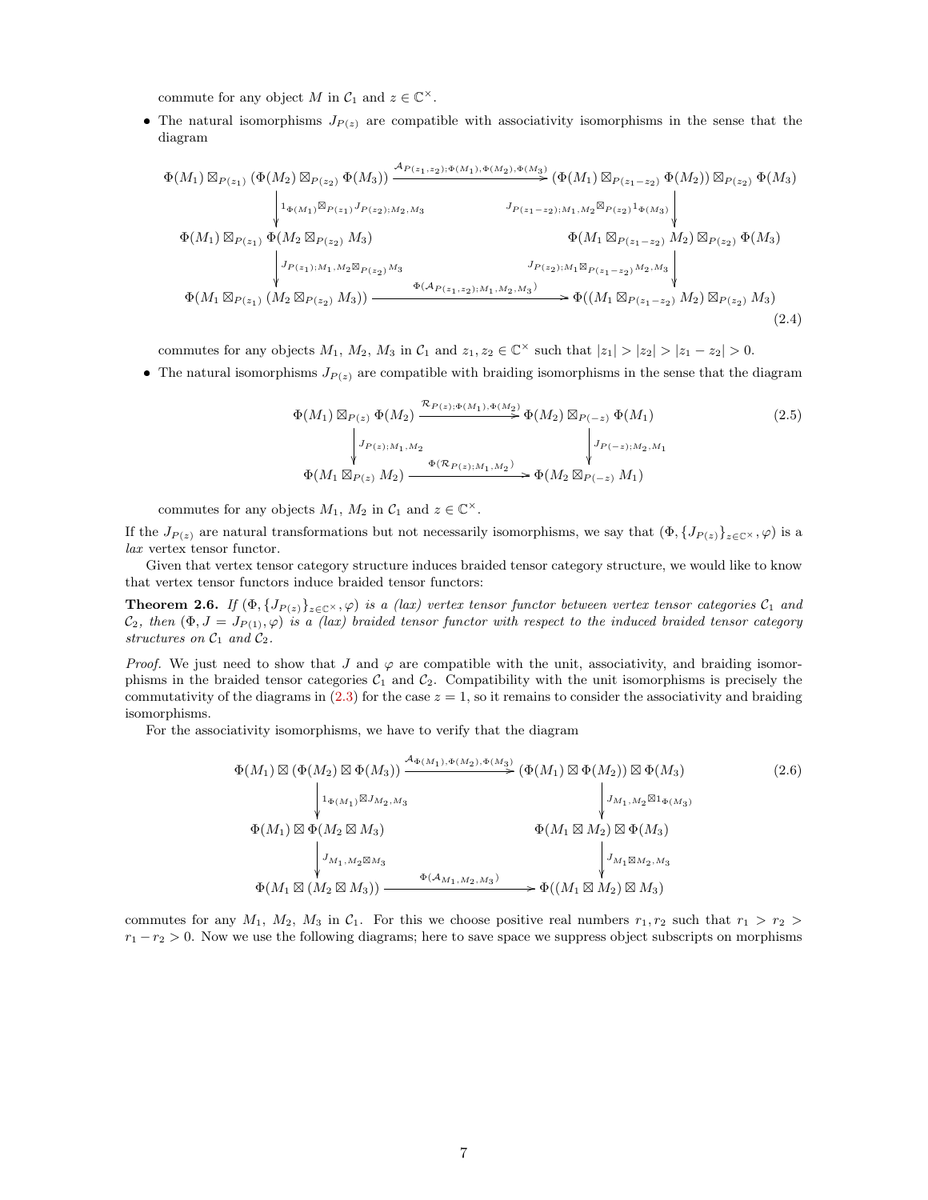commute for any object $M$ in $\mathcal{C}_1$ and $z \in \mathbb{C}^\times$.

- The natural isomorphisms $J_{P(z)}$ are compatible with associativity isomorphisms in the sense that the diagram

$$\begin{array}{ccc}
\Phi(M_1) \boxtimes_{P(z_1)} (\Phi(M_2) \boxtimes_{P(z_2)} \Phi(M_3)) & \xrightarrow{\mathcal{A}_{P(z_1,z_2);\Phi(M_1),\Phi(M_2),\Phi(M_3)}} & (\Phi(M_1) \boxtimes_{P(z_1-z_2)} \Phi(M_2)) \boxtimes_{P(z_2)} \Phi(M_3) \\
\Big\downarrow {\scriptstyle 1_{\Phi(M_1)} \boxtimes_{P(z_1)} J_{P(z_2);M_2,M_3}} & & \Big\downarrow {\scriptstyle J_{P(z_1-z_2);M_1,M_2} \boxtimes_{P(z_2)} 1_{\Phi(M_3)}} \\
\Phi(M_1) \boxtimes_{P(z_1)} \Phi(M_2 \boxtimes_{P(z_2)} M_3) & & \Phi(M_1 \boxtimes_{P(z_1-z_2)} M_2) \boxtimes_{P(z_2)} \Phi(M_3) \\
\Big\downarrow {\scriptstyle J_{P(z_1);M_1,M_2 \boxtimes_{P(z_2)} M_3}} & & \Big\downarrow {\scriptstyle J_{P(z_2);M_1 \boxtimes_{P(z_1-z_2)} M_2, M_3}} \\
\Phi(M_1 \boxtimes_{P(z_1)} (M_2 \boxtimes_{P(z_2)} M_3)) & \xrightarrow{\Phi(\mathcal{A}_{P(z_1,z_2);M_1,M_2,M_3})} & \Phi((M_1 \boxtimes_{P(z_1-z_2)} M_2) \boxtimes_{P(z_2)} M_3)
\end{array} \tag{2.4}$$

commutes for any objects $M_1$, $M_2$, $M_3$ in $\mathcal{C}_1$ and $z_1, z_2 \in \mathbb{C}^\times$ such that $|z_1| > |z_2| > |z_1 - z_2| > 0$.

- The natural isomorphisms $J_{P(z)}$ are compatible with braiding isomorphisms in the sense that the diagram

$$\begin{array}{ccc}
\Phi(M_1) \boxtimes_{P(z)} \Phi(M_2) & \xrightarrow{\mathcal{R}_{P(z);\Phi(M_1),\Phi(M_2)}} & \Phi(M_2) \boxtimes_{P(-z)} \Phi(M_1) \\
\Big\downarrow {\scriptstyle J_{P(z);M_1,M_2}} & & \Big\downarrow {\scriptstyle J_{P(-z);M_2,M_1}} \\
\Phi(M_1 \boxtimes_{P(z)} M_2) & \xrightarrow{\Phi(\mathcal{R}_{P(z);M_1,M_2})} & \Phi(M_2 \boxtimes_{P(-z)} M_1)
\end{array} \tag{2.5}$$

commutes for any objects $M_1$, $M_2$ in $\mathcal{C}_1$ and $z \in \mathbb{C}^\times$.

If the $J_{P(z)}$ are natural transformations but not necessarily isomorphisms, we say that $(\Phi, \{J_{P(z)}\}_{z\in\mathbb{C}^\times}, \varphi)$ is a *lax* vertex tensor functor.

Given that vertex tensor category structure induces braided tensor category structure, we would like to know that vertex tensor functors induce braided tensor functors:

**Theorem 2.6.** *If $(\Phi, \{J_{P(z)}\}_{z\in\mathbb{C}^\times}, \varphi)$ is a (lax) vertex tensor functor between vertex tensor categories $\mathcal{C}_1$ and $\mathcal{C}_2$, then $(\Phi, J = J_{P(1)}, \varphi)$ is a (lax) braided tensor functor with respect to the induced braided tensor category structures on $\mathcal{C}_1$ and $\mathcal{C}_2$.*

*Proof.* We just need to show that $J$ and $\varphi$ are compatible with the unit, associativity, and braiding isomorphisms in the braided tensor categories $\mathcal{C}_1$ and $\mathcal{C}_2$. Compatibility with the unit isomorphisms is precisely the commutativity of the diagrams in (2.3) for the case $z = 1$, so it remains to consider the associativity and braiding isomorphisms.

For the associativity isomorphisms, we have to verify that the diagram

$$\begin{array}{ccc}
\Phi(M_1) \boxtimes (\Phi(M_2) \boxtimes \Phi(M_3)) & \xrightarrow{\mathcal{A}_{\Phi(M_1),\Phi(M_2),\Phi(M_3)}} & (\Phi(M_1) \boxtimes \Phi(M_2)) \boxtimes \Phi(M_3) \\
\Big\downarrow {\scriptstyle 1_{\Phi(M_1)} \boxtimes J_{M_2,M_3}} & & \Big\downarrow {\scriptstyle J_{M_1,M_2} \boxtimes 1_{\Phi(M_3)}} \\
\Phi(M_1) \boxtimes \Phi(M_2 \boxtimes M_3) & & \Phi(M_1 \boxtimes M_2) \boxtimes \Phi(M_3) \\
\Big\downarrow {\scriptstyle J_{M_1,M_2 \boxtimes M_3}} & & \Big\downarrow {\scriptstyle J_{M_1 \boxtimes M_2, M_3}} \\
\Phi(M_1 \boxtimes (M_2 \boxtimes M_3)) & \xrightarrow{\Phi(\mathcal{A}_{M_1,M_2,M_3})} & \Phi((M_1 \boxtimes M_2) \boxtimes M_3)
\end{array} \tag{2.6}$$

commutes for any $M_1$, $M_2$, $M_3$ in $\mathcal{C}_1$. For this we choose positive real numbers $r_1, r_2$ such that $r_1 > r_2 > r_1 - r_2 > 0$. Now we use the following diagrams; here to save space we suppress object subscripts on morphisms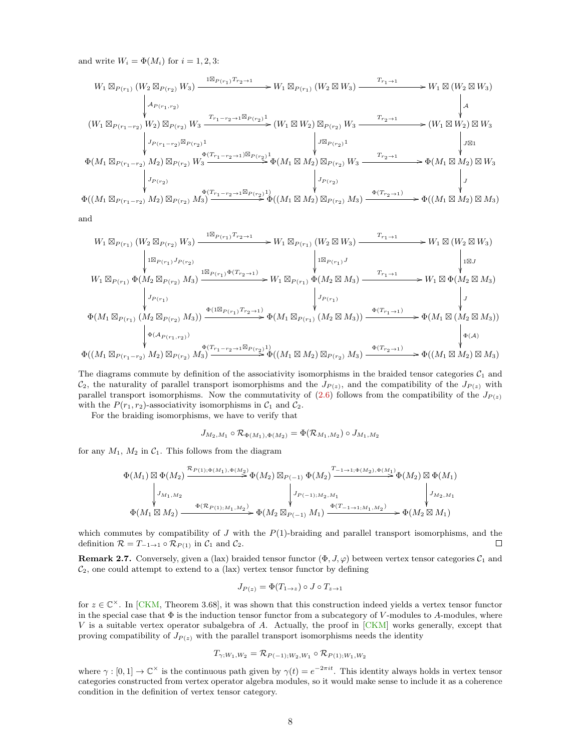and write $W_i = \Phi(M_i)$ for $i = 1, 2, 3$:

$$
\begin{array}{ccccc}
W_1 \boxtimes_{P(r_1)} (W_2 \boxtimes_{P(r_2)} W_3) & \xrightarrow{1\boxtimes_{P(r_1)} T_{r_2\to 1}} & W_1 \boxtimes_{P(r_1)} (W_2 \boxtimes W_3) & \xrightarrow{T_{r_1\to 1}} & W_1 \boxtimes (W_2 \boxtimes W_3) \\
\Big\downarrow{\scriptstyle \mathcal{A}_{P(r_1,r_2)}} & & & & \Big\downarrow{\scriptstyle \mathcal{A}} \\
(W_1 \boxtimes_{P(r_1-r_2)} W_2) \boxtimes_{P(r_2)} W_3 & \xrightarrow{T_{r_1-r_2\to 1}\boxtimes_{P(r_2)} 1} & (W_1 \boxtimes W_2) \boxtimes_{P(r_2)} W_3 & \xrightarrow{T_{r_2\to 1}} & (W_1 \boxtimes W_2) \boxtimes W_3 \\
\Big\downarrow{\scriptstyle J_{P(r_1-r_2)}\boxtimes_{P(r_2)} 1} & & \Big\downarrow{\scriptstyle J\boxtimes_{P(r_2)} 1} & & \Big\downarrow{\scriptstyle J\boxtimes 1} \\
\Phi(M_1 \boxtimes_{P(r_1-r_2)} M_2) \boxtimes_{P(r_2)} W_3 & \xrightarrow{\Phi(T_{r_1-r_2\to 1})\boxtimes_{P(r_2)} 1} & \Phi(M_1 \boxtimes M_2) \boxtimes_{P(r_2)} W_3 & \xrightarrow{T_{r_2\to 1}} & \Phi(M_1 \boxtimes M_2) \boxtimes W_3 \\
\Big\downarrow{\scriptstyle J_{P(r_2)}} & & \Big\downarrow{\scriptstyle J_{P(r_2)}} & & \Big\downarrow{\scriptstyle J} \\
\Phi((M_1 \boxtimes_{P(r_1-r_2)} M_2) \boxtimes_{P(r_2)} M_3) & \xrightarrow{\Phi(T_{r_1-r_2\to 1}\boxtimes_{P(r_2)} 1)} & \Phi((M_1 \boxtimes M_2) \boxtimes_{P(r_2)} M_3) & \xrightarrow{\Phi(T_{r_2\to 1})} & \Phi((M_1 \boxtimes M_2) \boxtimes M_3)
\end{array}
$$

and

$$
\begin{array}{ccccc}
W_1 \boxtimes_{P(r_1)} (W_2 \boxtimes_{P(r_2)} W_3) & \xrightarrow{1\boxtimes_{P(r_1)} T_{r_2\to 1}} & W_1 \boxtimes_{P(r_1)} (W_2 \boxtimes W_3) & \xrightarrow{T_{r_1\to 1}} & W_1 \boxtimes (W_2 \boxtimes W_3) \\
\Big\downarrow{\scriptstyle 1\boxtimes_{P(r_1)} J_{P(r_2)}} & & \Big\downarrow{\scriptstyle 1\boxtimes_{P(r_1)} J} & & \Big\downarrow{\scriptstyle 1\boxtimes J} \\
W_1 \boxtimes_{P(r_1)} \Phi(M_2 \boxtimes_{P(r_2)} M_3) & \xrightarrow{1\boxtimes_{P(r_1)} \Phi(T_{r_2\to 1})} & W_1 \boxtimes_{P(r_1)} \Phi(M_2 \boxtimes M_3) & \xrightarrow{T_{r_1\to 1}} & W_1 \boxtimes \Phi(M_2 \boxtimes M_3) \\
\Big\downarrow{\scriptstyle J_{P(r_1)}} & & \Big\downarrow{\scriptstyle J_{P(r_1)}} & & \Big\downarrow{\scriptstyle J} \\
\Phi(M_1 \boxtimes_{P(r_1)} (M_2 \boxtimes_{P(r_2)} M_3)) & \xrightarrow{\Phi(1\boxtimes_{P(r_1)} T_{r_2\to 1})} & \Phi(M_1 \boxtimes_{P(r_1)} (M_2 \boxtimes M_3)) & \xrightarrow{\Phi(T_{r_1\to 1})} & \Phi(M_1 \boxtimes (M_2 \boxtimes M_3)) \\
\Big\downarrow{\scriptstyle \Phi(\mathcal{A}_{P(r_1,r_2)})} & & & & \Big\downarrow{\scriptstyle \Phi(\mathcal{A})} \\
\Phi((M_1 \boxtimes_{P(r_1-r_2)} M_2) \boxtimes_{P(r_2)} M_3) & \xrightarrow{\Phi(T_{r_1-r_2\to 1}\boxtimes_{P(r_2)} 1)} & \Phi((M_1 \boxtimes M_2) \boxtimes_{P(r_2)} M_3) & \xrightarrow{\Phi(T_{r_2\to 1})} & \Phi((M_1 \boxtimes M_2) \boxtimes M_3)
\end{array}
$$

The diagrams commute by definition of the associativity isomorphisms in the braided tensor categories $\mathcal{C}_1$ and $\mathcal{C}_2$, the naturality of parallel transport isomorphisms and the $J_{P(z)}$, and the compatibility of the $J_{P(z)}$ with parallel transport isomorphisms. Now the commutativity of (2.6) follows from the compatibility of the $J_{P(z)}$ with the $P(r_1, r_2)$-associativity isomorphisms in $\mathcal{C}_1$ and $\mathcal{C}_2$.

For the braiding isomorphisms, we have to verify that

$$J_{M_2,M_1} \circ \mathcal{R}_{\Phi(M_1),\Phi(M_2)} = \Phi(\mathcal{R}_{M_1,M_2}) \circ J_{M_1,M_2}$$

for any $M_1$, $M_2$ in $\mathcal{C}_1$. This follows from the diagram

$$
\begin{array}{ccccc}
\Phi(M_1) \boxtimes \Phi(M_2) & \xrightarrow{\mathcal{R}_{P(1);\Phi(M_1),\Phi(M_2)}} & \Phi(M_2) \boxtimes_{P(-1)} \Phi(M_2) & \xrightarrow{T_{-1\to 1;\Phi(M_2),\Phi(M_1)}} & \Phi(M_2) \boxtimes \Phi(M_1) \\
\Big\downarrow{\scriptstyle J_{M_1,M_2}} & & \Big\downarrow{\scriptstyle J_{P(-1);M_2,M_1}} & & \Big\downarrow{\scriptstyle J_{M_2,M_1}} \\
\Phi(M_1 \boxtimes M_2) & \xrightarrow{\Phi(\mathcal{R}_{P(1);M_1,M_2})} & \Phi(M_2 \boxtimes_{P(-1)} M_1) & \xrightarrow{\Phi(T_{-1\to 1;M_1,M_2})} & \Phi(M_2 \boxtimes M_1)
\end{array}
$$

which commutes by compatibility of $J$ with the $P(1)$-braiding and parallel transport isomorphisms, and the definition $\mathcal{R} = T_{-1\to 1} \circ \mathcal{R}_{P(1)}$ in $\mathcal{C}_1$ and $\mathcal{C}_2$. □

**Remark 2.7.** Conversely, given a (lax) braided tensor functor $(\Phi, J, \varphi)$ between vertex tensor categories $\mathcal{C}_1$ and $\mathcal{C}_2$, one could attempt to extend to a (lax) vertex tensor functor by defining

$$J_{P(z)} = \Phi(T_{1\to z}) \circ J \circ T_{z\to 1}$$

for $z \in \mathbb{C}^\times$. In [CKM, Theorem 3.68], it was shown that this construction indeed yields a vertex tensor functor in the special case that $\Phi$ is the induction tensor functor from a subcategory of $V$-modules to $A$-modules, where $V$ is a suitable vertex operator subalgebra of $A$. Actually, the proof in [CKM] works generally, except that proving compatibility of $J_{P(z)}$ with the parallel transport isomorphisms needs the identity

$$T_{\gamma;W_1,W_2} = \mathcal{R}_{P(-1);W_2,W_1} \circ \mathcal{R}_{P(1);W_1,W_2}$$

where $\gamma : [0, 1] \to \mathbb{C}^\times$ is the continuous path given by $\gamma(t) = e^{-2\pi i t}$. This identity always holds in vertex tensor categories constructed from vertex operator algebra modules, so it would make sense to include it as a coherence condition in the definition of vertex tensor category.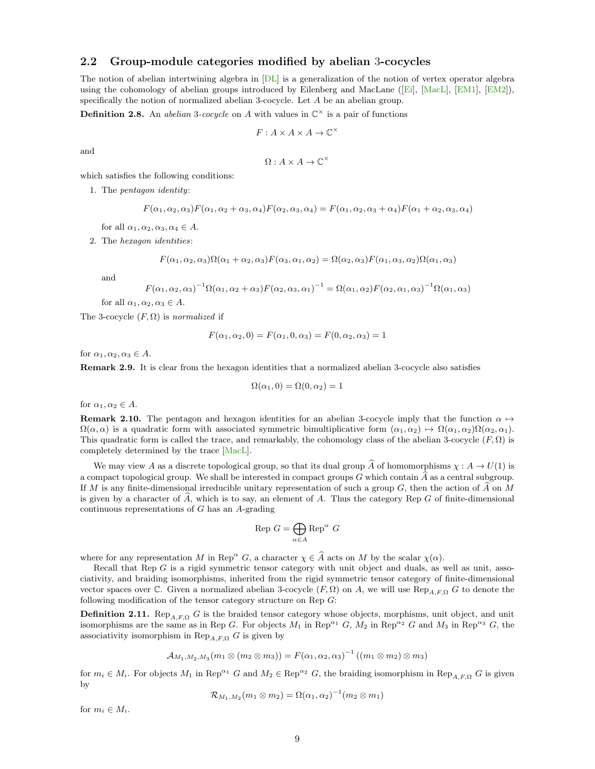## 2.2 Group-module categories modified by abelian 3-cocycles

The notion of abelian intertwining algebra in [DL] is a generalization of the notion of vertex operator algebra using the cohomology of abelian groups introduced by Eilenberg and MacLane ([Ei], [MacL], [EM1], [EM2]), specifically the notion of normalized abelian 3-cocycle. Let $A$ be an abelian group.

**Definition 2.8.** An *abelian 3-cocycle* on $A$ with values in $\mathbb{C}^\times$ is a pair of functions

$$F : A \times A \times A \to \mathbb{C}^\times$$

and

$$\Omega : A \times A \to \mathbb{C}^\times$$

which satisfies the following conditions:

1. The *pentagon identity*:

$$F(\alpha_1, \alpha_2, \alpha_3)F(\alpha_1, \alpha_2 + \alpha_3, \alpha_4)F(\alpha_2, \alpha_3, \alpha_4) = F(\alpha_1, \alpha_2, \alpha_3 + \alpha_4)F(\alpha_1 + \alpha_2, \alpha_3, \alpha_4)$$

   for all $\alpha_1, \alpha_2, \alpha_3, \alpha_4 \in A$.

2. The *hexagon identities*:

$$F(\alpha_1, \alpha_2, \alpha_3)\Omega(\alpha_1 + \alpha_2, \alpha_3)F(\alpha_3, \alpha_1, \alpha_2) = \Omega(\alpha_2, \alpha_3)F(\alpha_1, \alpha_3, \alpha_2)\Omega(\alpha_1, \alpha_3)$$

   and

$$F(\alpha_1, \alpha_2, \alpha_3)^{-1}\Omega(\alpha_1, \alpha_2 + \alpha_3)F(\alpha_2, \alpha_3, \alpha_1)^{-1} = \Omega(\alpha_1, \alpha_2)F(\alpha_2, \alpha_1, \alpha_3)^{-1}\Omega(\alpha_1, \alpha_3)$$

   for all $\alpha_1, \alpha_2, \alpha_3 \in A$.

The 3-cocycle $(F, \Omega)$ is *normalized* if

$$F(\alpha_1, \alpha_2, 0) = F(\alpha_1, 0, \alpha_3) = F(0, \alpha_2, \alpha_3) = 1$$

for $\alpha_1, \alpha_2, \alpha_3 \in A$.

**Remark 2.9.** It is clear from the hexagon identities that a normalized abelian 3-cocycle also satisfies

$$\Omega(\alpha_1, 0) = \Omega(0, \alpha_2) = 1$$

for $\alpha_1, \alpha_2 \in A$.

**Remark 2.10.** The pentagon and hexagon identities for an abelian 3-cocycle imply that the function $\alpha \mapsto \Omega(\alpha, \alpha)$ is a quadratic form with associated symmetric bimultiplicative form $(\alpha_1, \alpha_2) \mapsto \Omega(\alpha_1, \alpha_2)\Omega(\alpha_2, \alpha_1)$. This quadratic form is called the trace, and remarkably, the cohomology class of the abelian 3-cocycle $(F, \Omega)$ is completely determined by the trace [MacL].

We may view $A$ as a discrete topological group, so that its dual group $\widehat{A}$ of homomorphisms $\chi : A \to U(1)$ is a compact topological group. We shall be interested in compact groups $G$ which contain $\widehat{A}$ as a central subgroup. If $M$ is any finite-dimensional irreducible unitary representation of such a group $G$, then the action of $\widehat{A}$ on $M$ is given by a character of $\widehat{A}$, which is to say, an element of $A$. Thus the category Rep $G$ of finite-dimensional continuous representations of $G$ has an $A$-grading

$$\text{Rep } G = \bigoplus_{\alpha \in A} \text{Rep}^\alpha \ G$$

where for any representation $M$ in $\text{Rep}^\alpha \ G$, a character $\chi \in \widehat{A}$ acts on $M$ by the scalar $\chi(\alpha)$.

Recall that Rep $G$ is a rigid symmetric tensor category with unit object and duals, as well as unit, associativity, and braiding isomorphisms, inherited from the rigid symmetric tensor category of finite-dimensional vector spaces over $\mathbb{C}$. Given a normalized abelian 3-cocycle $(F, \Omega)$ on $A$, we will use $\text{Rep}_{A,F,\Omega} \ G$ to denote the following modification of the tensor category structure on Rep $G$:

**Definition 2.11.** $\text{Rep}_{A,F,\Omega} \ G$ is the braided tensor category whose objects, morphisms, unit object, and unit isomorphisms are the same as in Rep $G$. For objects $M_1$ in $\text{Rep}^{\alpha_1} \ G$, $M_2$ in $\text{Rep}^{\alpha_2} \ G$ and $M_3$ in $\text{Rep}^{\alpha_3} \ G$, the associativity isomorphism in $\text{Rep}_{A,F,\Omega} \ G$ is given by

$$\mathcal{A}_{M_1,M_2,M_3}(m_1 \otimes (m_2 \otimes m_3)) = F(\alpha_1, \alpha_2, \alpha_3)^{-1} ((m_1 \otimes m_2) \otimes m_3)$$

for $m_i \in M_i$. For objects $M_1$ in $\text{Rep}^{\alpha_1} \ G$ and $M_2 \in \text{Rep}^{\alpha_2} \ G$, the braiding isomorphism in $\text{Rep}_{A,F,\Omega} \ G$ is given by

$$\mathcal{R}_{M_1,M_2}(m_1 \otimes m_2) = \Omega(\alpha_1, \alpha_2)^{-1}(m_2 \otimes m_1)$$

for $m_i \in M_i$.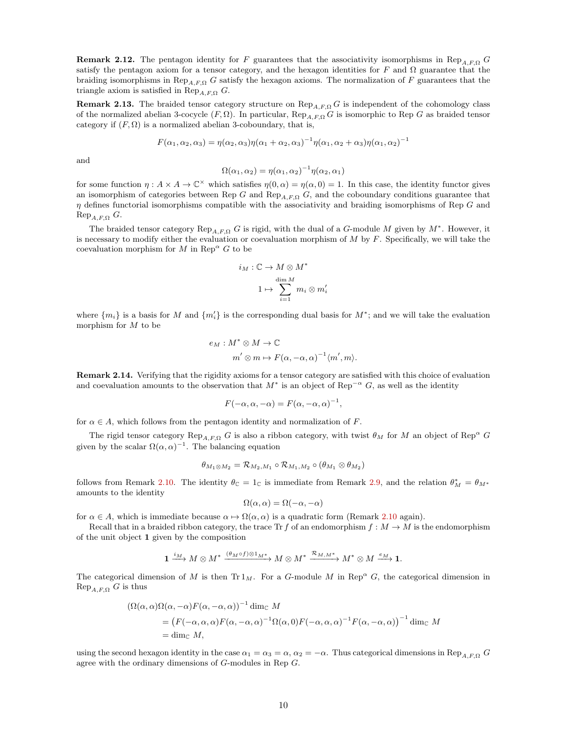**Remark 2.12.** The pentagon identity for $F$ guarantees that the associativity isomorphisms in $\mathrm{Rep}_{A,F,\Omega}\, G$ satisfy the pentagon axiom for a tensor category, and the hexagon identities for $F$ and $\Omega$ guarantee that the braiding isomorphisms in $\mathrm{Rep}_{A,F,\Omega}\, G$ satisfy the hexagon axioms. The normalization of $F$ guarantees that the triangle axiom is satisfied in $\mathrm{Rep}_{A,F,\Omega}\, G$.

**Remark 2.13.** The braided tensor category structure on $\mathrm{Rep}_{A,F,\Omega}\, G$ is independent of the cohomology class of the normalized abelian 3-cocycle $(F,\Omega)$. In particular, $\mathrm{Rep}_{A,F,\Omega}\, G$ is isomorphic to $\mathrm{Rep}\, G$ as braided tensor category if $(F,\Omega)$ is a normalized abelian 3-coboundary, that is,

$$F(\alpha_1,\alpha_2,\alpha_3) = \eta(\alpha_2,\alpha_3)\eta(\alpha_1+\alpha_2,\alpha_3)^{-1}\eta(\alpha_1,\alpha_2+\alpha_3)\eta(\alpha_1,\alpha_2)^{-1}$$

and

$$\Omega(\alpha_1,\alpha_2) = \eta(\alpha_1,\alpha_2)^{-1}\eta(\alpha_2,\alpha_1)$$

for some function $\eta : A\times A \to \mathbb{C}^\times$ which satisfies $\eta(0,\alpha)=\eta(\alpha,0)=1$. In this case, the identity functor gives an isomorphism of categories between $\mathrm{Rep}\, G$ and $\mathrm{Rep}_{A,F,\Omega}\, G$, and the coboundary conditions guarantee that $\eta$ defines functorial isomorphisms compatible with the associativity and braiding isomorphisms of $\mathrm{Rep}\, G$ and $\mathrm{Rep}_{A,F,\Omega}\, G$.

The braided tensor category $\mathrm{Rep}_{A,F,\Omega}\, G$ is rigid, with the dual of a $G$-module $M$ given by $M^*$. However, it is necessary to modify either the evaluation or coevaluation morphism of $M$ by $F$. Specifically, we will take the coevaluation morphism for $M$ in $\mathrm{Rep}^\alpha\, G$ to be

$$\begin{aligned} i_M : \mathbb{C} &\to M\otimes M^* \\ 1 &\mapsto \sum_{i=1}^{\dim M} m_i \otimes m_i' \end{aligned}$$

where $\{m_i\}$ is a basis for $M$ and $\{m_i'\}$ is the corresponding dual basis for $M^*$; and we will take the evaluation morphism for $M$ to be

$$\begin{aligned} e_M : M^*\otimes M &\to \mathbb{C} \\ m'\otimes m &\mapsto F(\alpha,-\alpha,\alpha)^{-1}\langle m', m\rangle. \end{aligned}$$

**Remark 2.14.** Verifying that the rigidity axioms for a tensor category are satisfied with this choice of evaluation and coevaluation amounts to the observation that $M^*$ is an object of $\mathrm{Rep}^{-\alpha}\, G$, as well as the identity

$$F(-\alpha,\alpha,-\alpha) = F(\alpha,-\alpha,\alpha)^{-1},$$

for $\alpha\in A$, which follows from the pentagon identity and normalization of $F$.

The rigid tensor category $\mathrm{Rep}_{A,F,\Omega}\, G$ is also a ribbon category, with twist $\theta_M$ for $M$ an object of $\mathrm{Rep}^\alpha\, G$ given by the scalar $\Omega(\alpha,\alpha)^{-1}$. The balancing equation

$$\theta_{M_1\otimes M_2} = \mathcal{R}_{M_2,M_1}\circ\mathcal{R}_{M_1,M_2}\circ(\theta_{M_1}\otimes\theta_{M_2})$$

follows from Remark 2.10. The identity $\theta_{\mathbb{C}} = 1_{\mathbb{C}}$ is immediate from Remark 2.9, and the relation $\theta_M^* = \theta_{M^*}$ amounts to the identity

$$\Omega(\alpha,\alpha) = \Omega(-\alpha,-\alpha)$$

for $\alpha\in A$, which is immediate because $\alpha\mapsto\Omega(\alpha,\alpha)$ is a quadratic form (Remark 2.10 again).

Recall that in a braided ribbon category, the trace $\mathrm{Tr}\, f$ of an endomorphism $f : M\to M$ is the endomorphism of the unit object $\mathbf{1}$ given by the composition

$$\mathbf{1}\xrightarrow{i_M} M\otimes M^* \xrightarrow{(\theta_M\circ f)\otimes 1_{M^*}} M\otimes M^* \xrightarrow{\mathcal{R}_{M,M^*}} M^*\otimes M \xrightarrow{e_M}\mathbf{1}.$$

The categorical dimension of $M$ is then $\mathrm{Tr}\, 1_M$. For a $G$-module $M$ in $\mathrm{Rep}^\alpha\, G$, the categorical dimension in $\mathrm{Rep}_{A,F,\Omega}\, G$ is thus

$$\begin{aligned} &(\Omega(\alpha,\alpha)\Omega(\alpha,-\alpha)F(\alpha,-\alpha,\alpha))^{-1}\dim_{\mathbb{C}} M \\ &\quad= \left(F(-\alpha,\alpha,\alpha)F(\alpha,-\alpha,\alpha)^{-1}\Omega(\alpha,0)F(-\alpha,\alpha,\alpha)^{-1}F(\alpha,-\alpha,\alpha)\right)^{-1}\dim_{\mathbb{C}} M \\ &\quad= \dim_{\mathbb{C}} M, \end{aligned}$$

using the second hexagon identity in the case $\alpha_1=\alpha_3=\alpha$, $\alpha_2=-\alpha$. Thus categorical dimensions in $\mathrm{Rep}_{A,F,\Omega}\, G$ agree with the ordinary dimensions of $G$-modules in $\mathrm{Rep}\, G$.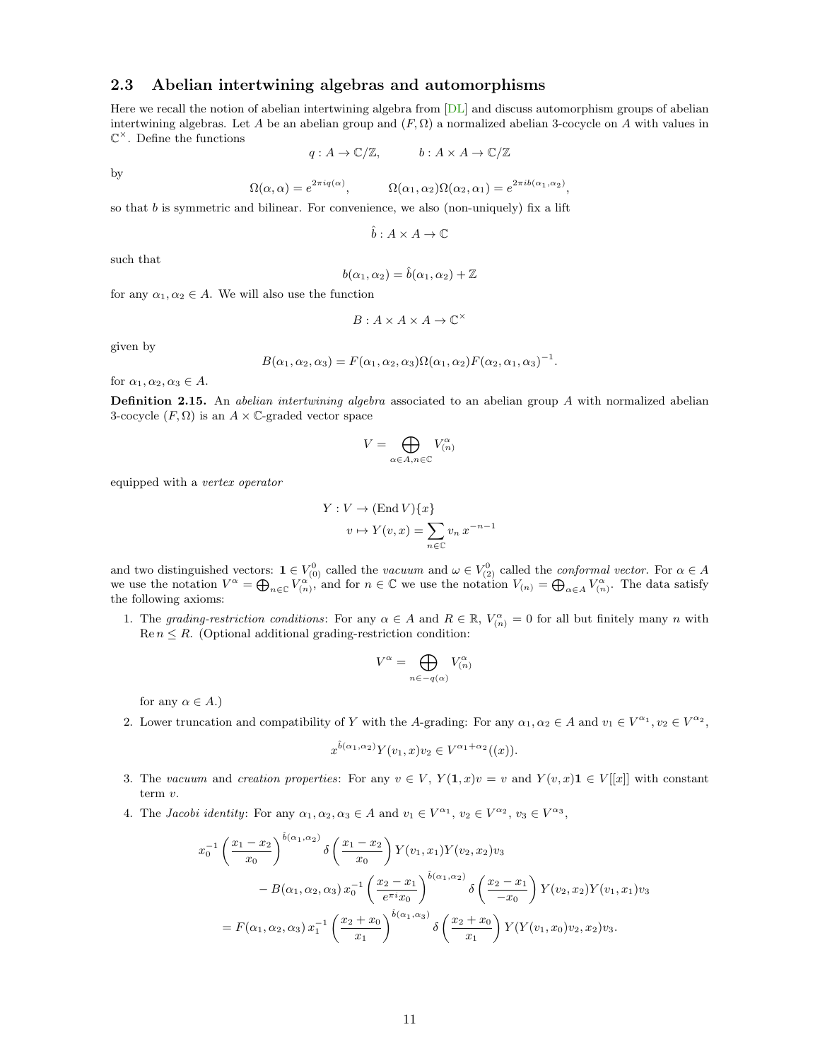### 2.3 Abelian intertwining algebras and automorphisms

Here we recall the notion of abelian intertwining algebra from [DL] and discuss automorphism groups of abelian intertwining algebras. Let $A$ be an abelian group and $(F, \Omega)$ a normalized abelian 3-cocycle on $A$ with values in $\mathbb{C}^\times$. Define the functions

$$q : A \to \mathbb{C}/\mathbb{Z}, \qquad b : A \times A \to \mathbb{C}/\mathbb{Z}$$

by

$$\Omega(\alpha, \alpha) = e^{2\pi i q(\alpha)}, \qquad \Omega(\alpha_1, \alpha_2)\Omega(\alpha_2, \alpha_1) = e^{2\pi i b(\alpha_1, \alpha_2)},$$

so that $b$ is symmetric and bilinear. For convenience, we also (non-uniquely) fix a lift

$$\hat{b} : A \times A \to \mathbb{C}$$

such that

$$b(\alpha_1, \alpha_2) = \hat{b}(\alpha_1, \alpha_2) + \mathbb{Z}$$

for any $\alpha_1, \alpha_2 \in A$. We will also use the function

$$B : A \times A \times A \to \mathbb{C}^\times$$

given by

$$B(\alpha_1, \alpha_2, \alpha_3) = F(\alpha_1, \alpha_2, \alpha_3)\Omega(\alpha_1, \alpha_2)F(\alpha_2, \alpha_1, \alpha_3)^{-1}.$$

for $\alpha_1, \alpha_2, \alpha_3 \in A$.

**Definition 2.15.** An *abelian intertwining algebra* associated to an abelian group $A$ with normalized abelian 3-cocycle $(F, \Omega)$ is an $A \times \mathbb{C}$-graded vector space

$$V = \bigoplus_{\alpha \in A, n \in \mathbb{C}} V^\alpha_{(n)}$$

equipped with a *vertex operator*

$$\begin{aligned} Y : V &\to (\mathrm{End}\, V)\{x\} \\ v &\mapsto Y(v, x) = \sum_{n \in \mathbb{C}} v_n \, x^{-n-1} \end{aligned}$$

and two distinguished vectors: $\mathbf{1} \in V^0_{(0)}$ called the *vacuum* and $\omega \in V^0_{(2)}$ called the *conformal vector*. For $\alpha \in A$ we use the notation $V^\alpha = \bigoplus_{n \in \mathbb{C}} V^\alpha_{(n)}$, and for $n \in \mathbb{C}$ we use the notation $V_{(n)} = \bigoplus_{\alpha \in A} V^\alpha_{(n)}$. The data satisfy the following axioms:

1. The *grading-restriction conditions*: For any $\alpha \in A$ and $R \in \mathbb{R}$, $V^\alpha_{(n)} = 0$ for all but finitely many $n$ with $\mathrm{Re}\, n \leq R$. (Optional additional grading-restriction condition:

$$V^\alpha = \bigoplus_{n \in -q(\alpha)} V^\alpha_{(n)}$$

for any $\alpha \in A$.)

2. Lower truncation and compatibility of $Y$ with the $A$-grading: For any $\alpha_1, \alpha_2 \in A$ and $v_1 \in V^{\alpha_1}, v_2 \in V^{\alpha_2}$,

$$x^{\hat{b}(\alpha_1, \alpha_2)} Y(v_1, x)v_2 \in V^{\alpha_1 + \alpha_2}((x)).$$

3. The *vacuum* and *creation properties*: For any $v \in V$, $Y(\mathbf{1}, x)v = v$ and $Y(v, x)\mathbf{1} \in V[[x]]$ with constant term $v$.

4. The *Jacobi identity*: For any $\alpha_1, \alpha_2, \alpha_3 \in A$ and $v_1 \in V^{\alpha_1}$, $v_2 \in V^{\alpha_2}$, $v_3 \in V^{\alpha_3}$,

$$\begin{aligned} x_0^{-1} \left( \frac{x_1 - x_2}{x_0} \right)^{\hat{b}(\alpha_1, \alpha_2)} \delta\left( \frac{x_1 - x_2}{x_0} \right) Y(v_1, x_1)Y(v_2, x_2)v_3 & \\ - B(\alpha_1, \alpha_2, \alpha_3)\, x_0^{-1} \left( \frac{x_2 - x_1}{e^{\pi i} x_0} \right)^{\hat{b}(\alpha_1, \alpha_2)} \delta\left( \frac{x_2 - x_1}{-x_0} \right) Y(v_2, x_2)Y(v_1, x_1)v_3 & \\ = F(\alpha_1, \alpha_2, \alpha_3)\, x_1^{-1} \left( \frac{x_2 + x_0}{x_1} \right)^{\hat{b}(\alpha_1, \alpha_3)} \delta\left( \frac{x_2 + x_0}{x_1} \right) Y(Y(v_1, x_0)v_2, x_2)v_3. & \end{aligned}$$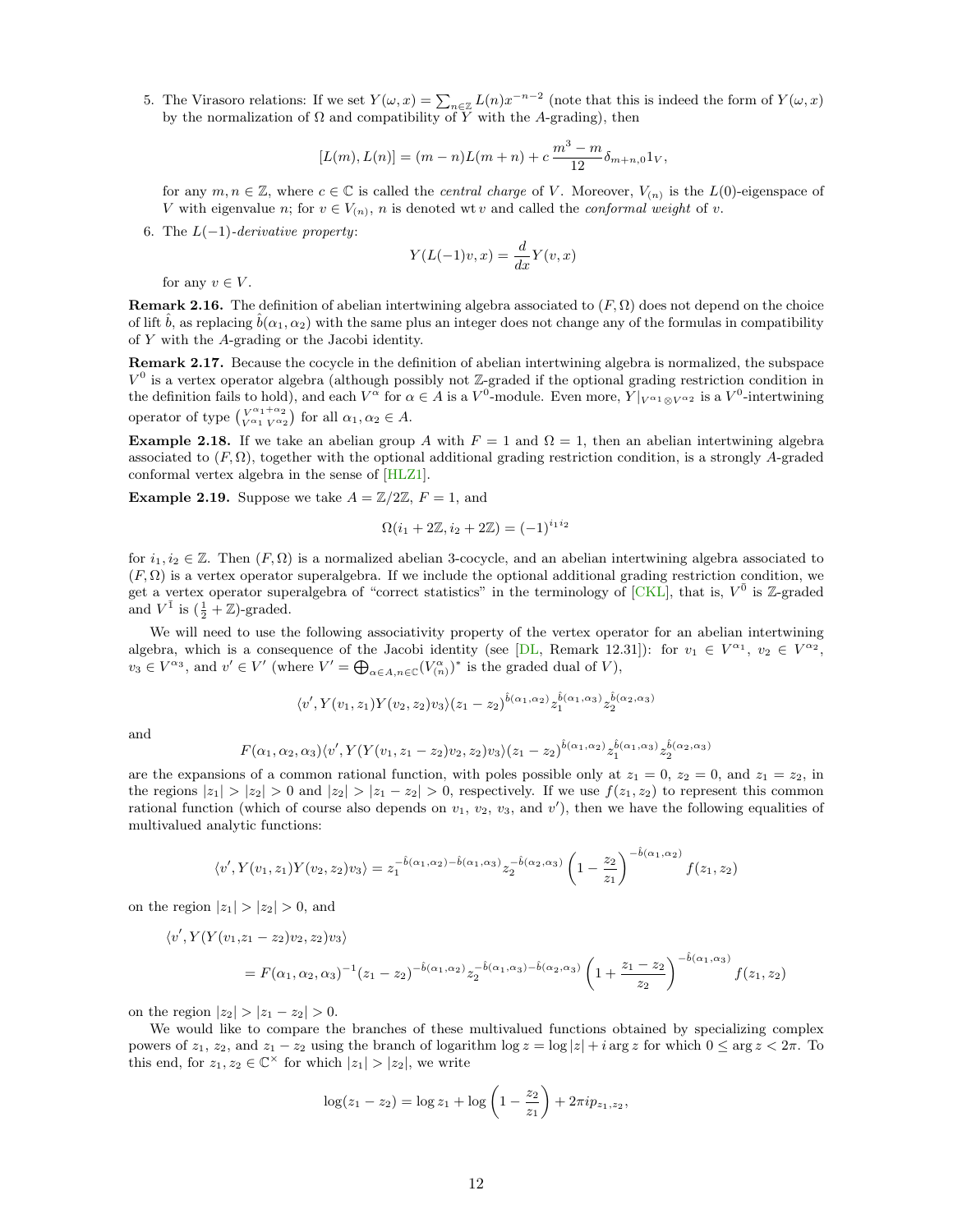5. The Virasoro relations: If we set $Y(\omega, x) = \sum_{n\in\mathbb{Z}} L(n)x^{-n-2}$ (note that this is indeed the form of $Y(\omega, x)$ by the normalization of $\Omega$ and compatibility of $Y$ with the $A$-grading), then

$$[L(m), L(n)] = (m-n)L(m+n) + c\,\frac{m^3-m}{12}\delta_{m+n,0}1_V,$$

for any $m, n \in \mathbb{Z}$, where $c \in \mathbb{C}$ is called the *central charge* of $V$. Moreover, $V_{(n)}$ is the $L(0)$-eigenspace of $V$ with eigenvalue $n$; for $v \in V_{(n)}$, $n$ is denoted $\mathrm{wt}\, v$ and called the *conformal weight* of $v$.

6. The $L(-1)$-*derivative property*:

$$Y(L(-1)v, x) = \frac{d}{dx}Y(v, x)$$

for any $v \in V$.

**Remark 2.16.** The definition of abelian intertwining algebra associated to $(F, \Omega)$ does not depend on the choice of lift $\hat{b}$, as replacing $\hat{b}(\alpha_1, \alpha_2)$ with the same plus an integer does not change any of the formulas in compatibility of $Y$ with the $A$-grading or the Jacobi identity.

**Remark 2.17.** Because the cocycle in the definition of abelian intertwining algebra is normalized, the subspace $V^0$ is a vertex operator algebra (although possibly not $\mathbb{Z}$-graded if the optional grading restriction condition in the definition fails to hold), and each $V^\alpha$ for $\alpha \in A$ is a $V^0$-module. Even more, $Y|_{V^{\alpha_1}\otimes V^{\alpha_2}}$ is a $V^0$-intertwining operator of type $\binom{V^{\alpha_1+\alpha_2}}{V^{\alpha_1}\, V^{\alpha_2}}$ for all $\alpha_1, \alpha_2 \in A$.

**Example 2.18.** If we take an abelian group $A$ with $F = 1$ and $\Omega = 1$, then an abelian intertwining algebra associated to $(F, \Omega)$, together with the optional additional grading restriction condition, is a strongly $A$-graded conformal vertex algebra in the sense of [HLZ1].

**Example 2.19.** Suppose we take $A = \mathbb{Z}/2\mathbb{Z}$, $F = 1$, and

$$\Omega(i_1 + 2\mathbb{Z}, i_2 + 2\mathbb{Z}) = (-1)^{i_1 i_2}$$

for $i_1, i_2 \in \mathbb{Z}$. Then $(F, \Omega)$ is a normalized abelian 3-cocycle, and an abelian intertwining algebra associated to $(F, \Omega)$ is a vertex operator superalgebra. If we include the optional additional grading restriction condition, we get a vertex operator superalgebra of "correct statistics" in the terminology of [CKL], that is, $V^{\bar{0}}$ is $\mathbb{Z}$-graded and $V^{\bar{1}}$ is $(\frac{1}{2} + \mathbb{Z})$-graded.

We will need to use the following associativity property of the vertex operator for an abelian intertwining algebra, which is a consequence of the Jacobi identity (see [DL, Remark 12.31]): for $v_1 \in V^{\alpha_1}$, $v_2 \in V^{\alpha_2}$, $v_3 \in V^{\alpha_3}$, and $v' \in V'$ (where $V' = \bigoplus_{\alpha\in A, n\in\mathbb{C}} (V^\alpha_{(n)})^*$ is the graded dual of $V$),

$$\langle v', Y(v_1, z_1)Y(v_2, z_2)v_3\rangle (z_1 - z_2)^{\hat{b}(\alpha_1,\alpha_2)} z_1^{\hat{b}(\alpha_1,\alpha_3)} z_2^{\hat{b}(\alpha_2,\alpha_3)}$$

and

$$F(\alpha_1, \alpha_2, \alpha_3)\langle v', Y(Y(v_1, z_1 - z_2)v_2, z_2)v_3\rangle (z_1 - z_2)^{\hat{b}(\alpha_1,\alpha_2)} z_1^{\hat{b}(\alpha_1,\alpha_3)} z_2^{\hat{b}(\alpha_2,\alpha_3)}$$

are the expansions of a common rational function, with poles possible only at $z_1 = 0$, $z_2 = 0$, and $z_1 = z_2$, in the regions $|z_1| > |z_2| > 0$ and $|z_2| > |z_1 - z_2| > 0$, respectively. If we use $f(z_1, z_2)$ to represent this common rational function (which of course also depends on $v_1$, $v_2$, $v_3$, and $v'$), then we have the following equalities of multivalued analytic functions:

$$\langle v', Y(v_1, z_1)Y(v_2, z_2)v_3\rangle = z_1^{-\hat{b}(\alpha_1,\alpha_2)-\hat{b}(\alpha_1,\alpha_3)} z_2^{-\hat{b}(\alpha_2,\alpha_3)} \left(1 - \frac{z_2}{z_1}\right)^{-\hat{b}(\alpha_1,\alpha_2)} f(z_1, z_2)$$

on the region $|z_1| > |z_2| > 0$, and

$$\begin{aligned}
&\langle v', Y(Y(v_1, z_1 - z_2)v_2, z_2)v_3\rangle \\
&\qquad = F(\alpha_1, \alpha_2, \alpha_3)^{-1}(z_1 - z_2)^{-\hat{b}(\alpha_1,\alpha_2)} z_2^{-\hat{b}(\alpha_1,\alpha_3)-\hat{b}(\alpha_2,\alpha_3)} \left(1 + \frac{z_1 - z_2}{z_2}\right)^{-\hat{b}(\alpha_1,\alpha_3)} f(z_1, z_2)
\end{aligned}$$

on the region $|z_2| > |z_1 - z_2| > 0$.

We would like to compare the branches of these multivalued functions obtained by specializing complex powers of $z_1$, $z_2$, and $z_1 - z_2$ using the branch of logarithm $\log z = \log|z| + i \arg z$ for which $0 \leq \arg z < 2\pi$. To this end, for $z_1, z_2 \in \mathbb{C}^\times$ for which $|z_1| > |z_2|$, we write

$$\log(z_1 - z_2) = \log z_1 + \log\left(1 - \frac{z_2}{z_1}\right) + 2\pi i p_{z_1,z_2},$$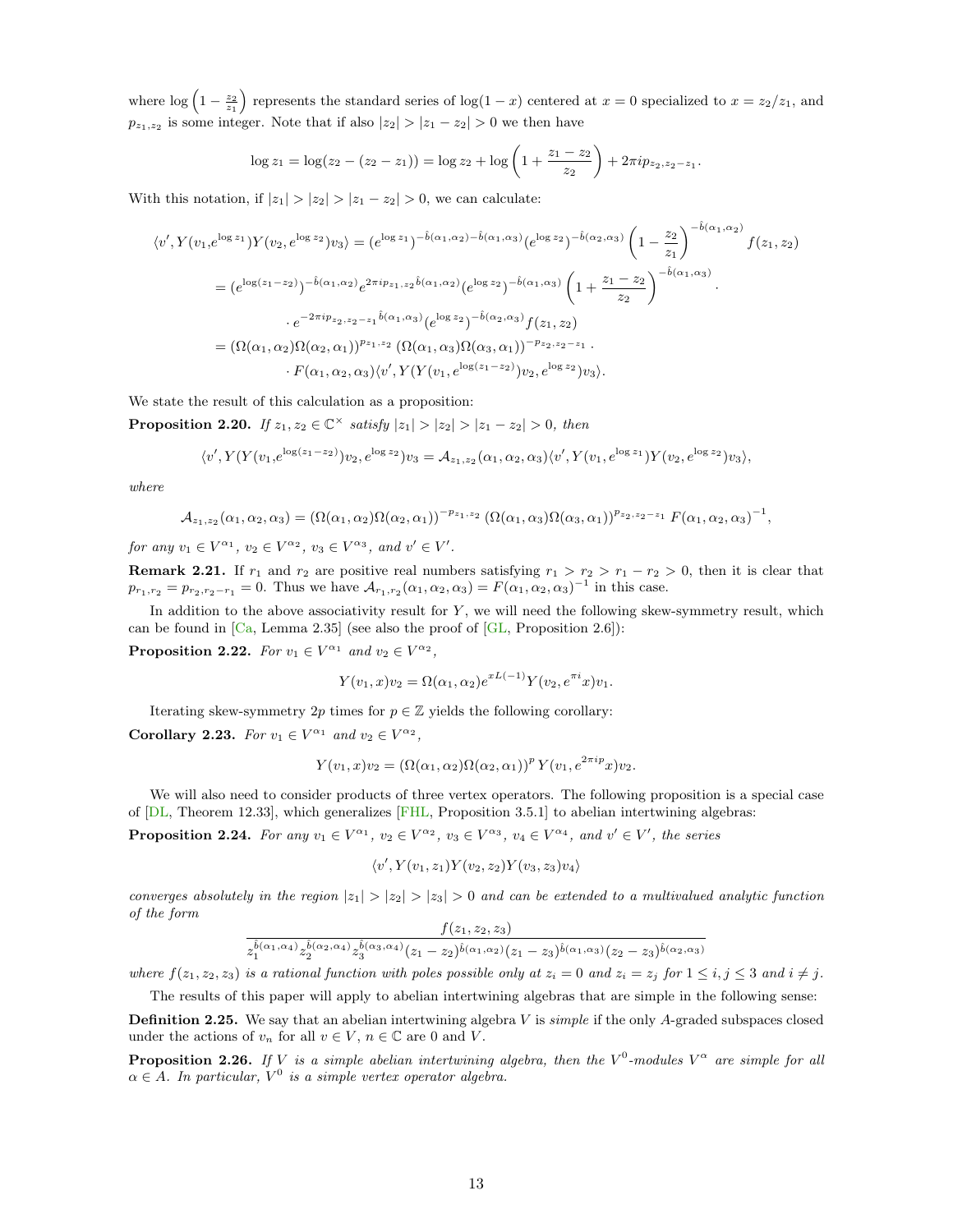where $\log\left(1-\frac{z_2}{z_1}\right)$ represents the standard series of $\log(1-x)$ centered at $x=0$ specialized to $x=z_2/z_1$, and $p_{z_1,z_2}$ is some integer. Note that if also $|z_2|>|z_1-z_2|>0$ we then have

$$\log z_1 = \log(z_2-(z_2-z_1)) = \log z_2 + \log\left(1+\frac{z_1-z_2}{z_2}\right) + 2\pi i p_{z_2,z_2-z_1}.$$

With this notation, if $|z_1|>|z_2|>|z_1-z_2|>0$, we can calculate:

$$\begin{aligned}
\langle v', Y(v_1, e^{\log z_1})Y(v_2, e^{\log z_2})v_3\rangle &= (e^{\log z_1})^{-\hat{b}(\alpha_1,\alpha_2)-\hat{b}(\alpha_1,\alpha_3)}(e^{\log z_2})^{-\hat{b}(\alpha_2,\alpha_3)}\left(1-\frac{z_2}{z_1}\right)^{-\hat{b}(\alpha_1,\alpha_2)} f(z_1,z_2)\\
&= (e^{\log(z_1-z_2)})^{-\hat{b}(\alpha_1,\alpha_2)} e^{2\pi i p_{z_1,z_2}\hat{b}(\alpha_1,\alpha_2)}(e^{\log z_2})^{-\hat{b}(\alpha_1,\alpha_3)}\left(1+\frac{z_1-z_2}{z_2}\right)^{-\hat{b}(\alpha_1,\alpha_3)}\cdot\\
&\qquad \cdot e^{-2\pi i p_{z_2,z_2-z_1}\hat{b}(\alpha_1,\alpha_3)}(e^{\log z_2})^{-\hat{b}(\alpha_2,\alpha_3)} f(z_1,z_2)\\
&= (\Omega(\alpha_1,\alpha_2)\Omega(\alpha_2,\alpha_1))^{p_{z_1,z_2}}(\Omega(\alpha_1,\alpha_3)\Omega(\alpha_3,\alpha_1))^{-p_{z_2,z_2-z_1}}\cdot\\
&\qquad \cdot F(\alpha_1,\alpha_2,\alpha_3)\langle v', Y(Y(v_1, e^{\log(z_1-z_2)})v_2, e^{\log z_2})v_3\rangle.
\end{aligned}$$

We state the result of this calculation as a proposition:

**Proposition 2.20.** *If $z_1,z_2\in\mathbb{C}^\times$ satisfy $|z_1|>|z_2|>|z_1-z_2|>0$, then*

$$\langle v', Y(Y(v_1, e^{\log(z_1-z_2)})v_2, e^{\log z_2})v_3 = \mathcal{A}_{z_1,z_2}(\alpha_1,\alpha_2,\alpha_3)\langle v', Y(v_1, e^{\log z_1})Y(v_2, e^{\log z_2})v_3\rangle,$$

*where*

$$\mathcal{A}_{z_1,z_2}(\alpha_1,\alpha_2,\alpha_3) = (\Omega(\alpha_1,\alpha_2)\Omega(\alpha_2,\alpha_1))^{-p_{z_1,z_2}}(\Omega(\alpha_1,\alpha_3)\Omega(\alpha_3,\alpha_1))^{p_{z_2,z_2-z_1}} F(\alpha_1,\alpha_2,\alpha_3)^{-1},$$

*for any $v_1\in V^{\alpha_1}$, $v_2\in V^{\alpha_2}$, $v_3\in V^{\alpha_3}$, and $v'\in V'$.*

**Remark 2.21.** If $r_1$ and $r_2$ are positive real numbers satisfying $r_1>r_2>r_1-r_2>0$, then it is clear that $p_{r_1,r_2}=p_{r_2,r_2-r_1}=0$. Thus we have $\mathcal{A}_{r_1,r_2}(\alpha_1,\alpha_2,\alpha_3)=F(\alpha_1,\alpha_2,\alpha_3)^{-1}$ in this case.

In addition to the above associativity result for $Y$, we will need the following skew-symmetry result, which can be found in [Ca, Lemma 2.35] (see also the proof of [GL, Proposition 2.6]):

**Proposition 2.22.** *For $v_1\in V^{\alpha_1}$ and $v_2\in V^{\alpha_2}$,*

$$Y(v_1,x)v_2 = \Omega(\alpha_1,\alpha_2)e^{xL(-1)}Y(v_2, e^{\pi i}x)v_1.$$

Iterating skew-symmetry $2p$ times for $p\in\mathbb{Z}$ yields the following corollary:

**Corollary 2.23.** *For $v_1\in V^{\alpha_1}$ and $v_2\in V^{\alpha_2}$,*

$$Y(v_1,x)v_2 = (\Omega(\alpha_1,\alpha_2)\Omega(\alpha_2,\alpha_1))^p\, Y(v_1, e^{2\pi i p}x)v_2.$$

We will also need to consider products of three vertex operators. The following proposition is a special case of [DL, Theorem 12.33], which generalizes [FHL, Proposition 3.5.1] to abelian intertwining algebras:

**Proposition 2.24.** *For any $v_1\in V^{\alpha_1}$, $v_2\in V^{\alpha_2}$, $v_3\in V^{\alpha_3}$, $v_4\in V^{\alpha_4}$, and $v'\in V'$, the series*

$$\langle v', Y(v_1,z_1)Y(v_2,z_2)Y(v_3,z_3)v_4\rangle$$

*converges absolutely in the region $|z_1|>|z_2|>|z_3|>0$ and can be extended to a multivalued analytic function of the form*

$$\frac{f(z_1,z_2,z_3)}{z_1^{\hat{b}(\alpha_1,\alpha_4)}z_2^{\hat{b}(\alpha_2,\alpha_4)}z_3^{\hat{b}(\alpha_3,\alpha_4)}(z_1-z_2)^{\hat{b}(\alpha_1,\alpha_2)}(z_1-z_3)^{\hat{b}(\alpha_1,\alpha_3)}(z_2-z_3)^{\hat{b}(\alpha_2,\alpha_3)}}$$

*where $f(z_1,z_2,z_3)$ is a rational function with poles possible only at $z_i=0$ and $z_i=z_j$ for $1\le i,j\le 3$ and $i\ne j$.*

The results of this paper will apply to abelian intertwining algebras that are simple in the following sense:

**Definition 2.25.** We say that an abelian intertwining algebra $V$ is *simple* if the only $A$-graded subspaces closed under the actions of $v_n$ for all $v\in V$, $n\in\mathbb{C}$ are $0$ and $V$.

**Proposition 2.26.** *If $V$ is a simple abelian intertwining algebra, then the $V^0$-modules $V^\alpha$ are simple for all $\alpha\in A$. In particular, $V^0$ is a simple vertex operator algebra.*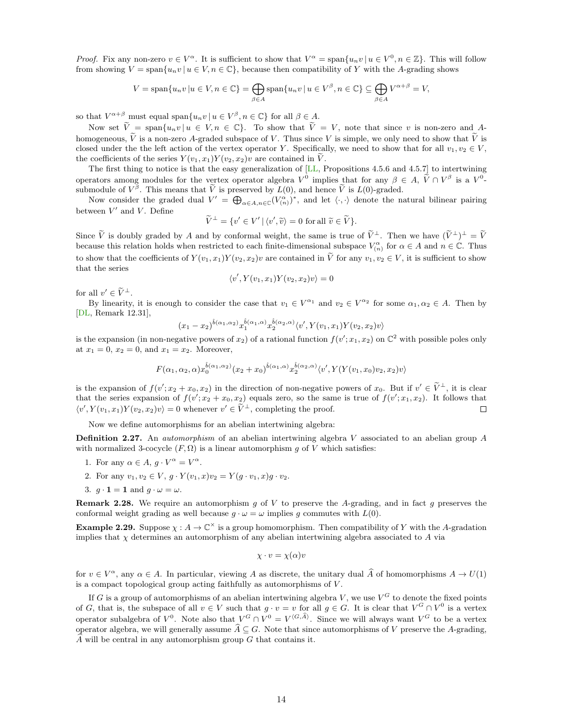*Proof.* Fix any non-zero $v \in V^\alpha$. It is sufficient to show that $V^\alpha = \mathrm{span}\{u_n v \mid u \in V^0, n \in \mathbb{Z}\}$. This will follow from showing $V = \mathrm{span}\{u_n v \mid u \in V, n \in \mathbb{C}\}$, because then compatibility of $Y$ with the $A$-grading shows

$$V = \mathrm{span}\{u_n v \mid u \in V, n \in \mathbb{C}\} = \bigoplus_{\beta \in A} \mathrm{span}\{u_n v \mid u \in V^\beta, n \in \mathbb{C}\} \subseteq \bigoplus_{\beta \in A} V^{\alpha+\beta} = V,$$

so that $V^{\alpha+\beta}$ must equal $\mathrm{span}\{u_n v \mid u \in V^\beta, n \in \mathbb{C}\}$ for all $\beta \in A$.

Now set $\widetilde{V} = \mathrm{span}\{u_n v \mid u \in V, n \in \mathbb{C}\}$. To show that $\widetilde{V} = V$, note that since $v$ is non-zero and $A$-homogeneous, $\widetilde{V}$ is a non-zero $A$-graded subspace of $V$. Thus since $V$ is simple, we only need to show that $\widetilde{V}$ is closed under the the left action of the vertex operator $Y$. Specifically, we need to show that for all $v_1, v_2 \in V$, the coefficients of the series $Y(v_1, x_1)Y(v_2, x_2)v$ are contained in $\widetilde{V}$.

The first thing to notice is that the easy generalization of [LL, Propositions 4.5.6 and 4.5.7] to intertwining operators among modules for the vertex operator algebra $V^0$ implies that for any $\beta \in A$, $\widetilde{V} \cap V^\beta$ is a $V^0$-submodule of $V^\beta$. This means that $\widetilde{V}$ is preserved by $L(0)$, and hence $\widetilde{V}$ is $L(0)$-graded.

Now consider the graded dual $V' = \bigoplus_{\alpha \in A, n \in \mathbb{C}} (V^\alpha_{(n)})^*$, and let $\langle \cdot, \cdot \rangle$ denote the natural bilinear pairing between $V'$ and $V$. Define

$$\widetilde{V}^\perp = \{v' \in V' \mid \langle v', \widetilde{v} \rangle = 0 \text{ for all } \widetilde{v} \in \widetilde{V}\}.$$

Since $\widetilde{V}$ is doubly graded by $A$ and by conformal weight, the same is true of $\widetilde{V}^\perp$. Then we have $(\widetilde{V}^\perp)^\perp = \widetilde{V}$ because this relation holds when restricted to each finite-dimensional subspace $V^\alpha_{(n)}$ for $\alpha \in A$ and $n \in \mathbb{C}$. Thus to show that the coefficients of $Y(v_1, x_1)Y(v_2, x_2)v$ are contained in $\widetilde{V}$ for any $v_1, v_2 \in V$, it is sufficient to show that the series

$$\langle v', Y(v_1, x_1)Y(v_2, x_2)v \rangle = 0$$

for all $v' \in \widetilde{V}^\perp$.

By linearity, it is enough to consider the case that $v_1 \in V^{\alpha_1}$ and $v_2 \in V^{\alpha_2}$ for some $\alpha_1, \alpha_2 \in A$. Then by [DL, Remark 12.31],

$$(x_1 - x_2)^{\hat{b}(\alpha_1,\alpha_2)} x_1^{\hat{b}(\alpha_1,\alpha)} x_2^{\hat{b}(\alpha_2,\alpha)} \langle v', Y(v_1, x_1)Y(v_2, x_2)v \rangle$$

is the expansion (in non-negative powers of $x_2$) of a rational function $f(v'; x_1, x_2)$ on $\mathbb{C}^2$ with possible poles only at $x_1 = 0$, $x_2 = 0$, and $x_1 = x_2$. Moreover,

$$F(\alpha_1, \alpha_2, \alpha) x_0^{\hat{b}(\alpha_1,\alpha_2)} (x_2 + x_0)^{\hat{b}(\alpha_1,\alpha)} x_2^{\hat{b}(\alpha_2,\alpha)} \langle v', Y(Y(v_1, x_0)v_2, x_2)v \rangle$$

is the expansion of $f(v'; x_2 + x_0, x_2)$ in the direction of non-negative powers of $x_0$. But if $v' \in \widetilde{V}^\perp$, it is clear that the series expansion of $f(v'; x_2 + x_0, x_2)$ equals zero, so the same is true of $f(v'; x_1, x_2)$. It follows that $\langle v', Y(v_1, x_1)Y(v_2, x_2)v \rangle = 0$ whenever $v' \in \widetilde{V}^\perp$, completing the proof. $\square$

Now we define automorphisms for an abelian intertwining algebra:

**Definition 2.27.** An *automorphism* of an abelian intertwining algebra $V$ associated to an abelian group $A$ with normalized 3-cocycle $(F, \Omega)$ is a linear automorphism $g$ of $V$ which satisfies:

1. For any $\alpha \in A$, $g \cdot V^\alpha = V^\alpha$.
2. For any $v_1, v_2 \in V$, $g \cdot Y(v_1, x)v_2 = Y(g \cdot v_1, x) g \cdot v_2$.
3. $g \cdot \mathbf{1} = \mathbf{1}$ and $g \cdot \omega = \omega$.

**Remark 2.28.** We require an automorphism $g$ of $V$ to preserve the $A$-grading, and in fact $g$ preserves the conformal weight grading as well because $g \cdot \omega = \omega$ implies $g$ commutes with $L(0)$.

**Example 2.29.** Suppose $\chi : A \to \mathbb{C}^\times$ is a group homomorphism. Then compatibility of $Y$ with the $A$-gradation implies that $\chi$ determines an automorphism of any abelian intertwining algebra associated to $A$ via

$$\chi \cdot v = \chi(\alpha) v$$

for $v \in V^\alpha$, any $\alpha \in A$. In particular, viewing $A$ as discrete, the unitary dual $\widehat{A}$ of homomorphisms $A \to U(1)$ is a compact topological group acting faithfully as automorphisms of $V$.

If $G$ is a group of automorphisms of an abelian intertwining algebra $V$, we use $V^G$ to denote the fixed points of $G$, that is, the subspace of all $v \in V$ such that $g \cdot v = v$ for all $g \in G$. It is clear that $V^G \cap V^0$ is a vertex operator subalgebra of $V^0$. Note also that $V^G \cap V^0 = V^{\langle G, \widehat{A} \rangle}$. Since we will always want $V^G$ to be a vertex operator algebra, we will generally assume $\widehat{A} \subseteq G$. Note that since automorphisms of $V$ preserve the $A$-grading, $\widehat{A}$ will be central in any automorphism group $G$ that contains it.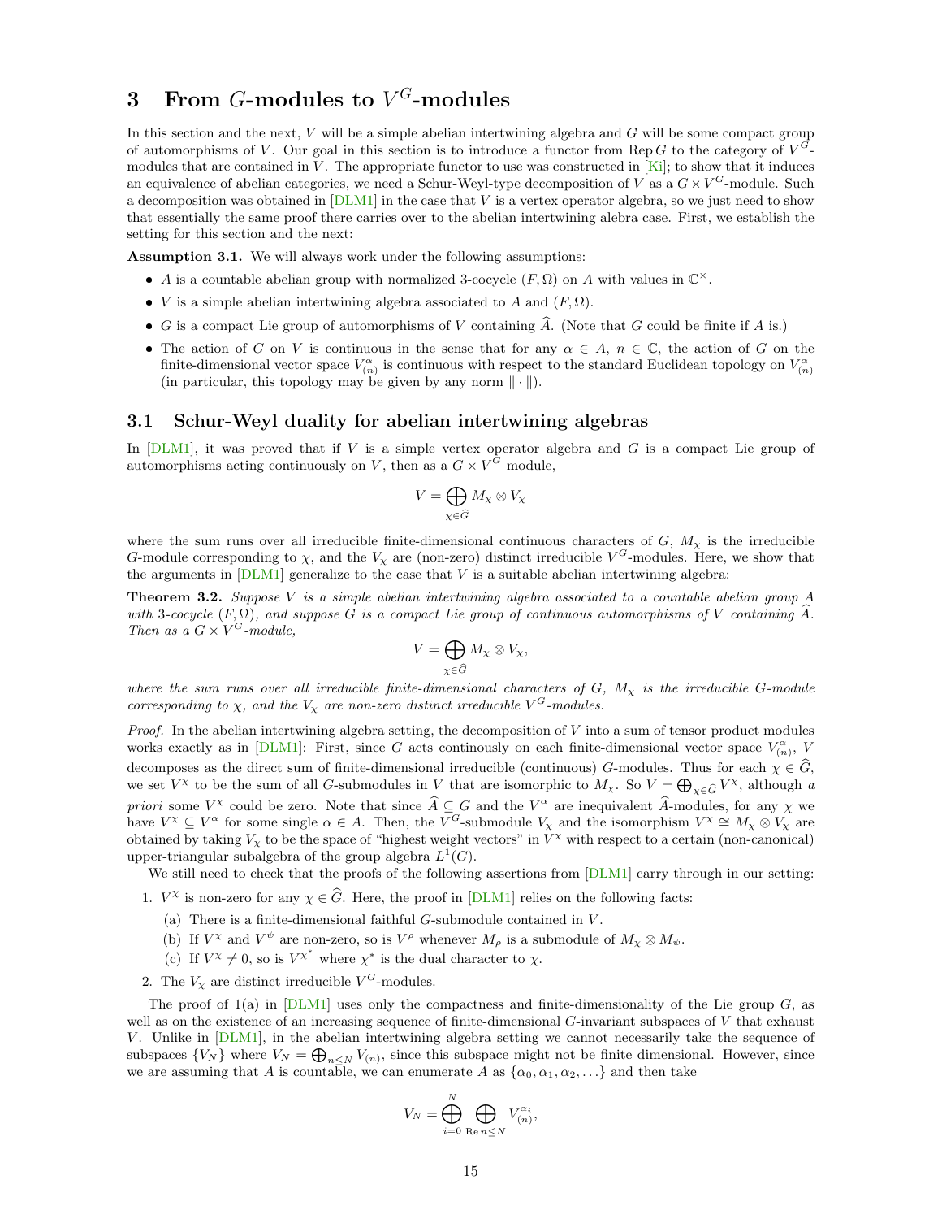# 3 From $G$-modules to $V^G$-modules

In this section and the next, $V$ will be a simple abelian intertwining algebra and $G$ will be some compact group of automorphisms of $V$. Our goal in this section is to introduce a functor from $\mathrm{Rep}\, G$ to the category of $V^G$-modules that are contained in $V$. The appropriate functor to use was constructed in [Ki]; to show that it induces an equivalence of abelian categories, we need a Schur-Weyl-type decomposition of $V$ as a $G \times V^G$-module. Such a decomposition was obtained in [DLM1] in the case that $V$ is a vertex operator algebra, so we just need to show that essentially the same proof there carries over to the abelian intertwining alebra case. First, we establish the setting for this section and the next:

**Assumption 3.1.** We will always work under the following assumptions:

- $A$ is a countable abelian group with normalized 3-cocycle $(F, \Omega)$ on $A$ with values in $\mathbb{C}^\times$.
- $V$ is a simple abelian intertwining algebra associated to $A$ and $(F, \Omega)$.
- $G$ is a compact Lie group of automorphisms of $V$ containing $\widehat{A}$. (Note that $G$ could be finite if $A$ is.)
- The action of $G$ on $V$ is continuous in the sense that for any $\alpha \in A$, $n \in \mathbb{C}$, the action of $G$ on the finite-dimensional vector space $V^\alpha_{(n)}$ is continuous with respect to the standard Euclidean topology on $V^\alpha_{(n)}$ (in particular, this topology may be given by any norm $\|\cdot\|$).

## 3.1 Schur-Weyl duality for abelian intertwining algebras

In [DLM1], it was proved that if $V$ is a simple vertex operator algebra and $G$ is a compact Lie group of automorphisms acting continuously on $V$, then as a $G \times V^G$ module,

$$V = \bigoplus_{\chi \in \widehat{G}} M_\chi \otimes V_\chi$$

where the sum runs over all irreducible finite-dimensional continuous characters of $G$, $M_\chi$ is the irreducible $G$-module corresponding to $\chi$, and the $V_\chi$ are (non-zero) distinct irreducible $V^G$-modules. Here, we show that the arguments in [DLM1] generalize to the case that $V$ is a suitable abelian intertwining algebra:

**Theorem 3.2.** *Suppose $V$ is a simple abelian intertwining algebra associated to a countable abelian group $A$ with 3-cocycle $(F, \Omega)$, and suppose $G$ is a compact Lie group of continuous automorphisms of $V$ containing $\widehat{A}$. Then as a $G \times V^G$-module,*

$$V = \bigoplus_{\chi \in \widehat{G}} M_\chi \otimes V_\chi,$$

*where the sum runs over all irreducible finite-dimensional characters of $G$, $M_\chi$ is the irreducible $G$-module corresponding to $\chi$, and the $V_\chi$ are non-zero distinct irreducible $V^G$-modules.*

*Proof.* In the abelian intertwining algebra setting, the decomposition of $V$ into a sum of tensor product modules works exactly as in [DLM1]: First, since $G$ acts continously on each finite-dimensional vector space $V^\alpha_{(n)}$, $V$ decomposes as the direct sum of finite-dimensional irreducible (continuous) $G$-modules. Thus for each $\chi \in \widehat{G}$, we set $V^\chi$ to be the sum of all $G$-submodules in $V$ that are isomorphic to $M_\chi$. So $V = \bigoplus_{\chi \in \widehat{G}} V^\chi$, although *a priori* some $V^\chi$ could be zero. Note that since $\widehat{A} \subseteq G$ and the $V^\alpha$ are inequivalent $\widehat{A}$-modules, for any $\chi$ we have $V^\chi \subseteq V^\alpha$ for some single $\alpha \in A$. Then, the $V^G$-submodule $V_\chi$ and the isomorphism $V^\chi \cong M_\chi \otimes V_\chi$ are obtained by taking $V_\chi$ to be the space of "highest weight vectors" in $V^\chi$ with respect to a certain (non-canonical) upper-triangular subalgebra of the group algebra $L^1(G)$.

We still need to check that the proofs of the following assertions from [DLM1] carry through in our setting:

1. $V^\chi$ is non-zero for any $\chi \in \widehat{G}$. Here, the proof in [DLM1] relies on the following facts:
   (a) There is a finite-dimensional faithful $G$-submodule contained in $V$.
   (b) If $V^\chi$ and $V^\psi$ are non-zero, so is $V^\rho$ whenever $M_\rho$ is a submodule of $M_\chi \otimes M_\psi$.
   (c) If $V^\chi \neq 0$, so is $V^{\chi^*}$ where $\chi^*$ is the dual character to $\chi$.
2. The $V_\chi$ are distinct irreducible $V^G$-modules.

The proof of 1(a) in [DLM1] uses only the compactness and finite-dimensionality of the Lie group $G$, as well as on the existence of an increasing sequence of finite-dimensional $G$-invariant subspaces of $V$ that exhaust $V$. Unlike in [DLM1], in the abelian intertwining algebra setting we cannot necessarily take the sequence of subspaces $\{V_N\}$ where $V_N = \bigoplus_{n \leq N} V_{(n)}$, since this subspace might not be finite dimensional. However, since we are assuming that $A$ is countable, we can enumerate $A$ as $\{\alpha_0, \alpha_1, \alpha_2, \ldots\}$ and then take

$$V_N = \bigoplus_{i=0}^{N} \bigoplus_{\mathrm{Re}\, n \leq N} V^{\alpha_i}_{(n)},$$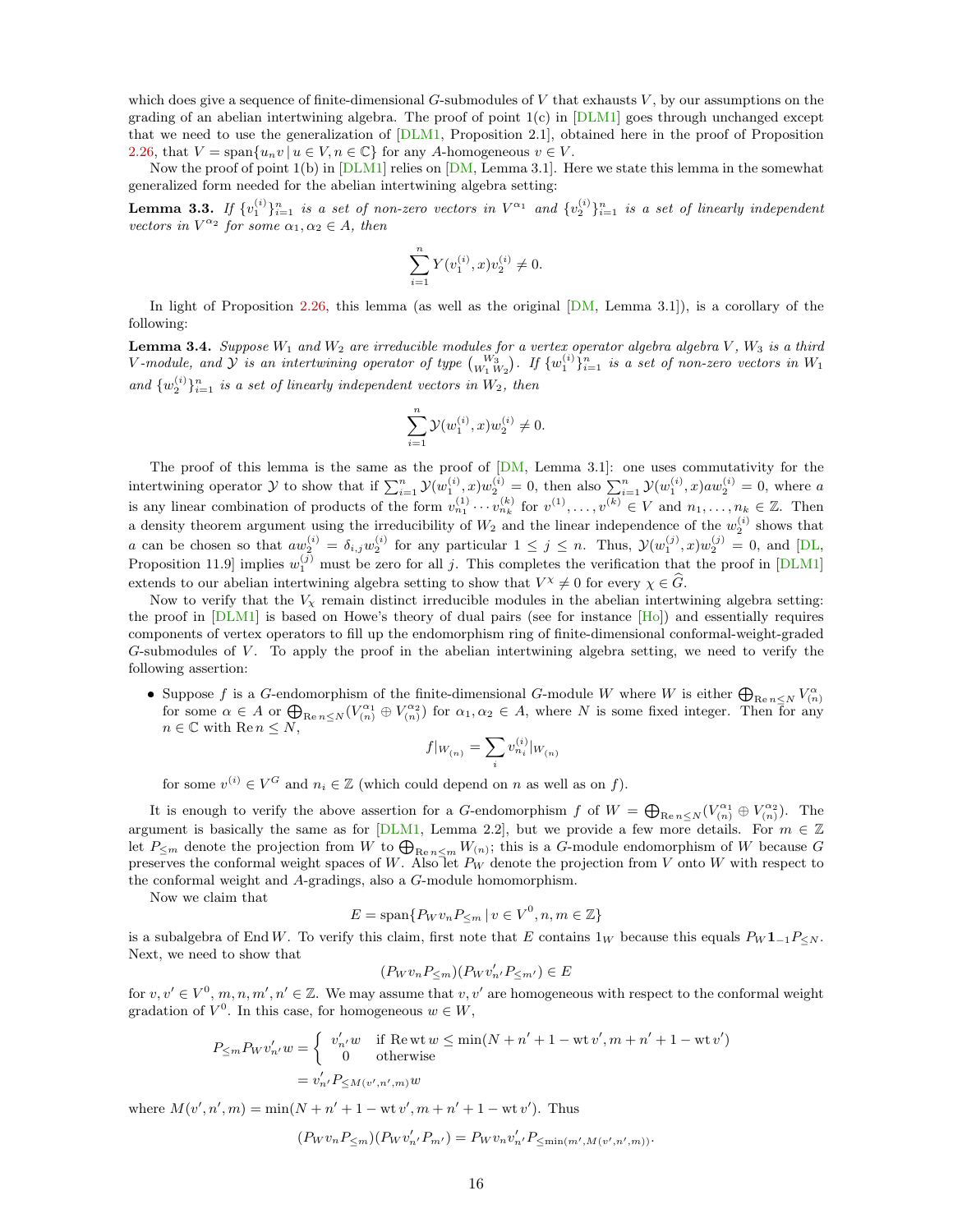which does give a sequence of finite-dimensional $G$-submodules of $V$ that exhausts $V$, by our assumptions on the grading of an abelian intertwining algebra. The proof of point 1(c) in [DLM1] goes through unchanged except that we need to use the generalization of [DLM1, Proposition 2.1], obtained here in the proof of Proposition 2.26, that $V = \mathrm{span}\{u_n v \,|\, u \in V, n \in \mathbb{C}\}$ for any $A$-homogeneous $v \in V$.

Now the proof of point 1(b) in [DLM1] relies on [DM, Lemma 3.1]. Here we state this lemma in the somewhat generalized form needed for the abelian intertwining algebra setting:

**Lemma 3.3.** *If $\{v_1^{(i)}\}_{i=1}^n$ is a set of non-zero vectors in $V^{\alpha_1}$ and $\{v_2^{(i)}\}_{i=1}^n$ is a set of linearly independent vectors in $V^{\alpha_2}$ for some $\alpha_1, \alpha_2 \in A$, then*

$$\sum_{i=1}^n Y(v_1^{(i)}, x)v_2^{(i)} \neq 0.$$

In light of Proposition 2.26, this lemma (as well as the original [DM, Lemma 3.1]), is a corollary of the following:

**Lemma 3.4.** *Suppose $W_1$ and $W_2$ are irreducible modules for a vertex operator algebra algebra $V$, $W_3$ is a third $V$-module, and $\mathcal{Y}$ is an intertwining operator of type $\binom{W_3}{W_1\, W_2}$. If $\{w_1^{(i)}\}_{i=1}^n$ is a set of non-zero vectors in $W_1$ and $\{w_2^{(i)}\}_{i=1}^n$ is a set of linearly independent vectors in $W_2$, then*

$$\sum_{i=1}^n \mathcal{Y}(w_1^{(i)}, x)w_2^{(i)} \neq 0.$$

The proof of this lemma is the same as the proof of [DM, Lemma 3.1]: one uses commutativity for the intertwining operator $\mathcal{Y}$ to show that if $\sum_{i=1}^n \mathcal{Y}(w_1^{(i)}, x)w_2^{(i)} = 0$, then also $\sum_{i=1}^n \mathcal{Y}(w_1^{(i)}, x)aw_2^{(i)} = 0$, where $a$ is any linear combination of products of the form $v^{(1)}_{n_1} \cdots v^{(k)}_{n_k}$ for $v^{(1)}, \ldots, v^{(k)} \in V$ and $n_1, \ldots, n_k \in \mathbb{Z}$. Then a density theorem argument using the irreducibility of $W_2$ and the linear independence of the $w_2^{(i)}$ shows that $a$ can be chosen so that $aw_2^{(i)} = \delta_{i,j} w_2^{(i)}$ for any particular $1 \leq j \leq n$. Thus, $\mathcal{Y}(w_1^{(j)}, x)w_2^{(j)} = 0$, and [DL, Proposition 11.9] implies $w_1^{(j)}$ must be zero for all $j$. This completes the verification that the proof in [DLM1] extends to our abelian intertwining algebra setting to show that $V^\chi \neq 0$ for every $\chi \in \widehat{G}$.

Now to verify that the $V_\chi$ remain distinct irreducible modules in the abelian intertwining algebra setting: the proof in [DLM1] is based on Howe's theory of dual pairs (see for instance [Ho]) and essentially requires components of vertex operators to fill up the endomorphism ring of finite-dimensional conformal-weight-graded $G$-submodules of $V$. To apply the proof in the abelian intertwining algebra setting, we need to verify the following assertion:

- Suppose $f$ is a $G$-endomorphism of the finite-dimensional $G$-module $W$ where $W$ is either $\bigoplus_{\mathrm{Re}\, n \leq N} V^\alpha_{(n)}$ for some $\alpha \in A$ or $\bigoplus_{\mathrm{Re}\, n \leq N} (V^{\alpha_1}_{(n)} \oplus V^{\alpha_2}_{(n)})$ for $\alpha_1, \alpha_2 \in A$, where $N$ is some fixed integer. Then for any $n \in \mathbb{C}$ with $\mathrm{Re}\, n \leq N$,
$$f|_{W_{(n)}} = \sum_i v^{(i)}_{n_i}|_{W_{(n)}}$$
for some $v^{(i)} \in V^G$ and $n_i \in \mathbb{Z}$ (which could depend on $n$ as well as on $f$).

It is enough to verify the above assertion for a $G$-endomorphism $f$ of $W = \bigoplus_{\mathrm{Re}\, n \leq N} (V^{\alpha_1}_{(n)} \oplus V^{\alpha_2}_{(n)})$. The argument is basically the same as for [DLM1, Lemma 2.2], but we provide a few more details. For $m \in \mathbb{Z}$ let $P_{\leq m}$ denote the projection from $W$ to $\bigoplus_{\mathrm{Re}\, n \leq m} W_{(n)}$; this is a $G$-module endomorphism of $W$ because $G$ preserves the conformal weight spaces of $W$. Also let $P_W$ denote the projection from $V$ onto $W$ with respect to the conformal weight and $A$-gradings, also a $G$-module homomorphism.

Now we claim that

$$E = \mathrm{span}\{P_W v_n P_{\leq m} \,|\, v \in V^0, n, m \in \mathbb{Z}\}$$

is a subalgebra of $\mathrm{End}\, W$. To verify this claim, first note that $E$ contains $1_W$ because this equals $P_W \mathbf{1}_{-1} P_{\leq N}$. Next, we need to show that

$$(P_W v_n P_{\leq m})(P_W v'_{n'} P_{\leq m'}) \in E$$

for $v, v' \in V^0$, $m, n, m', n' \in \mathbb{Z}$. We may assume that $v, v'$ are homogeneous with respect to the conformal weight gradation of $V^0$. In this case, for homogeneous $w \in W$,

$$\begin{aligned}
P_{\leq m} P_W v'_{n'} w &= \left\{ \begin{array}{ll} v'_{n'} w & \text{if } \mathrm{Re}\,\mathrm{wt}\, w \leq \min(N + n' + 1 - \mathrm{wt}\, v', m + n' + 1 - \mathrm{wt}\, v') \\ 0 & \text{otherwise} \end{array} \right. \\
&= v'_{n'} P_{\leq M(v', n', m)} w
\end{aligned}$$

where $M(v', n', m) = \min(N + n' + 1 - \mathrm{wt}\, v', m + n' + 1 - \mathrm{wt}\, v')$. Thus

$$(P_W v_n P_{\leq m})(P_W v'_{n'} P_{m'}) = P_W v_n v'_{n'} P_{\leq \min(m', M(v', n', m))}.$$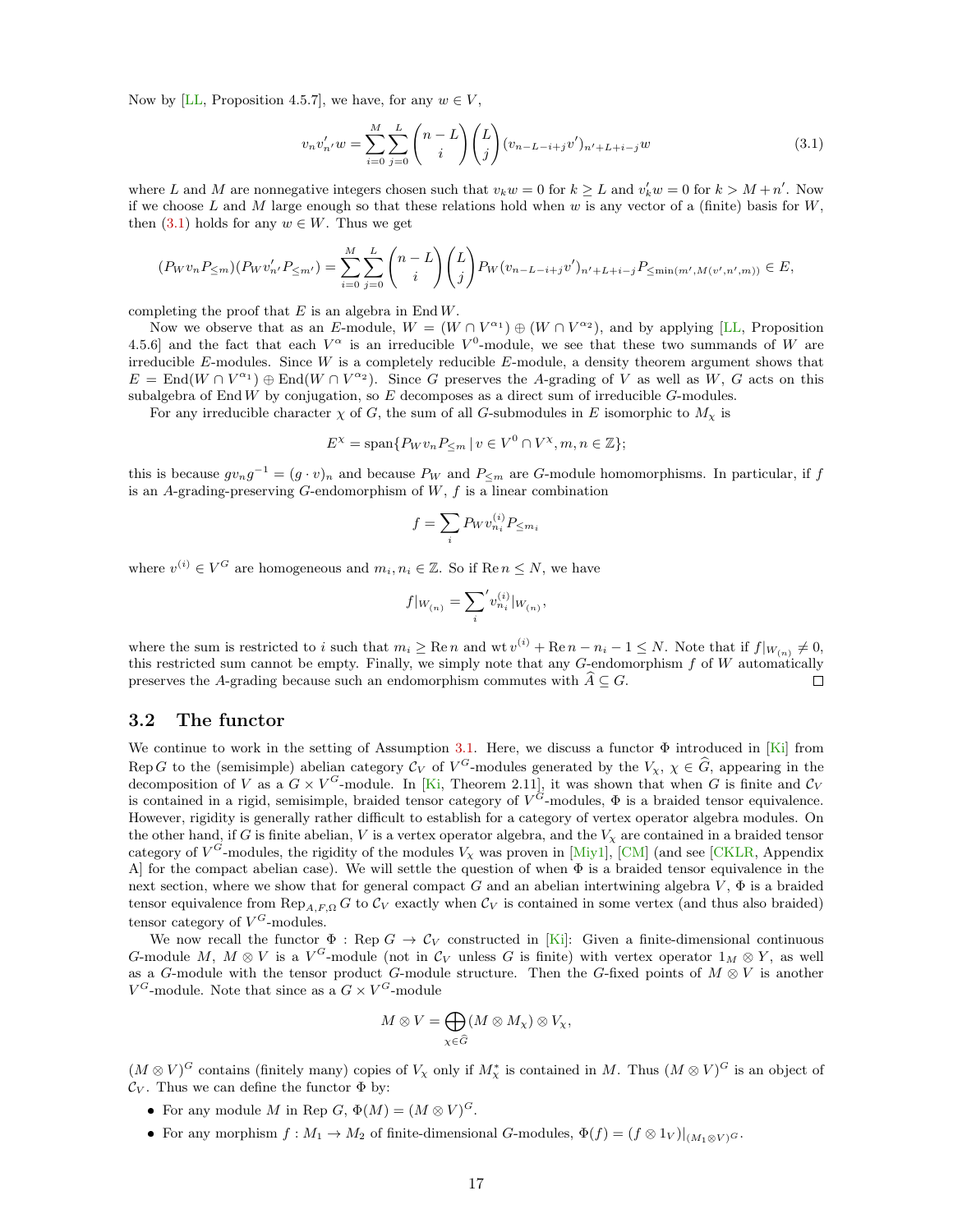Now by [LL, Proposition 4.5.7], we have, for any $w \in V$,

$$v_n v'_{n'} w = \sum_{i=0}^{M} \sum_{j=0}^{L} \binom{n-L}{i} \binom{L}{j} (v_{n-L-i+j} v')_{n'+L+i-j} w \tag{3.1}$$

where $L$ and $M$ are nonnegative integers chosen such that $v_k w = 0$ for $k \geq L$ and $v'_k w = 0$ for $k > M + n'$. Now if we choose $L$ and $M$ large enough so that these relations hold when $w$ is any vector of a (finite) basis for $W$, then (3.1) holds for any $w \in W$. Thus we get

$$(P_W v_n P_{\leq m})(P_W v'_{n'} P_{\leq m'}) = \sum_{i=0}^{M} \sum_{j=0}^{L} \binom{n-L}{i} \binom{L}{j} P_W (v_{n-L-i+j} v')_{n'+L+i-j} P_{\leq \min(m', M(v', n', m))} \in E,$$

completing the proof that $E$ is an algebra in $\mathrm{End}\, W$.

Now we observe that as an $E$-module, $W = (W \cap V^{\alpha_1}) \oplus (W \cap V^{\alpha_2})$, and by applying [LL, Proposition 4.5.6] and the fact that each $V^\alpha$ is an irreducible $V^0$-module, we see that these two summands of $W$ are irreducible $E$-modules. Since $W$ is a completely reducible $E$-module, a density theorem argument shows that $E = \mathrm{End}(W \cap V^{\alpha_1}) \oplus \mathrm{End}(W \cap V^{\alpha_2})$. Since $G$ preserves the $A$-grading of $V$ as well as $W$, $G$ acts on this subalgebra of $\mathrm{End}\, W$ by conjugation, so $E$ decomposes as a direct sum of irreducible $G$-modules.

For any irreducible character $\chi$ of $G$, the sum of all $G$-submodules in $E$ isomorphic to $M_\chi$ is

$$E^\chi = \mathrm{span}\{P_W v_n P_{\leq m} \mid v \in V^0 \cap V^\chi, m, n \in \mathbb{Z}\};$$

this is because $g v_n g^{-1} = (g \cdot v)_n$ and because $P_W$ and $P_{\leq m}$ are $G$-module homomorphisms. In particular, if $f$ is an $A$-grading-preserving $G$-endomorphism of $W$, $f$ is a linear combination

$$f = \sum_i P_W v^{(i)}_{n_i} P_{\leq m_i}$$

where $v^{(i)} \in V^G$ are homogeneous and $m_i, n_i \in \mathbb{Z}$. So if $\mathrm{Re}\, n \leq N$, we have

$$f|_{W_{(n)}} = {\sum_i}' v^{(i)}_{n_i}|_{W_{(n)}},$$

where the sum is restricted to $i$ such that $m_i \geq \mathrm{Re}\, n$ and $\mathrm{wt}\, v^{(i)} + \mathrm{Re}\, n - n_i - 1 \leq N$. Note that if $f|_{W_{(n)}} \neq 0$, this restricted sum cannot be empty. Finally, we simply note that any $G$-endomorphism $f$ of $W$ automatically preserves the $A$-grading because such an endomorphism commutes with $\widehat{A} \subseteq G$. $\square$

## 3.2 The functor

We continue to work in the setting of Assumption 3.1. Here, we discuss a functor $\Phi$ introduced in [Ki] from $\mathrm{Rep}\, G$ to the (semisimple) abelian category $\mathcal{C}_V$ of $V^G$-modules generated by the $V_\chi$, $\chi \in \widehat{G}$, appearing in the decomposition of $V$ as a $G \times V^G$-module. In [Ki, Theorem 2.11], it was shown that when $G$ is finite and $\mathcal{C}_V$ is contained in a rigid, semisimple, braided tensor category of $V^G$-modules, $\Phi$ is a braided tensor equivalence. However, rigidity is generally rather difficult to establish for a category of vertex operator algebra modules. On the other hand, if $G$ is finite abelian, $V$ is a vertex operator algebra, and the $V_\chi$ are contained in a braided tensor category of $V^G$-modules, the rigidity of the modules $V_\chi$ was proven in [Miy1], [CM] (and see [CKLR, Appendix A] for the compact abelian case). We will settle the question of when $\Phi$ is a braided tensor equivalence in the next section, where we show that for general compact $G$ and an abelian intertwining algebra $V$, $\Phi$ is a braided tensor equivalence from $\mathrm{Rep}_{A,F,\Omega}\, G$ to $\mathcal{C}_V$ exactly when $\mathcal{C}_V$ is contained in some vertex (and thus also braided) tensor category of $V^G$-modules.

We now recall the functor $\Phi : \mathrm{Rep}\, G \to \mathcal{C}_V$ constructed in [Ki]: Given a finite-dimensional continuous $G$-module $M$, $M \otimes V$ is a $V^G$-module (not in $\mathcal{C}_V$ unless $G$ is finite) with vertex operator $1_M \otimes Y$, as well as a $G$-module with the tensor product $G$-module structure. Then the $G$-fixed points of $M \otimes V$ is another $V^G$-module. Note that since as a $G \times V^G$-module

$$M \otimes V = \bigoplus_{\chi \in \widehat{G}} (M \otimes M_\chi) \otimes V_\chi,$$

$(M \otimes V)^G$ contains (finitely many) copies of $V_\chi$ only if $M^*_\chi$ is contained in $M$. Thus $(M \otimes V)^G$ is an object of $\mathcal{C}_V$. Thus we can define the functor $\Phi$ by:

- For any module $M$ in $\mathrm{Rep}\, G$, $\Phi(M) = (M \otimes V)^G$.
- For any morphism $f : M_1 \to M_2$ of finite-dimensional $G$-modules, $\Phi(f) = (f \otimes 1_V)|_{(M_1 \otimes V)^G}$.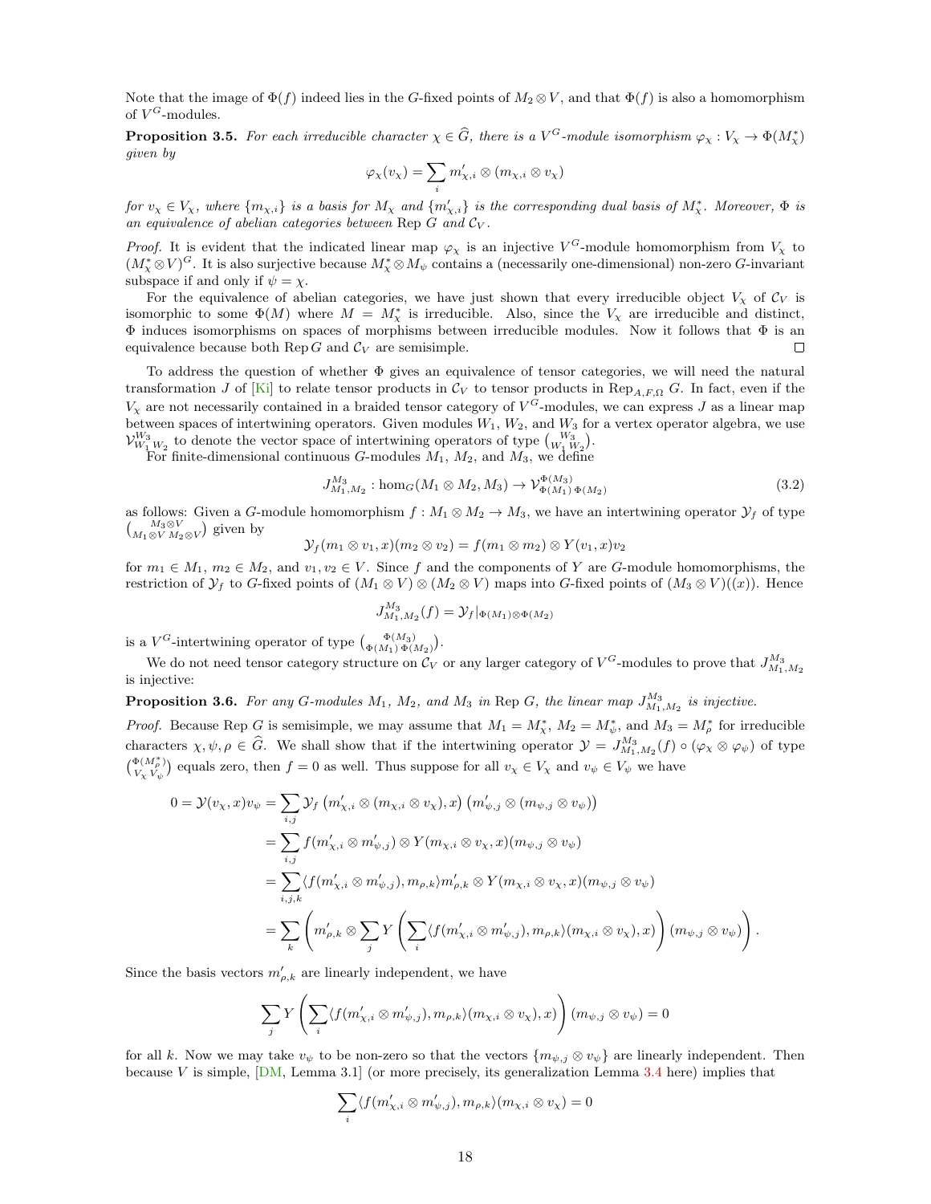Note that the image of $\Phi(f)$ indeed lies in the $G$-fixed points of $M_2 \otimes V$, and that $\Phi(f)$ is also a homomorphism of $V^G$-modules.

**Proposition 3.5.** *For each irreducible character $\chi \in \widehat{G}$, there is a $V^G$-module isomorphism $\varphi_\chi : V_\chi \to \Phi(M_\chi^*)$ given by*

$$\varphi_\chi(v_\chi) = \sum_i m'_{\chi,i} \otimes (m_{\chi,i} \otimes v_\chi)$$

*for $v_\chi \in V_\chi$, where $\{m_{\chi,i}\}$ is a basis for $M_\chi$ and $\{m'_{\chi,i}\}$ is the corresponding dual basis of $M_\chi^*$. Moreover, $\Phi$ is an equivalence of abelian categories between* Rep $G$ *and $\mathcal{C}_V$.*

*Proof.* It is evident that the indicated linear map $\varphi_\chi$ is an injective $V^G$-module homomorphism from $V_\chi$ to $(M_\chi^* \otimes V)^G$. It is also surjective because $M_\chi^* \otimes M_\psi$ contains a (necessarily one-dimensional) non-zero $G$-invariant subspace if and only if $\psi = \chi$.

For the equivalence of abelian categories, we have just shown that every irreducible object $V_\chi$ of $\mathcal{C}_V$ is isomorphic to some $\Phi(M)$ where $M = M_\chi^*$ is irreducible. Also, since the $V_\chi$ are irreducible and distinct, $\Phi$ induces isomorphisms on spaces of morphisms between irreducible modules. Now it follows that $\Phi$ is an equivalence because both Rep $G$ and $\mathcal{C}_V$ are semisimple. $\square$

To address the question of whether $\Phi$ gives an equivalence of tensor categories, we will need the natural transformation $J$ of [Ki] to relate tensor products in $\mathcal{C}_V$ to tensor products in $\mathrm{Rep}_{A,F,\Omega}\, G$. In fact, even if the $V_\chi$ are not necessarily contained in a braided tensor category of $V^G$-modules, we can express $J$ as a linear map between spaces of intertwining operators. Given modules $W_1$, $W_2$, and $W_3$ for a vertex operator algebra, we use $\mathcal{V}^{W_3}_{W_1\,W_2}$ to denote the vector space of intertwining operators of type $\binom{W_3}{W_1\,W_2}$.

For finite-dimensional continuous $G$-modules $M_1$, $M_2$, and $M_3$, we define

$$J^{M_3}_{M_1,M_2} : \hom_G(M_1 \otimes M_2, M_3) \to \mathcal{V}^{\Phi(M_3)}_{\Phi(M_1)\,\Phi(M_2)} \tag{3.2}$$

as follows: Given a $G$-module homomorphism $f : M_1 \otimes M_2 \to M_3$, we have an intertwining operator $\mathcal{Y}_f$ of type $\binom{M_3 \otimes V}{M_1 \otimes V\; M_2 \otimes V}$ given by

$$\mathcal{Y}_f(m_1 \otimes v_1, x)(m_2 \otimes v_2) = f(m_1 \otimes m_2) \otimes Y(v_1, x)v_2$$

for $m_1 \in M_1$, $m_2 \in M_2$, and $v_1, v_2 \in V$. Since $f$ and the components of $Y$ are $G$-module homomorphisms, the restriction of $\mathcal{Y}_f$ to $G$-fixed points of $(M_1 \otimes V) \otimes (M_2 \otimes V)$ maps into $G$-fixed points of $(M_3 \otimes V)((x))$. Hence

$$J^{M_3}_{M_1,M_2}(f) = \mathcal{Y}_f|_{\Phi(M_1)\otimes\Phi(M_2)}$$

is a $V^G$-intertwining operator of type $\binom{\Phi(M_3)}{\Phi(M_1)\,\Phi(M_2)}$.

We do not need tensor category structure on $\mathcal{C}_V$ or any larger category of $V^G$-modules to prove that $J^{M_3}_{M_1,M_2}$ is injective:

**Proposition 3.6.** *For any $G$-modules $M_1$, $M_2$, and $M_3$ in* Rep $G$*, the linear map $J^{M_3}_{M_1,M_2}$ is injective.*

*Proof.* Because Rep $G$ is semisimple, we may assume that $M_1 = M_\chi^*$, $M_2 = M_\psi^*$, and $M_3 = M_\rho^*$ for irreducible characters $\chi, \psi, \rho \in \widehat{G}$. We shall show that if the intertwining operator $\mathcal{Y} = J^{M_3}_{M_1,M_2}(f) \circ (\varphi_\chi \otimes \varphi_\psi)$ of type $\binom{\Phi(M_\rho^*)}{V_\chi\, V_\psi}$ equals zero, then $f = 0$ as well. Thus suppose for all $v_\chi \in V_\chi$ and $v_\psi \in V_\psi$ we have

$$\begin{aligned}
0 = \mathcal{Y}(v_\chi, x)v_\psi &= \sum_{i,j} \mathcal{Y}_f\left(m'_{\chi,i} \otimes (m_{\chi,i} \otimes v_\chi), x\right)\left(m'_{\psi,j} \otimes (m_{\psi,j} \otimes v_\psi)\right)\\
&= \sum_{i,j} f(m'_{\chi,i} \otimes m'_{\psi,j}) \otimes Y(m_{\chi,i} \otimes v_\chi, x)(m_{\psi,j} \otimes v_\psi)\\
&= \sum_{i,j,k} \langle f(m'_{\chi,i} \otimes m'_{\psi,j}), m_{\rho,k}\rangle m'_{\rho,k} \otimes Y(m_{\chi,i} \otimes v_\chi, x)(m_{\psi,j} \otimes v_\psi)\\
&= \sum_k \left( m'_{\rho,k} \otimes \sum_j Y\left(\sum_i \langle f(m'_{\chi,i} \otimes m'_{\psi,j}), m_{\rho,k}\rangle (m_{\chi,i} \otimes v_\chi), x\right)(m_{\psi,j} \otimes v_\psi)\right).
\end{aligned}$$

Since the basis vectors $m'_{\rho,k}$ are linearly independent, we have

$$\sum_j Y\left(\sum_i \langle f(m'_{\chi,i} \otimes m'_{\psi,j}), m_{\rho,k}\rangle (m_{\chi,i} \otimes v_\chi), x\right)(m_{\psi,j} \otimes v_\psi) = 0$$

for all $k$. Now we may take $v_\psi$ to be non-zero so that the vectors $\{m_{\psi,j} \otimes v_\psi\}$ are linearly independent. Then because $V$ is simple, [DM, Lemma 3.1] (or more precisely, its generalization Lemma 3.4 here) implies that

$$\sum_i \langle f(m'_{\chi,i} \otimes m'_{\psi,j}), m_{\rho,k}\rangle (m_{\chi,i} \otimes v_\chi) = 0$$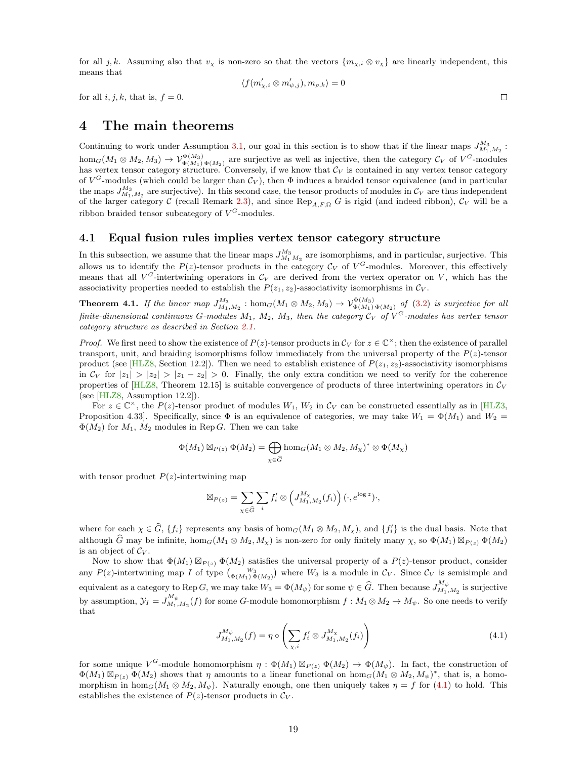for all $j, k$. Assuming also that $v_\chi$ is non-zero so that the vectors $\{m_{\chi,i} \otimes v_\chi\}$ are linearly independent, this means that

$$\langle f(m'_{\chi,i} \otimes m'_{\psi,j}), m_{\rho,k}\rangle = 0$$

for all $i, j, k$, that is, $f = 0$. $\square$

# 4 The main theorems

Continuing to work under Assumption 3.1, our goal in this section is to show that if the linear maps $J_{M_1,M_2}^{M_3} : \hom_G(M_1 \otimes M_2, M_3) \to \mathcal{V}_{\Phi(M_1)\,\Phi(M_2)}^{\Phi(M_3)}$ are surjective as well as injective, then the category $\mathcal{C}_V$ of $V^G$-modules has vertex tensor category structure. Conversely, if we know that $\mathcal{C}_V$ is contained in any vertex tensor category of $V^G$-modules (which could be larger than $\mathcal{C}_V$), then $\Phi$ induces a braided tensor equivalence (and in particular the maps $J_{M_1,M_2}^{M_3}$ are surjective). In this second case, the tensor products of modules in $\mathcal{C}_V$ are thus independent of the larger category $\mathcal{C}$ (recall Remark 2.3), and since $\mathrm{Rep}_{A,F,\Omega}\, G$ is rigid (and indeed ribbon), $\mathcal{C}_V$ will be a ribbon braided tensor subcategory of $V^G$-modules.

## 4.1 Equal fusion rules implies vertex tensor category structure

In this subsection, we assume that the linear maps $J_{M_1\,M_2}^{M_3}$ are isomorphisms, and in particular, surjective. This allows us to identify the $P(z)$-tensor products in the category $\mathcal{C}_V$ of $V^G$-modules. Moreover, this effectively means that all $V^G$-intertwining operators in $\mathcal{C}_V$ are derived from the vertex operator on $V$, which has the associativity properties needed to establish the $P(z_1, z_2)$-associativity isomorphisms in $\mathcal{C}_V$.

**Theorem 4.1.** *If the linear map $J_{M_1,M_2}^{M_3} : \hom_G(M_1 \otimes M_2, M_3) \to \mathcal{V}_{\Phi(M_1)\,\Phi(M_2)}^{\Phi(M_3)}$ of (3.2) is surjective for all finite-dimensional continuous $G$-modules $M_1$, $M_2$, $M_3$, then the category $\mathcal{C}_V$ of $V^G$-modules has vertex tensor category structure as described in Section 2.1.*

*Proof.* We first need to show the existence of $P(z)$-tensor products in $\mathcal{C}_V$ for $z \in \mathbb{C}^\times$; then the existence of parallel transport, unit, and braiding isomorphisms follow immediately from the universal property of the $P(z)$-tensor product (see [HLZ8, Section 12.2]). Then we need to establish existence of $P(z_1, z_2)$-associativity isomorphisms in $\mathcal{C}_V$ for $|z_1| > |z_2| > |z_1 - z_2| > 0$. Finally, the only extra condition we need to verify for the coherence properties of [HLZ8, Theorem 12.15] is suitable convergence of products of three intertwining operators in $\mathcal{C}_V$ (see [HLZ8, Assumption 12.2]).

For $z \in \mathbb{C}^\times$, the $P(z)$-tensor product of modules $W_1$, $W_2$ in $\mathcal{C}_V$ can be constructed essentially as in [HLZ3, Proposition 4.33]. Specifically, since $\Phi$ is an equivalence of categories, we may take $W_1 = \Phi(M_1)$ and $W_2 = \Phi(M_2)$ for $M_1$, $M_2$ modules in $\mathrm{Rep}\, G$. Then we can take

$$\Phi(M_1) \boxtimes_{P(z)} \Phi(M_2) = \bigoplus_{\chi \in \widehat{G}} \hom_G(M_1 \otimes M_2, M_\chi)^* \otimes \Phi(M_\chi)$$

with tensor product $P(z)$-intertwining map

$$\boxtimes_{P(z)} = \sum_{\chi \in \widehat{G}} \sum_i f'_i \otimes \left(J_{M_1,M_2}^{M_\chi}(f_i)\right)(\cdot, e^{\log z})\cdot,$$

where for each $\chi \in \widehat{G}$, $\{f_i\}$ represents any basis of $\hom_G(M_1 \otimes M_2, M_\chi)$, and $\{f'_i\}$ is the dual basis. Note that although $\widehat{G}$ may be infinite, $\hom_G(M_1 \otimes M_2, M_\chi)$ is non-zero for only finitely many $\chi$, so $\Phi(M_1) \boxtimes_{P(z)} \Phi(M_2)$ is an object of $\mathcal{C}_V$.

Now to show that $\Phi(M_1) \boxtimes_{P(z)} \Phi(M_2)$ satisfies the universal property of a $P(z)$-tensor product, consider any $P(z)$-intertwining map $I$ of type $\binom{W_3}{\Phi(M_1)\,\Phi(M_2)}$ where $W_3$ is a module in $\mathcal{C}_V$. Since $\mathcal{C}_V$ is semisimple and equivalent as a category to $\mathrm{Rep}\, G$, we may take $W_3 = \Phi(M_\psi)$ for some $\psi \in \widehat{G}$. Then because $J_{M_1,M_2}^{M_\psi}$ is surjective by assumption, $\mathcal{Y}_I = J_{M_1,M_2}^{M_\psi}(f)$ for some $G$-module homomorphism $f : M_1 \otimes M_2 \to M_\psi$. So one needs to verify that

$$J_{M_1,M_2}^{M_\psi}(f) = \eta \circ \left(\sum_{\chi,i} f'_i \otimes J_{M_1,M_2}^{M_\chi}(f_i)\right) \tag{4.1}$$

for some unique $V^G$-module homomorphism $\eta : \Phi(M_1) \boxtimes_{P(z)} \Phi(M_2) \to \Phi(M_\psi)$. In fact, the construction of $\Phi(M_1) \boxtimes_{P(z)} \Phi(M_2)$ shows that $\eta$ amounts to a linear functional on $\hom_G(M_1 \otimes M_2, M_\psi)^*$, that is, a homomorphism in $\hom_G(M_1 \otimes M_2, M_\psi)$. Naturally enough, one then uniquely takes $\eta = f$ for (4.1) to hold. This establishes the existence of $P(z)$-tensor products in $\mathcal{C}_V$.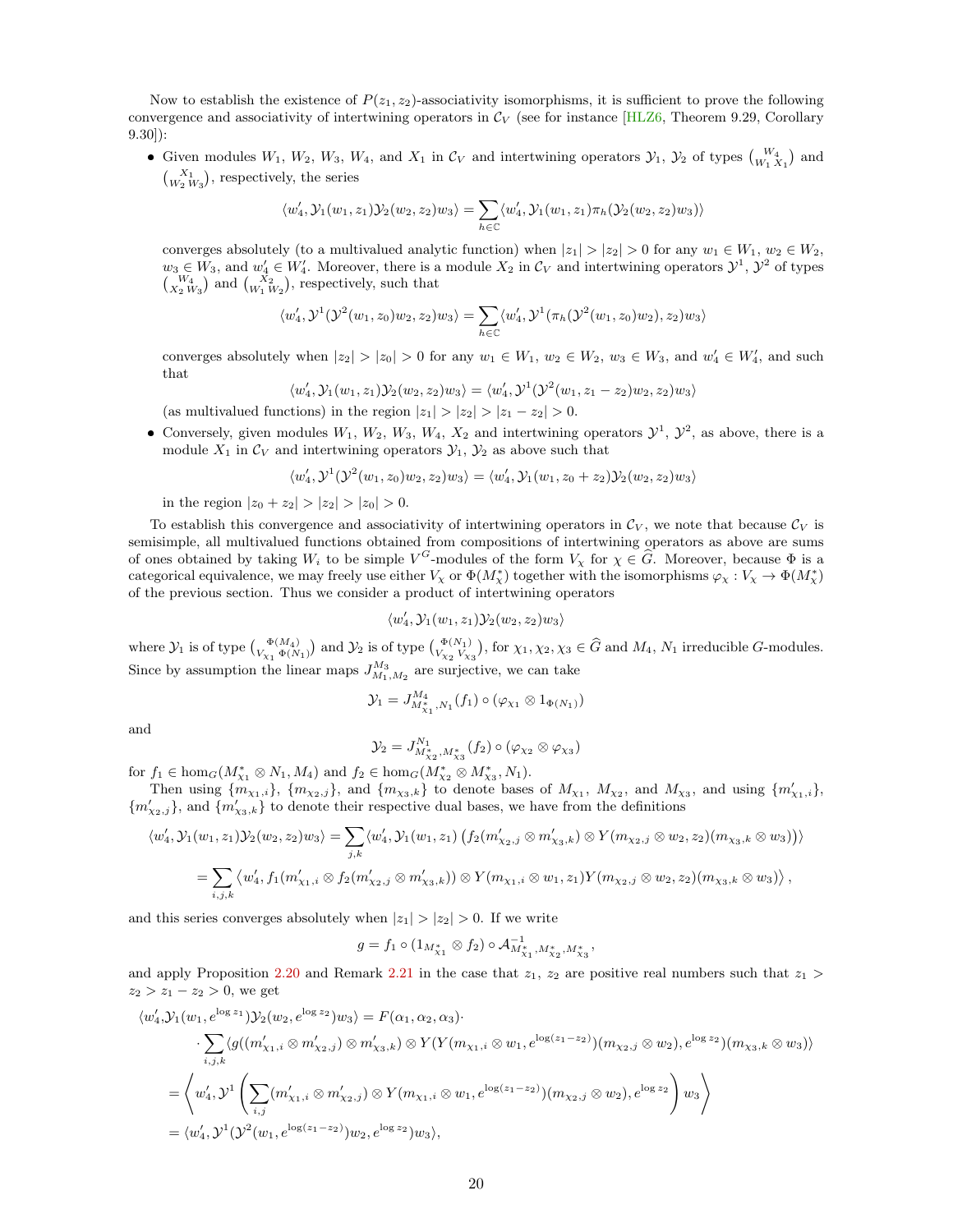Now to establish the existence of $P(z_1, z_2)$-associativity isomorphisms, it is sufficient to prove the following convergence and associativity of intertwining operators in $\mathcal{C}_V$ (see for instance [HLZ6, Theorem 9.29, Corollary 9.30]):

- Given modules $W_1$, $W_2$, $W_3$, $W_4$, and $X_1$ in $\mathcal{C}_V$ and intertwining operators $\mathcal{Y}_1$, $\mathcal{Y}_2$ of types $\binom{W_4}{W_1\, X_1}$ and $\binom{X_1}{W_2\, W_3}$, respectively, the series

$$\langle w_4', \mathcal{Y}_1(w_1, z_1)\mathcal{Y}_2(w_2, z_2)w_3\rangle = \sum_{h\in\mathbb{C}} \langle w_4', \mathcal{Y}_1(w_1, z_1)\pi_h(\mathcal{Y}_2(w_2, z_2)w_3)\rangle$$

  converges absolutely (to a multivalued analytic function) when $|z_1| > |z_2| > 0$ for any $w_1 \in W_1$, $w_2 \in W_2$, $w_3 \in W_3$, and $w_4' \in W_4'$. Moreover, there is a module $X_2$ in $\mathcal{C}_V$ and intertwining operators $\mathcal{Y}^1$, $\mathcal{Y}^2$ of types $\binom{W_4}{X_2\, W_3}$ and $\binom{X_2}{W_1\, W_2}$, respectively, such that

$$\langle w_4', \mathcal{Y}^1(\mathcal{Y}^2(w_1, z_0)w_2, z_2)w_3\rangle = \sum_{h\in\mathbb{C}} \langle w_4', \mathcal{Y}^1(\pi_h(\mathcal{Y}^2(w_1, z_0)w_2), z_2)w_3\rangle$$

  converges absolutely when $|z_2| > |z_0| > 0$ for any $w_1 \in W_1$, $w_2 \in W_2$, $w_3 \in W_3$, and $w_4' \in W_4'$, and such that

$$\langle w_4', \mathcal{Y}_1(w_1, z_1)\mathcal{Y}_2(w_2, z_2)w_3\rangle = \langle w_4', \mathcal{Y}^1(\mathcal{Y}^2(w_1, z_1 - z_2)w_2, z_2)w_3\rangle$$

  (as multivalued functions) in the region $|z_1| > |z_2| > |z_1 - z_2| > 0$.

- Conversely, given modules $W_1$, $W_2$, $W_3$, $W_4$, $X_2$ and intertwining operators $\mathcal{Y}^1$, $\mathcal{Y}^2$, as above, there is a module $X_1$ in $\mathcal{C}_V$ and intertwining operators $\mathcal{Y}_1$, $\mathcal{Y}_2$ as above such that

$$\langle w_4', \mathcal{Y}^1(\mathcal{Y}^2(w_1, z_0)w_2, z_2)w_3\rangle = \langle w_4', \mathcal{Y}_1(w_1, z_0 + z_2)\mathcal{Y}_2(w_2, z_2)w_3\rangle$$

  in the region $|z_0 + z_2| > |z_2| > |z_0| > 0$.

To establish this convergence and associativity of intertwining operators in $\mathcal{C}_V$, we note that because $\mathcal{C}_V$ is semisimple, all multivalued functions obtained from compositions of intertwining operators as above are sums of ones obtained by taking $W_i$ to be simple $V^G$-modules of the form $V_\chi$ for $\chi \in \widehat{G}$. Moreover, because $\Phi$ is a categorical equivalence, we may freely use either $V_\chi$ or $\Phi(M_\chi^*)$ together with the isomorphisms $\varphi_\chi : V_\chi \to \Phi(M_\chi^*)$ of the previous section. Thus we consider a product of intertwining operators

$$\langle w_4', \mathcal{Y}_1(w_1, z_1)\mathcal{Y}_2(w_2, z_2)w_3\rangle$$

where $\mathcal{Y}_1$ is of type $\binom{\Phi(M_4)}{V_{\chi_1}\, \Phi(N_1)}$ and $\mathcal{Y}_2$ is of type $\binom{\Phi(N_1)}{V_{\chi_2}\, V_{\chi_3}}$, for $\chi_1, \chi_2, \chi_3 \in \widehat{G}$ and $M_4$, $N_1$ irreducible $G$-modules. Since by assumption the linear maps $J_{M_1,M_2}^{M_3}$ are surjective, we can take

$$\mathcal{Y}_1 = J_{M_{\chi_1}^*, N_1}^{M_4}(f_1) \circ (\varphi_{\chi_1} \otimes 1_{\Phi(N_1)})$$

and

$$\mathcal{Y}_2 = J_{M_{\chi_2}^*, M_{\chi_3}^*}^{N_1}(f_2) \circ (\varphi_{\chi_2} \otimes \varphi_{\chi_3})$$

for $f_1 \in \hom_G(M_{\chi_1}^* \otimes N_1, M_4)$ and $f_2 \in \hom_G(M_{\chi_2}^* \otimes M_{\chi_3}^*, N_1)$.

Then using $\{m_{\chi_1,i}\}$, $\{m_{\chi_2,j}\}$, and $\{m_{\chi_3,k}\}$ to denote bases of $M_{\chi_1}$, $M_{\chi_2}$, and $M_{\chi_3}$, and using $\{m_{\chi_1,i}'\}$, $\{m_{\chi_2,j}'\}$, and $\{m_{\chi_3,k}'\}$ to denote their respective dual bases, we have from the definitions

$$\begin{aligned}
\langle w_4', \mathcal{Y}_1(w_1, z_1)\mathcal{Y}_2(w_2, z_2)w_3\rangle &= \sum_{j,k} \langle w_4', \mathcal{Y}_1(w_1, z_1)\left(f_2(m_{\chi_2,j}' \otimes m_{\chi_3,k}') \otimes Y(m_{\chi_2,j} \otimes w_2, z_2)(m_{\chi_3,k} \otimes w_3)\right)\rangle \\
&= \sum_{i,j,k} \left\langle w_4', f_1(m_{\chi_1,i}' \otimes f_2(m_{\chi_2,j}' \otimes m_{\chi_3,k}')) \otimes Y(m_{\chi_1,i} \otimes w_1, z_1)Y(m_{\chi_2,j} \otimes w_2, z_2)(m_{\chi_3,k} \otimes w_3)\right\rangle,
\end{aligned}$$

and this series converges absolutely when $|z_1| > |z_2| > 0$. If we write

$$g = f_1 \circ (1_{M_{\chi_1}^*} \otimes f_2) \circ \mathcal{A}^{-1}_{M_{\chi_1}^*, M_{\chi_2}^*, M_{\chi_3}^*},$$

and apply Proposition 2.20 and Remark 2.21 in the case that $z_1$, $z_2$ are positive real numbers such that $z_1 > z_2 > z_1 - z_2 > 0$, we get

$$\begin{aligned}
\langle w_4', &\mathcal{Y}_1(w_1, e^{\log z_1})\mathcal{Y}_2(w_2, e^{\log z_2})w_3\rangle = F(\alpha_1, \alpha_2, \alpha_3) \cdot \\
&\cdot \sum_{i,j,k} \langle g((m_{\chi_1,i}' \otimes m_{\chi_2,j}') \otimes m_{\chi_3,k}') \otimes Y(Y(m_{\chi_1,i} \otimes w_1, e^{\log(z_1 - z_2)})(m_{\chi_2,j} \otimes w_2), e^{\log z_2})(m_{\chi_3,k} \otimes w_3)\rangle \\
&= \left\langle w_4', \mathcal{Y}^1\left(\sum_{i,j} (m_{\chi_1,i}' \otimes m_{\chi_2,j}') \otimes Y(m_{\chi_1,i} \otimes w_1, e^{\log(z_1 - z_2)})(m_{\chi_2,j} \otimes w_2), e^{\log z_2}\right) w_3\right\rangle \\
&= \langle w_4', \mathcal{Y}^1(\mathcal{Y}^2(w_1, e^{\log(z_1 - z_2)})w_2, e^{\log z_2})w_3\rangle,
\end{aligned}$$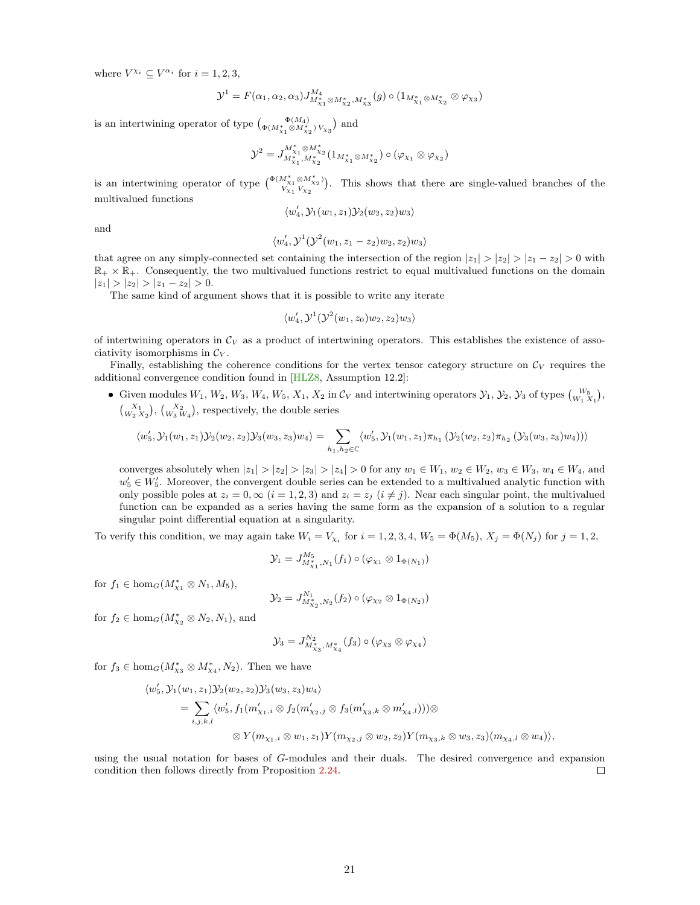where $V^{\chi_i} \subseteq V^{\alpha_i}$ for $i = 1, 2, 3$,

$$\mathcal{Y}^1 = F(\alpha_1, \alpha_2, \alpha_3) J^{M_4}_{M^*_{\chi_1} \otimes M^*_{\chi_2}, M^*_{\chi_3}}(g) \circ (1_{M^*_{\chi_1} \otimes M^*_{\chi_2}} \otimes \varphi_{\chi_3})$$

is an intertwining operator of type $\binom{\Phi(M_4)}{\Phi(M^*_{\chi_1} \otimes M^*_{\chi_2})\, V_{\chi_3}}$ and

$$\mathcal{Y}^2 = J^{M^*_{\chi_1} \otimes M^*_{\chi_2}}_{M^*_{\chi_1}, M^*_{\chi_2}}(1_{M^*_{\chi_1} \otimes M^*_{\chi_2}}) \circ (\varphi_{\chi_1} \otimes \varphi_{\chi_2})$$

is an intertwining operator of type $\binom{\Phi(M^*_{\chi_1} \otimes M^*_{\chi_2})}{V_{\chi_1}\, V_{\chi_2}}$. This shows that there are single-valued branches of the multivalued functions

$$\langle w_4', \mathcal{Y}_1(w_1, z_1)\mathcal{Y}_2(w_2, z_2)w_3\rangle$$

and

$$\langle w_4', \mathcal{Y}^1(\mathcal{Y}^2(w_1, z_1 - z_2)w_2, z_2)w_3\rangle$$

that agree on any simply-connected set containing the intersection of the region $|z_1| > |z_2| > |z_1 - z_2| > 0$ with $\mathbb{R}_+ \times \mathbb{R}_+$. Consequently, the two multivalued functions restrict to equal multivalued functions on the domain $|z_1| > |z_2| > |z_1 - z_2| > 0$.

The same kind of argument shows that it is possible to write any iterate

$$\langle w_4', \mathcal{Y}^1(\mathcal{Y}^2(w_1, z_0)w_2, z_2)w_3\rangle$$

of intertwining operators in $\mathcal{C}_V$ as a product of intertwining operators. This establishes the existence of associativity isomorphisms in $\mathcal{C}_V$.

Finally, establishing the coherence conditions for the vertex tensor category structure on $\mathcal{C}_V$ requires the additional convergence condition found in [HLZ8, Assumption 12.2]:

- Given modules $W_1, W_2, W_3, W_4, W_5, X_1, X_2$ in $\mathcal{C}_V$ and intertwining operators $\mathcal{Y}_1$, $\mathcal{Y}_2$, $\mathcal{Y}_3$ of types $\binom{W_5}{W_1\, X_1}$, $\binom{X_1}{W_2\, X_2}$, $\binom{X_2}{W_3\, W_4}$, respectively, the double series

$$\langle w_5', \mathcal{Y}_1(w_1, z_1)\mathcal{Y}_2(w_2, z_2)\mathcal{Y}_3(w_3, z_3)w_4\rangle = \sum_{h_1, h_2 \in \mathbb{C}} \langle w_5', \mathcal{Y}_1(w_1, z_1)\pi_{h_1}\left(\mathcal{Y}_2(w_2, z_2)\pi_{h_2}\left(\mathcal{Y}_3(w_3, z_3)w_4\right)\right)\rangle$$

  converges absolutely when $|z_1| > |z_2| > |z_3| > |z_4| > 0$ for any $w_1 \in W_1$, $w_2 \in W_2$, $w_3 \in W_3$, $w_4 \in W_4$, and $w_5' \in W_5'$. Moreover, the convergent double series can be extended to a multivalued analytic function with only possible poles at $z_i = 0, \infty$ $(i = 1, 2, 3)$ and $z_i = z_j$ $(i \neq j)$. Near each singular point, the multivalued function can be expanded as a series having the same form as the expansion of a solution to a regular singular point differential equation at a singularity.

To verify this condition, we may again take $W_i = V_{\chi_i}$ for $i = 1, 2, 3, 4$, $W_5 = \Phi(M_5)$, $X_j = \Phi(N_j)$ for $j = 1, 2$,

$$\mathcal{Y}_1 = J^{M_5}_{M^*_{\chi_1}, N_1}(f_1) \circ (\varphi_{\chi_1} \otimes 1_{\Phi(N_1)})$$

for $f_1 \in \hom_G(M^*_{\chi_1} \otimes N_1, M_5)$,

$$\mathcal{Y}_2 = J^{N_1}_{M^*_{\chi_2}, N_2}(f_2) \circ (\varphi_{\chi_2} \otimes 1_{\Phi(N_2)})$$

for $f_2 \in \hom_G(M^*_{\chi_2} \otimes N_2, N_1)$, and

$$\mathcal{Y}_3 = J^{N_2}_{M^*_{\chi_3}, M^*_{\chi_4}}(f_3) \circ (\varphi_{\chi_3} \otimes \varphi_{\chi_4})$$

for $f_3 \in \hom_G(M^*_{\chi_3} \otimes M^*_{\chi_4}, N_2)$. Then we have

$$\begin{aligned}
&\langle w_5', \mathcal{Y}_1(w_1, z_1)\mathcal{Y}_2(w_2, z_2)\mathcal{Y}_3(w_3, z_3)w_4\rangle \\
&\quad = \sum_{i,j,k,l} \langle w_5', f_1(m'_{\chi_1,i} \otimes f_2(m'_{\chi_2,j} \otimes f_3(m'_{\chi_3,k} \otimes m'_{\chi_4,l})))\otimes \\
&\qquad\qquad \otimes Y(m_{\chi_1,i} \otimes w_1, z_1)Y(m_{\chi_2,j} \otimes w_2, z_2)Y(m_{\chi_3,k} \otimes w_3, z_3)(m_{\chi_4,l} \otimes w_4)\rangle,
\end{aligned}$$

using the usual notation for bases of $G$-modules and their duals. The desired convergence and expansion condition then follows directly from Proposition 2.24. $\square$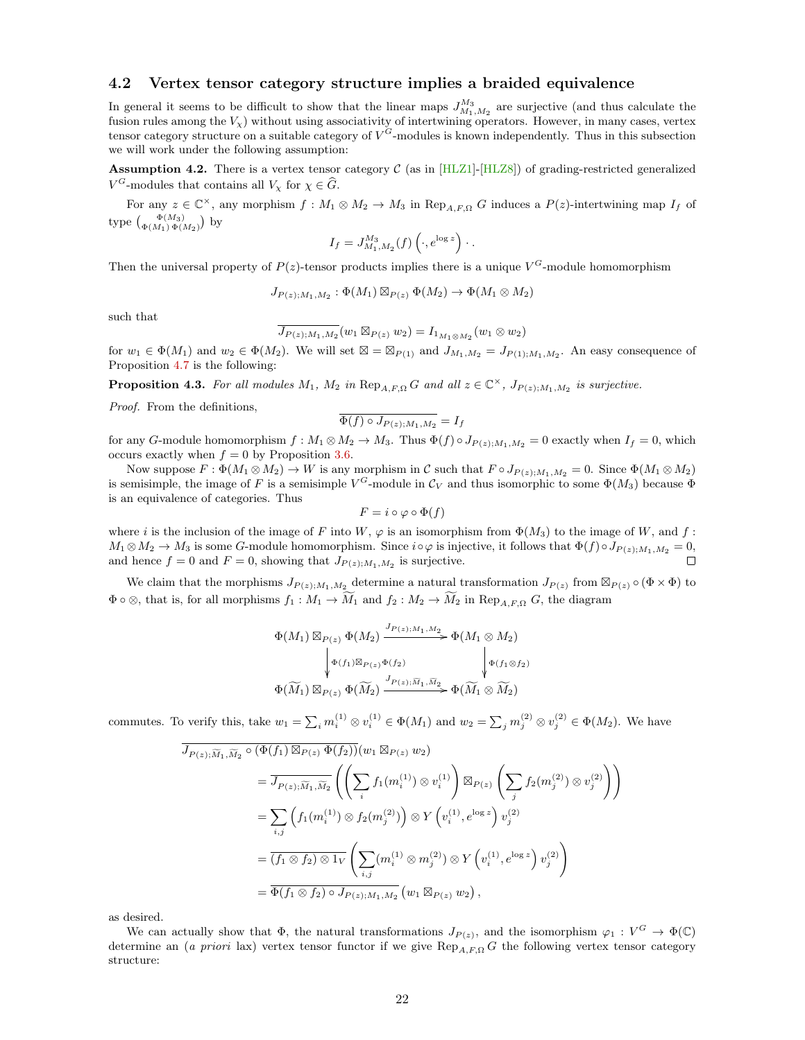### 4.2 Vertex tensor category structure implies a braided equivalence

In general it seems to be difficult to show that the linear maps $J^{M_3}_{M_1,M_2}$ are surjective (and thus calculate the fusion rules among the $V_\chi$) without using associativity of intertwining operators. However, in many cases, vertex tensor category structure on a suitable category of $V^G$-modules is known independently. Thus in this subsection we will work under the following assumption:

**Assumption 4.2.** There is a vertex tensor category $\mathcal{C}$ (as in [HLZ1]-[HLZ8]) of grading-restricted generalized $V^G$-modules that contains all $V_\chi$ for $\chi \in \widehat{G}$.

For any $z \in \mathbb{C}^\times$, any morphism $f : M_1 \otimes M_2 \to M_3$ in $\mathrm{Rep}_{A,F,\Omega}\, G$ induces a $P(z)$-intertwining map $I_f$ of type $\binom{\Phi(M_3)}{\Phi(M_1)\,\Phi(M_2)}$ by

$$I_f = J^{M_3}_{M_1,M_2}(f)\left(\cdot, e^{\log z}\right)\cdot.$$

Then the universal property of $P(z)$-tensor products implies there is a unique $V^G$-module homomorphism

$$J_{P(z);M_1,M_2} : \Phi(M_1) \boxtimes_{P(z)} \Phi(M_2) \to \Phi(M_1 \otimes M_2)$$

such that

$$\overline{J_{P(z);M_1,M_2}}(w_1 \boxtimes_{P(z)} w_2) = I_{1_{M_1\otimes M_2}}(w_1 \otimes w_2)$$

for $w_1 \in \Phi(M_1)$ and $w_2 \in \Phi(M_2)$. We will set $\boxtimes = \boxtimes_{P(1)}$ and $J_{M_1,M_2} = J_{P(1);M_1,M_2}$. An easy consequence of Proposition 4.7 is the following:

**Proposition 4.3.** *For all modules $M_1$, $M_2$ in $\mathrm{Rep}_{A,F,\Omega}\, G$ and all $z \in \mathbb{C}^\times$, $J_{P(z);M_1,M_2}$ is surjective.*

*Proof.* From the definitions,

$$\overline{\Phi(f) \circ J_{P(z);M_1,M_2}} = I_f$$

for any $G$-module homomorphism $f : M_1 \otimes M_2 \to M_3$. Thus $\Phi(f) \circ J_{P(z);M_1,M_2} = 0$ exactly when $I_f = 0$, which occurs exactly when $f = 0$ by Proposition 3.6.

Now suppose $F : \Phi(M_1 \otimes M_2) \to W$ is any morphism in $\mathcal{C}$ such that $F \circ J_{P(z);M_1,M_2} = 0$. Since $\Phi(M_1 \otimes M_2)$ is semisimple, the image of $F$ is a semisimple $V^G$-module in $\mathcal{C}_V$ and thus isomorphic to some $\Phi(M_3)$ because $\Phi$ is an equivalence of categories. Thus

$$F = i \circ \varphi \circ \Phi(f)$$

where $i$ is the inclusion of the image of $F$ into $W$, $\varphi$ is an isomorphism from $\Phi(M_3)$ to the image of $W$, and $f : M_1 \otimes M_2 \to M_3$ is some $G$-module homomorphism. Since $i \circ \varphi$ is injective, it follows that $\Phi(f) \circ J_{P(z);M_1,M_2} = 0$, and hence $f = 0$ and $F = 0$, showing that $J_{P(z);M_1,M_2}$ is surjective. $\square$

We claim that the morphisms $J_{P(z);M_1,M_2}$ determine a natural transformation $J_{P(z)}$ from $\boxtimes_{P(z)} \circ (\Phi \times \Phi)$ to $\Phi \circ \otimes$, that is, for all morphisms $f_1 : M_1 \to \widetilde{M}_1$ and $f_2 : M_2 \to \widetilde{M}_2$ in $\mathrm{Rep}_{A,F,\Omega}\, G$, the diagram

$$\begin{array}{ccc}
\Phi(M_1) \boxtimes_{P(z)} \Phi(M_2) & \xrightarrow{J_{P(z);M_1,M_2}} & \Phi(M_1 \otimes M_2) \\
\Big\downarrow {\scriptstyle \Phi(f_1)\boxtimes_{P(z)}\Phi(f_2)} & & \Big\downarrow {\scriptstyle \Phi(f_1\otimes f_2)} \\
\Phi(\widetilde{M}_1) \boxtimes_{P(z)} \Phi(\widetilde{M}_2) & \xrightarrow{J_{P(z);\widetilde{M}_1,\widetilde{M}_2}} & \Phi(\widetilde{M}_1 \otimes \widetilde{M}_2)
\end{array}$$

commutes. To verify this, take $w_1 = \sum_i m_i^{(1)} \otimes v_i^{(1)} \in \Phi(M_1)$ and $w_2 = \sum_j m_j^{(2)} \otimes v_j^{(2)} \in \Phi(M_2)$. We have

$$\begin{aligned}
&\overline{J_{P(z);\widetilde{M}_1,\widetilde{M}_2} \circ (\Phi(f_1) \boxtimes_{P(z)} \Phi(f_2))}(w_1 \boxtimes_{P(z)} w_2) \\
&\quad = \overline{J_{P(z);\widetilde{M}_1,\widetilde{M}_2}}\left(\left(\sum_i f_1(m_i^{(1)}) \otimes v_i^{(1)}\right) \boxtimes_{P(z)} \left(\sum_j f_2(m_j^{(2)}) \otimes v_j^{(2)}\right)\right) \\
&\quad = \sum_{i,j} \left(f_1(m_i^{(1)}) \otimes f_2(m_j^{(2)})\right) \otimes Y\left(v_i^{(1)}, e^{\log z}\right) v_j^{(2)} \\
&\quad = \overline{(f_1 \otimes f_2) \otimes 1_V}\left(\sum_{i,j} (m_i^{(1)} \otimes m_j^{(2)}) \otimes Y\left(v_i^{(1)}, e^{\log z}\right) v_j^{(2)}\right) \\
&\quad = \overline{\Phi(f_1 \otimes f_2) \circ J_{P(z);M_1,M_2}}\left(w_1 \boxtimes_{P(z)} w_2\right),
\end{aligned}$$

as desired.

We can actually show that $\Phi$, the natural transformations $J_{P(z)}$, and the isomorphism $\varphi_1 : V^G \to \Phi(\mathbb{C})$ determine an (*a priori* lax) vertex tensor functor if we give $\mathrm{Rep}_{A,F,\Omega}\, G$ the following vertex tensor category structure: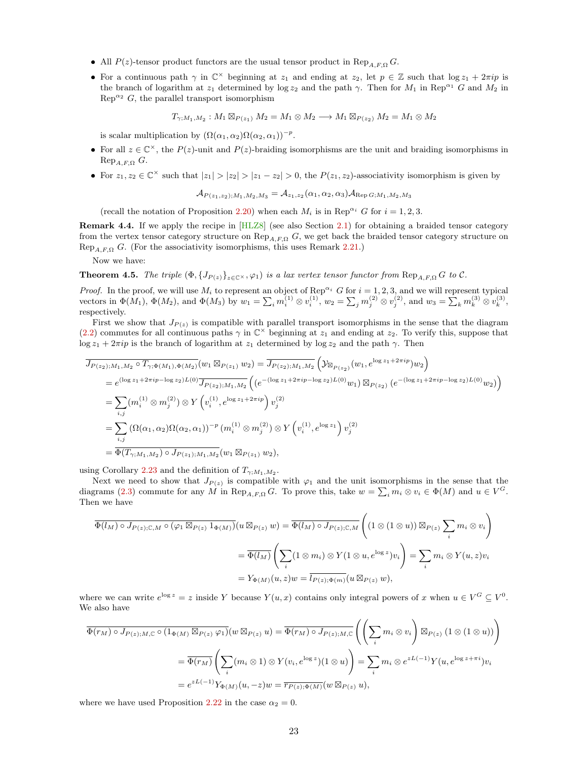- All $P(z)$-tensor product functors are the usual tensor product in $\mathrm{Rep}_{A,F,\Omega}\, G$.
- For a continuous path $\gamma$ in $\mathbb{C}^\times$ beginning at $z_1$ and ending at $z_2$, let $p \in \mathbb{Z}$ such that $\log z_1 + 2\pi i p$ is the branch of logarithm at $z_1$ determined by $\log z_2$ and the path $\gamma$. Then for $M_1$ in $\mathrm{Rep}^{\alpha_1}\, G$ and $M_2$ in $\mathrm{Rep}^{\alpha_2}\, G$, the parallel transport isomorphism

$$T_{\gamma;M_1,M_2} : M_1 \boxtimes_{P(z_1)} M_2 = M_1 \otimes M_2 \longrightarrow M_1 \boxtimes_{P(z_2)} M_2 = M_1 \otimes M_2$$

  is scalar multiplication by $(\Omega(\alpha_1, \alpha_2)\Omega(\alpha_2, \alpha_1))^{-p}$.
- For all $z \in \mathbb{C}^\times$, the $P(z)$-unit and $P(z)$-braiding isomorphisms are the unit and braiding isomorphisms in $\mathrm{Rep}_{A,F,\Omega}\, G$.
- For $z_1, z_2 \in \mathbb{C}^\times$ such that $|z_1| > |z_2| > |z_1 - z_2| > 0$, the $P(z_1, z_2)$-associativity isomorphism is given by

$$\mathcal{A}_{P(z_1,z_2);M_1,M_2,M_3} = \mathcal{A}_{z_1,z_2}(\alpha_1, \alpha_2, \alpha_3)\mathcal{A}_{\mathrm{Rep}\, G;M_1,M_2,M_3}$$

  (recall the notation of Proposition 2.20) when each $M_i$ is in $\mathrm{Rep}^{\alpha_i}\, G$ for $i = 1, 2, 3$.

**Remark 4.4.** If we apply the recipe in [HLZ8] (see also Section 2.1) for obtaining a braided tensor category from the vertex tensor category structure on $\mathrm{Rep}_{A,F,\Omega}\, G$, we get back the braided tensor category structure on $\mathrm{Rep}_{A,F,\Omega}\, G$. (For the associativity isomorphisms, this uses Remark 2.21.)

Now we have:

**Theorem 4.5.** *The triple $(\Phi, \{J_{P(z)}\}_{z\in\mathbb{C}^\times}, \varphi_1)$ is a lax vertex tensor functor from $\mathrm{Rep}_{A,F,\Omega}\, G$ to $\mathcal{C}$.*

*Proof.* In the proof, we will use $M_i$ to represent an object of $\mathrm{Rep}^{\alpha_i}\, G$ for $i = 1, 2, 3$, and we will represent typical vectors in $\Phi(M_1)$, $\Phi(M_2)$, and $\Phi(M_3)$ by $w_1 = \sum_i m_i^{(1)} \otimes v_i^{(1)}$, $w_2 = \sum_j m_j^{(2)} \otimes v_j^{(2)}$, and $w_3 = \sum_k m_k^{(3)} \otimes v_k^{(3)}$, respectively.

First we show that $J_{P(z)}$ is compatible with parallel transport isomorphisms in the sense that the diagram (2.2) commutes for all continuous paths $\gamma$ in $\mathbb{C}^\times$ beginning at $z_1$ and ending at $z_2$. To verify this, suppose that $\log z_1 + 2\pi i p$ is the branch of logarithm at $z_1$ determined by $\log z_2$ and the path $\gamma$. Then

$$\begin{aligned}
&\overline{J_{P(z_2);M_1,M_2} \circ T_{\gamma;\Phi(M_1),\Phi(M_2)}}(w_1 \boxtimes_{P(z_1)} w_2) = \overline{J_{P(z_2);M_1,M_2}}\left(\mathcal{Y}_{\boxtimes_{P(z_2)}}(w_1, e^{\log z_1 + 2\pi i p})w_2\right)\\
&\quad = e^{(\log z_1 + 2\pi i p - \log z_2)L(0)}\overline{J_{P(z_2);M_1,M_2}}\left((e^{-(\log z_1+2\pi i p-\log z_2)L(0)}w_1) \boxtimes_{P(z_2)} (e^{-(\log z_1+2\pi i p-\log z_2)L(0)}w_2)\right)\\
&\quad = \sum_{i,j}(m_i^{(1)} \otimes m_j^{(2)}) \otimes Y\left(v_i^{(1)}, e^{\log z_1 + 2\pi i p}\right)v_j^{(2)}\\
&\quad = \sum_{i,j}(\Omega(\alpha_1, \alpha_2)\Omega(\alpha_2, \alpha_1))^{-p}\,(m_i^{(1)} \otimes m_j^{(2)}) \otimes Y\left(v_i^{(1)}, e^{\log z_1}\right)v_j^{(2)}\\
&\quad = \overline{\Phi(T_{\gamma;M_1,M_2}) \circ J_{P(z_1);M_1,M_2}}(w_1 \boxtimes_{P(z_1)} w_2),
\end{aligned}$$

using Corollary 2.23 and the definition of $T_{\gamma;M_1,M_2}$.

Next we need to show that $J_{P(z)}$ is compatible with $\varphi_1$ and the unit isomorphisms in the sense that the diagrams (2.3) commute for any $M$ in $\mathrm{Rep}_{A,F,\Omega}\, G$. To prove this, take $w = \sum_i m_i \otimes v_i \in \Phi(M)$ and $u \in V^G$. Then we have

$$\begin{aligned}
\overline{\Phi(l_M) \circ J_{P(z);\mathbb{C},M} \circ (\varphi_1 \boxtimes_{P(z)} 1_{\Phi(M)})}(u \boxtimes_{P(z)} w) &= \overline{\Phi(l_M) \circ J_{P(z);\mathbb{C},M}}\left((1 \otimes (1 \otimes u)) \boxtimes_{P(z)} \sum_i m_i \otimes v_i\right)\\
&= \overline{\Phi(l_M)}\left(\sum_i (1 \otimes m_i) \otimes Y(1 \otimes u, e^{\log z})v_i\right) = \sum_i m_i \otimes Y(u, z)v_i\\
&= Y_{\Phi(M)}(u, z)w = \overline{l_{P(z);\Phi(m)}}(u \boxtimes_{P(z)} w),
\end{aligned}$$

where we can write $e^{\log z} = z$ inside $Y$ because $Y(u, x)$ contains only integral powers of $x$ when $u \in V^G \subseteq V^0$. We also have

$$\begin{aligned}
\overline{\Phi(r_M) \circ J_{P(z);M,\mathbb{C}} \circ (1_{\Phi(M)} \boxtimes_{P(z)} \varphi_1)}(w \boxtimes_{P(z)} u) &= \overline{\Phi(r_M) \circ J_{P(z);M,\mathbb{C}}}\left(\left(\sum_i m_i \otimes v_i\right) \boxtimes_{P(z)} (1 \otimes (1 \otimes u))\right)\\
&= \overline{\Phi(r_M)}\left(\sum_i (m_i \otimes 1) \otimes Y(v_i, e^{\log z})(1 \otimes u)\right) = \sum_i m_i \otimes e^{zL(-1)}Y(u, e^{\log z + \pi i})v_i\\
&= e^{zL(-1)}Y_{\Phi(M)}(u, -z)w = \overline{r_{P(z);\Phi(M)}}(w \boxtimes_{P(z)} u),
\end{aligned}$$

where we have used Proposition 2.22 in the case $\alpha_2 = 0$.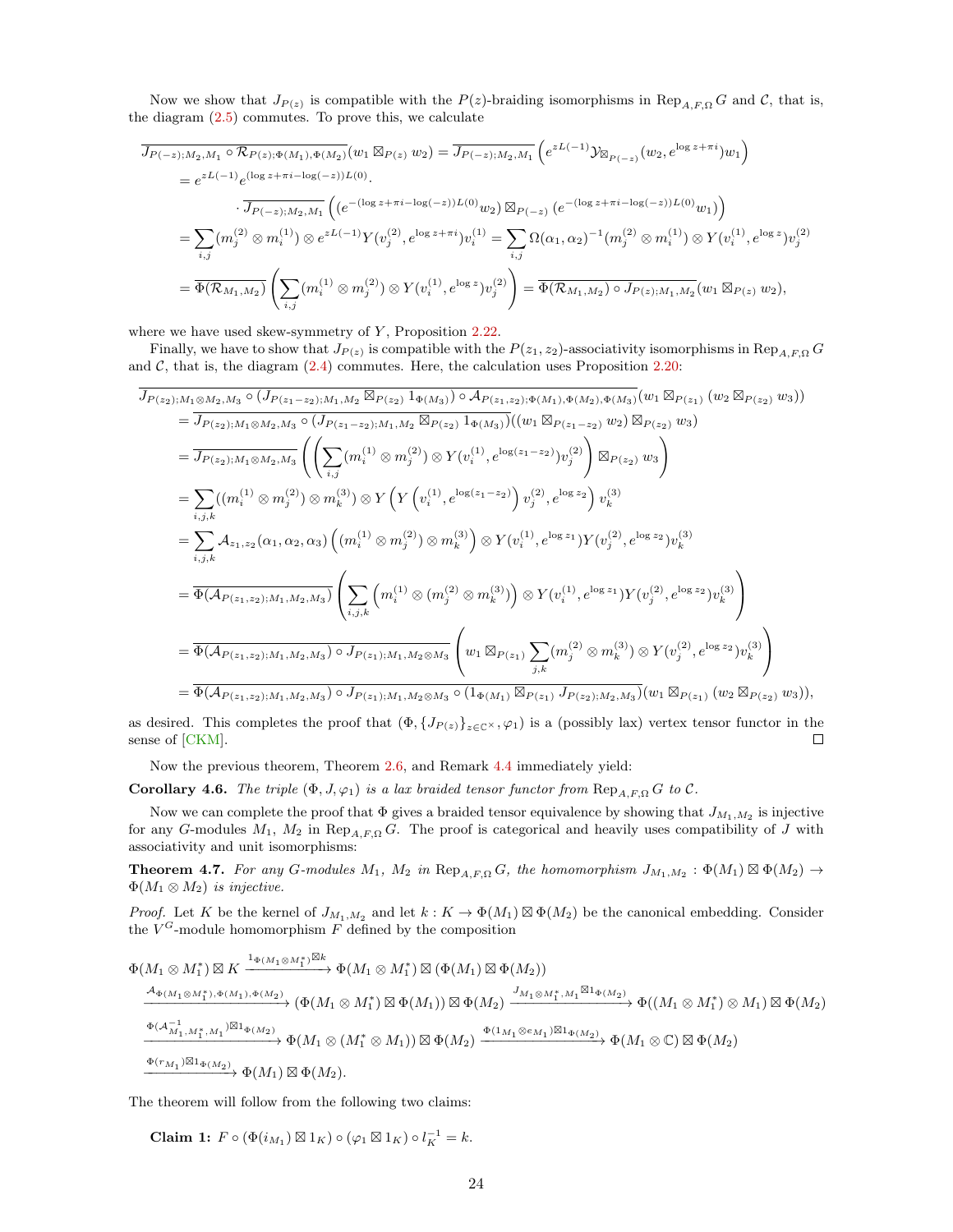Now we show that $J_{P(z)}$ is compatible with the $P(z)$-braiding isomorphisms in $\mathrm{Rep}_{A,F,\Omega}\, G$ and $\mathcal{C}$, that is, the diagram (2.5) commutes. To prove this, we calculate

$$
\begin{aligned}
&\overline{J_{P(-z);M_2,M_1} \circ \mathcal{R}_{P(z);\Phi(M_1),\Phi(M_2)}}(w_1 \boxtimes_{P(z)} w_2) = \overline{J_{P(-z);M_2,M_1}}\left(e^{zL(-1)}\mathcal{Y}_{\boxtimes_{P(-z)}}(w_2, e^{\log z + \pi i})w_1\right)\\
&\quad = e^{zL(-1)} e^{(\log z + \pi i - \log(-z))L(0)} \cdot\\
&\qquad \cdot \overline{J_{P(-z);M_2,M_1}}\left((e^{-(\log z+\pi i - \log(-z))L(0)}w_2) \boxtimes_{P(-z)} (e^{-(\log z + \pi i - \log(-z))L(0)}w_1)\right)\\
&\quad = \sum_{i,j} (m_j^{(2)} \otimes m_i^{(1)}) \otimes e^{zL(-1)} Y(v_j^{(2)}, e^{\log z + \pi i})v_i^{(1)} = \sum_{i,j} \Omega(\alpha_1,\alpha_2)^{-1}(m_j^{(2)} \otimes m_i^{(1)}) \otimes Y(v_i^{(1)}, e^{\log z})v_j^{(2)}\\
&\quad = \overline{\Phi(\mathcal{R}_{M_1,M_2})}\left(\sum_{i,j}(m_i^{(1)} \otimes m_j^{(2)}) \otimes Y(v_i^{(1)}, e^{\log z})v_j^{(2)}\right) = \overline{\Phi(\mathcal{R}_{M_1,M_2}) \circ J_{P(z);M_1,M_2}}(w_1 \boxtimes_{P(z)} w_2),
\end{aligned}
$$

where we have used skew-symmetry of $Y$, Proposition 2.22.

Finally, we have to show that $J_{P(z)}$ is compatible with the $P(z_1,z_2)$-associativity isomorphisms in $\mathrm{Rep}_{A,F,\Omega}\, G$ and $\mathcal{C}$, that is, the diagram (2.4) commutes. Here, the calculation uses Proposition 2.20:

$$
\begin{aligned}
&\overline{J_{P(z_2);M_1\otimes M_2,M_3} \circ (J_{P(z_1-z_2);M_1,M_2} \boxtimes_{P(z_2)} 1_{\Phi(M_3)}) \circ \mathcal{A}_{P(z_1,z_2);\Phi(M_1),\Phi(M_2),\Phi(M_3)}}(w_1 \boxtimes_{P(z_1)} (w_2 \boxtimes_{P(z_2)} w_3))\\
&\quad = \overline{J_{P(z_2);M_1\otimes M_2,M_3} \circ (J_{P(z_1-z_2);M_1,M_2} \boxtimes_{P(z_2)} 1_{\Phi(M_3)})}((w_1 \boxtimes_{P(z_1-z_2)} w_2) \boxtimes_{P(z_2)} w_3)\\
&\quad = \overline{J_{P(z_2);M_1\otimes M_2,M_3}}\left(\left(\sum_{i,j}(m_i^{(1)} \otimes m_j^{(2)}) \otimes Y(v_i^{(1)}, e^{\log(z_1-z_2)})v_j^{(2)}\right) \boxtimes_{P(z_2)} w_3\right)\\
&\quad = \sum_{i,j,k}((m_i^{(1)} \otimes m_j^{(2)}) \otimes m_k^{(3)}) \otimes Y\left(Y\left(v_i^{(1)}, e^{\log(z_1-z_2)}\right)v_j^{(2)}, e^{\log z_2}\right)v_k^{(3)}\\
&\quad = \sum_{i,j,k} \mathcal{A}_{z_1,z_2}(\alpha_1,\alpha_2,\alpha_3)\left((m_i^{(1)} \otimes m_j^{(2)}) \otimes m_k^{(3)}\right) \otimes Y(v_i^{(1)}, e^{\log z_1})Y(v_j^{(2)}, e^{\log z_2})v_k^{(3)}\\
&\quad = \overline{\Phi(\mathcal{A}_{P(z_1,z_2);M_1,M_2,M_3})}\left(\sum_{i,j,k}\left(m_i^{(1)} \otimes (m_j^{(2)} \otimes m_k^{(3)})\right) \otimes Y(v_i^{(1)}, e^{\log z_1})Y(v_j^{(2)}, e^{\log z_2})v_k^{(3)}\right)\\
&\quad = \overline{\Phi(\mathcal{A}_{P(z_1,z_2);M_1,M_2,M_3}) \circ J_{P(z_1);M_1,M_2\otimes M_3}}\left(w_1 \boxtimes_{P(z_1)} \sum_{j,k}(m_j^{(2)} \otimes m_k^{(3)}) \otimes Y(v_j^{(2)}, e^{\log z_2})v_k^{(3)}\right)\\
&\quad = \overline{\Phi(\mathcal{A}_{P(z_1,z_2);M_1,M_2,M_3}) \circ J_{P(z_1);M_1,M_2\otimes M_3} \circ (1_{\Phi(M_1)} \boxtimes_{P(z_1)} J_{P(z_2);M_2,M_3})}(w_1 \boxtimes_{P(z_1)} (w_2 \boxtimes_{P(z_2)} w_3)),
\end{aligned}
$$

as desired. This completes the proof that $(\Phi, \{J_{P(z)}\}_{z\in\mathbb{C}^\times}, \varphi_1)$ is a (possibly lax) vertex tensor functor in the sense of [CKM]. ◻

Now the previous theorem, Theorem 2.6, and Remark 4.4 immediately yield:

**Corollary 4.6.** *The triple $(\Phi, J, \varphi_1)$ is a lax braided tensor functor from $\mathrm{Rep}_{A,F,\Omega}\, G$ to $\mathcal{C}$.*

Now we can complete the proof that $\Phi$ gives a braided tensor equivalence by showing that $J_{M_1,M_2}$ is injective for any $G$-modules $M_1$, $M_2$ in $\mathrm{Rep}_{A,F,\Omega}\, G$. The proof is categorical and heavily uses compatibility of $J$ with associativity and unit isomorphisms:

**Theorem 4.7.** *For any $G$-modules $M_1$, $M_2$ in $\mathrm{Rep}_{A,F,\Omega}\, G$, the homomorphism $J_{M_1,M_2} : \Phi(M_1) \boxtimes \Phi(M_2) \to \Phi(M_1 \otimes M_2)$ is injective.*

*Proof.* Let $K$ be the kernel of $J_{M_1,M_2}$ and let $k : K \to \Phi(M_1) \boxtimes \Phi(M_2)$ be the canonical embedding. Consider the $V^G$-module homomorphism $F$ defined by the composition

$$
\begin{aligned}
&\Phi(M_1 \otimes M_1^*) \boxtimes K \xrightarrow{1_{\Phi(M_1\otimes M_1^*)}\boxtimes k} \Phi(M_1 \otimes M_1^*) \boxtimes (\Phi(M_1) \boxtimes \Phi(M_2))\\
&\xrightarrow{\mathcal{A}_{\Phi(M_1\otimes M_1^*),\Phi(M_1),\Phi(M_2)}} (\Phi(M_1 \otimes M_1^*) \boxtimes \Phi(M_1)) \boxtimes \Phi(M_2) \xrightarrow{J_{M_1\otimes M_1^*,M_1}\boxtimes 1_{\Phi(M_2)}} \Phi((M_1 \otimes M_1^*) \otimes M_1) \boxtimes \Phi(M_2)\\
&\xrightarrow{\Phi(\mathcal{A}^{-1}_{M_1,M_1^*,M_1})\boxtimes 1_{\Phi(M_2)}} \Phi(M_1 \otimes (M_1^* \otimes M_1)) \boxtimes \Phi(M_2) \xrightarrow{\Phi(1_{M_1}\otimes e_{M_1})\boxtimes 1_{\Phi(M_2)}} \Phi(M_1 \otimes \mathbb{C}) \boxtimes \Phi(M_2)\\
&\xrightarrow{\Phi(r_{M_1})\boxtimes 1_{\Phi(M_2)}} \Phi(M_1) \boxtimes \Phi(M_2).
\end{aligned}
$$

The theorem will follow from the following two claims:

**Claim 1:** $F \circ (\Phi(i_{M_1}) \boxtimes 1_K) \circ (\varphi_1 \boxtimes 1_K) \circ l_K^{-1} = k.$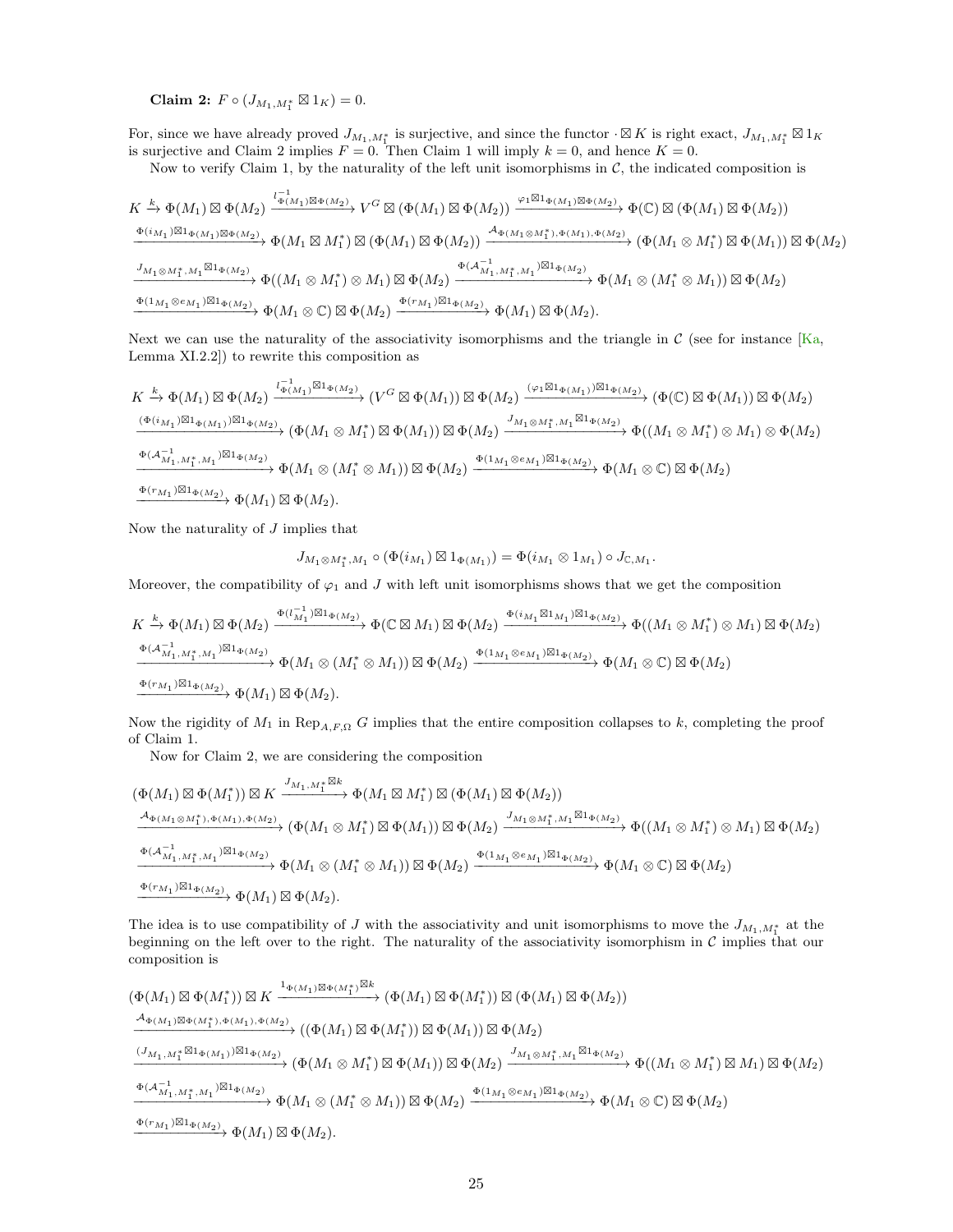**Claim 2:** $F \circ (J_{M_1,M_1^*} \boxtimes 1_K) = 0$.

For, since we have already proved $J_{M_1,M_1^*}$ is surjective, and since the functor $\cdot \boxtimes K$ is right exact, $J_{M_1,M_1^*} \boxtimes 1_K$ is surjective and Claim 2 implies $F = 0$. Then Claim 1 will imply $k = 0$, and hence $K = 0$.

Now to verify Claim 1, by the naturality of the left unit isomorphisms in $\mathcal{C}$, the indicated composition is

$$K \xrightarrow{k} \Phi(M_1) \boxtimes \Phi(M_2) \xrightarrow{l^{-1}_{\Phi(M_1)\boxtimes\Phi(M_2)}} V^G \boxtimes (\Phi(M_1) \boxtimes \Phi(M_2)) \xrightarrow{\varphi_1 \boxtimes 1_{\Phi(M_1)\boxtimes\Phi(M_2)}} \Phi(\mathbb{C}) \boxtimes (\Phi(M_1) \boxtimes \Phi(M_2))$$
$$\xrightarrow{\Phi(i_{M_1})\boxtimes 1_{\Phi(M_1)\boxtimes\Phi(M_2)}} \Phi(M_1 \boxtimes M_1^*) \boxtimes (\Phi(M_1) \boxtimes \Phi(M_2)) \xrightarrow{\mathcal{A}_{\Phi(M_1\otimes M_1^*),\Phi(M_1),\Phi(M_2)}} (\Phi(M_1 \otimes M_1^*) \boxtimes \Phi(M_1)) \boxtimes \Phi(M_2)$$
$$\xrightarrow{J_{M_1\otimes M_1^*,M_1}\boxtimes 1_{\Phi(M_2)}} \Phi((M_1 \otimes M_1^*) \otimes M_1) \boxtimes \Phi(M_2) \xrightarrow{\Phi(\mathcal{A}^{-1}_{M_1,M_1^*,M_1})\boxtimes 1_{\Phi(M_2)}} \Phi(M_1 \otimes (M_1^* \otimes M_1)) \boxtimes \Phi(M_2)$$
$$\xrightarrow{\Phi(1_{M_1}\otimes e_{M_1})\boxtimes 1_{\Phi(M_2)}} \Phi(M_1 \otimes \mathbb{C}) \boxtimes \Phi(M_2) \xrightarrow{\Phi(r_{M_1})\boxtimes 1_{\Phi(M_2)}} \Phi(M_1) \boxtimes \Phi(M_2).$$

Next we can use the naturality of the associativity isomorphisms and the triangle in $\mathcal{C}$ (see for instance [Ka, Lemma XI.2.2]) to rewrite this composition as

$$K \xrightarrow{k} \Phi(M_1) \boxtimes \Phi(M_2) \xrightarrow{l^{-1}_{\Phi(M_1)}\boxtimes 1_{\Phi(M_2)}} (V^G \boxtimes \Phi(M_1)) \boxtimes \Phi(M_2) \xrightarrow{(\varphi_1\boxtimes 1_{\Phi(M_1)})\boxtimes 1_{\Phi(M_2)}} (\Phi(\mathbb{C}) \boxtimes \Phi(M_1)) \boxtimes \Phi(M_2)$$
$$\xrightarrow{(\Phi(i_{M_1})\boxtimes 1_{\Phi(M_1)})\boxtimes 1_{\Phi(M_2)}} (\Phi(M_1 \otimes M_1^*) \boxtimes \Phi(M_1)) \boxtimes \Phi(M_2) \xrightarrow{J_{M_1\otimes M_1^*,M_1}\boxtimes 1_{\Phi(M_2)}} \Phi((M_1 \otimes M_1^*) \otimes M_1) \otimes \Phi(M_2)$$
$$\xrightarrow{\Phi(\mathcal{A}^{-1}_{M_1,M_1^*,M_1})\boxtimes 1_{\Phi(M_2)}} \Phi(M_1 \otimes (M_1^* \otimes M_1)) \boxtimes \Phi(M_2) \xrightarrow{\Phi(1_{M_1}\otimes e_{M_1})\boxtimes 1_{\Phi(M_2)}} \Phi(M_1 \otimes \mathbb{C}) \boxtimes \Phi(M_2)$$
$$\xrightarrow{\Phi(r_{M_1})\boxtimes 1_{\Phi(M_2)}} \Phi(M_1) \boxtimes \Phi(M_2).$$

Now the naturality of $J$ implies that

$$J_{M_1\otimes M_1^*,M_1} \circ (\Phi(i_{M_1}) \boxtimes 1_{\Phi(M_1)}) = \Phi(i_{M_1} \otimes 1_{M_1}) \circ J_{\mathbb{C},M_1}.$$

Moreover, the compatibility of $\varphi_1$ and $J$ with left unit isomorphisms shows that we get the composition

$$K \xrightarrow{k} \Phi(M_1) \boxtimes \Phi(M_2) \xrightarrow{\Phi(l^{-1}_{M_1})\boxtimes 1_{\Phi(M_2)}} \Phi(\mathbb{C} \boxtimes M_1) \boxtimes \Phi(M_2) \xrightarrow{\Phi(i_{M_1}\boxtimes 1_{M_1})\boxtimes 1_{\Phi(M_2)}} \Phi((M_1 \otimes M_1^*) \otimes M_1) \boxtimes \Phi(M_2)$$
$$\xrightarrow{\Phi(\mathcal{A}^{-1}_{M_1,M_1^*,M_1})\boxtimes 1_{\Phi(M_2)}} \Phi(M_1 \otimes (M_1^* \otimes M_1)) \boxtimes \Phi(M_2) \xrightarrow{\Phi(1_{M_1}\otimes e_{M_1})\boxtimes 1_{\Phi(M_2)}} \Phi(M_1 \otimes \mathbb{C}) \boxtimes \Phi(M_2)$$
$$\xrightarrow{\Phi(r_{M_1})\boxtimes 1_{\Phi(M_2)}} \Phi(M_1) \boxtimes \Phi(M_2).$$

Now the rigidity of $M_1$ in $\mathrm{Rep}_{A,F,\Omega}\, G$ implies that the entire composition collapses to $k$, completing the proof of Claim 1.

Now for Claim 2, we are considering the composition

$$(\Phi(M_1) \boxtimes \Phi(M_1^*)) \boxtimes K \xrightarrow{J_{M_1,M_1^*}\boxtimes k} \Phi(M_1 \boxtimes M_1^*) \boxtimes (\Phi(M_1) \boxtimes \Phi(M_2))$$
$$\xrightarrow{\mathcal{A}_{\Phi(M_1\otimes M_1^*),\Phi(M_1),\Phi(M_2)}} (\Phi(M_1 \otimes M_1^*) \boxtimes \Phi(M_1)) \boxtimes \Phi(M_2) \xrightarrow{J_{M_1\otimes M_1^*,M_1}\boxtimes 1_{\Phi(M_2)}} \Phi((M_1 \otimes M_1^*) \otimes M_1) \boxtimes \Phi(M_2)$$
$$\xrightarrow{\Phi(\mathcal{A}^{-1}_{M_1,M_1^*,M_1})\boxtimes 1_{\Phi(M_2)}} \Phi(M_1 \otimes (M_1^* \otimes M_1)) \boxtimes \Phi(M_2) \xrightarrow{\Phi(1_{M_1}\otimes e_{M_1})\boxtimes 1_{\Phi(M_2)}} \Phi(M_1 \otimes \mathbb{C}) \boxtimes \Phi(M_2)$$
$$\xrightarrow{\Phi(r_{M_1})\boxtimes 1_{\Phi(M_2)}} \Phi(M_1) \boxtimes \Phi(M_2).$$

The idea is to use compatibility of $J$ with the associativity and unit isomorphisms to move the $J_{M_1,M_1^*}$ at the beginning on the left over to the right. The naturality of the associativity isomorphism in $\mathcal{C}$ implies that our composition is

$$(\Phi(M_1) \boxtimes \Phi(M_1^*)) \boxtimes K \xrightarrow{1_{\Phi(M_1)\boxtimes\Phi(M_1^*)}\boxtimes k} (\Phi(M_1) \boxtimes \Phi(M_1^*)) \boxtimes (\Phi(M_1) \boxtimes \Phi(M_2))$$
$$\xrightarrow{\mathcal{A}_{\Phi(M_1)\boxtimes\Phi(M_1^*),\Phi(M_1),\Phi(M_2)}} ((\Phi(M_1) \boxtimes \Phi(M_1^*)) \boxtimes \Phi(M_1)) \boxtimes \Phi(M_2)$$
$$\xrightarrow{(J_{M_1,M_1^*}\boxtimes 1_{\Phi(M_1)})\boxtimes 1_{\Phi(M_2)}} (\Phi(M_1 \otimes M_1^*) \boxtimes \Phi(M_1)) \boxtimes \Phi(M_2) \xrightarrow{J_{M_1\otimes M_1^*,M_1}\boxtimes 1_{\Phi(M_2)}} \Phi((M_1 \otimes M_1^*) \boxtimes M_1) \boxtimes \Phi(M_2)$$
$$\xrightarrow{\Phi(\mathcal{A}^{-1}_{M_1,M_1^*,M_1})\boxtimes 1_{\Phi(M_2)}} \Phi(M_1 \otimes (M_1^* \otimes M_1)) \boxtimes \Phi(M_2) \xrightarrow{\Phi(1_{M_1}\otimes e_{M_1})\boxtimes 1_{\Phi(M_2)}} \Phi(M_1 \otimes \mathbb{C}) \boxtimes \Phi(M_2)$$
$$\xrightarrow{\Phi(r_{M_1})\boxtimes 1_{\Phi(M_2)}} \Phi(M_1) \boxtimes \Phi(M_2).$$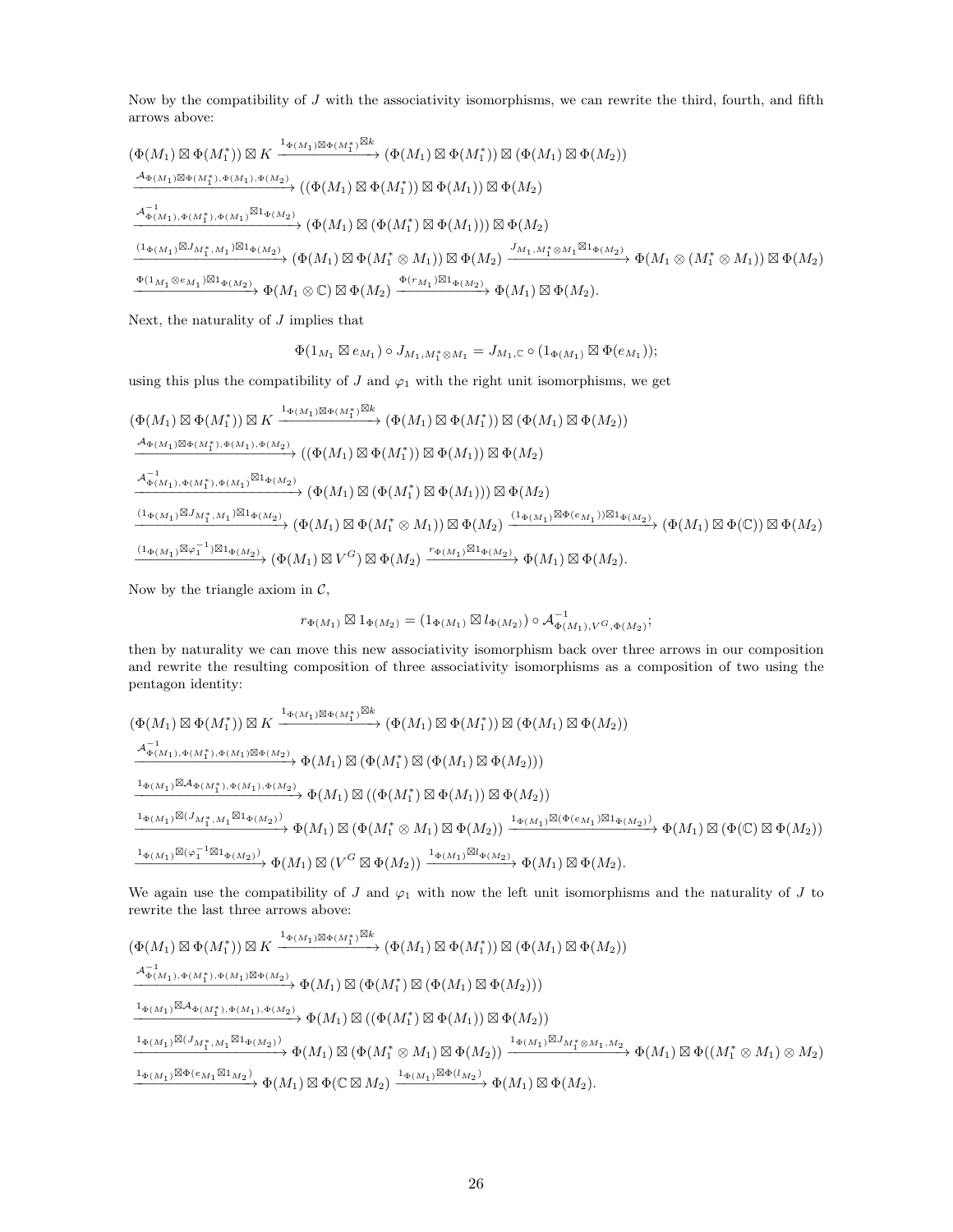Now by the compatibility of $J$ with the associativity isomorphisms, we can rewrite the third, fourth, and fifth arrows above:

$$
\begin{aligned}
&(\Phi(M_1) \boxtimes \Phi(M_1^*)) \boxtimes K \xrightarrow{1_{\Phi(M_1)\boxtimes\Phi(M_1^*)}\boxtimes k} (\Phi(M_1) \boxtimes \Phi(M_1^*)) \boxtimes (\Phi(M_1) \boxtimes \Phi(M_2))\\
&\xrightarrow{\mathcal{A}_{\Phi(M_1)\boxtimes\Phi(M_1^*),\Phi(M_1),\Phi(M_2)}} ((\Phi(M_1) \boxtimes \Phi(M_1^*)) \boxtimes \Phi(M_1)) \boxtimes \Phi(M_2)\\
&\xrightarrow{\mathcal{A}^{-1}_{\Phi(M_1),\Phi(M_1^*),\Phi(M_1)}\boxtimes 1_{\Phi(M_2)}} (\Phi(M_1) \boxtimes (\Phi(M_1^*) \boxtimes \Phi(M_1))) \boxtimes \Phi(M_2)\\
&\xrightarrow{(1_{\Phi(M_1)}\boxtimes J_{M_1^*,M_1})\boxtimes 1_{\Phi(M_2)}} (\Phi(M_1) \boxtimes \Phi(M_1^* \otimes M_1)) \boxtimes \Phi(M_2) \xrightarrow{J_{M_1,M_1^*\otimes M_1}\boxtimes 1_{\Phi(M_2)}} \Phi(M_1 \otimes (M_1^* \otimes M_1)) \boxtimes \Phi(M_2)\\
&\xrightarrow{\Phi(1_{M_1}\otimes e_{M_1})\boxtimes 1_{\Phi(M_2)}} \Phi(M_1 \otimes \mathbb{C}) \boxtimes \Phi(M_2) \xrightarrow{\Phi(r_{M_1})\boxtimes 1_{\Phi(M_2)}} \Phi(M_1) \boxtimes \Phi(M_2).
\end{aligned}
$$

Next, the naturality of $J$ implies that

$$\Phi(1_{M_1} \boxtimes e_{M_1}) \circ J_{M_1,M_1^*\otimes M_1} = J_{M_1,\mathbb{C}} \circ (1_{\Phi(M_1)} \boxtimes \Phi(e_{M_1}));$$

using this plus the compatibility of $J$ and $\varphi_1$ with the right unit isomorphisms, we get

$$
\begin{aligned}
&(\Phi(M_1) \boxtimes \Phi(M_1^*)) \boxtimes K \xrightarrow{1_{\Phi(M_1)\boxtimes\Phi(M_1^*)}\boxtimes k} (\Phi(M_1) \boxtimes \Phi(M_1^*)) \boxtimes (\Phi(M_1) \boxtimes \Phi(M_2))\\
&\xrightarrow{\mathcal{A}_{\Phi(M_1)\boxtimes\Phi(M_1^*),\Phi(M_1),\Phi(M_2)}} ((\Phi(M_1) \boxtimes \Phi(M_1^*)) \boxtimes \Phi(M_1)) \boxtimes \Phi(M_2)\\
&\xrightarrow{\mathcal{A}^{-1}_{\Phi(M_1),\Phi(M_1^*),\Phi(M_1)}\boxtimes 1_{\Phi(M_2)}} (\Phi(M_1) \boxtimes (\Phi(M_1^*) \boxtimes \Phi(M_1))) \boxtimes \Phi(M_2)\\
&\xrightarrow{(1_{\Phi(M_1)}\boxtimes J_{M_1^*,M_1})\boxtimes 1_{\Phi(M_2)}} (\Phi(M_1) \boxtimes \Phi(M_1^* \otimes M_1)) \boxtimes \Phi(M_2) \xrightarrow{(1_{\Phi(M_1)}\boxtimes\Phi(e_{M_1}))\boxtimes 1_{\Phi(M_2)}} (\Phi(M_1) \boxtimes \Phi(\mathbb{C})) \boxtimes \Phi(M_2)\\
&\xrightarrow{(1_{\Phi(M_1)}\boxtimes\varphi_1^{-1})\boxtimes 1_{\Phi(M_2)}} (\Phi(M_1) \boxtimes V^G) \boxtimes \Phi(M_2) \xrightarrow{r_{\Phi(M_1)}\boxtimes 1_{\Phi(M_2)}} \Phi(M_1) \boxtimes \Phi(M_2).
\end{aligned}
$$

Now by the triangle axiom in $\mathcal{C}$,

$$r_{\Phi(M_1)} \boxtimes 1_{\Phi(M_2)} = (1_{\Phi(M_1)} \boxtimes l_{\Phi(M_2)}) \circ \mathcal{A}^{-1}_{\Phi(M_1),V^G,\Phi(M_2)};$$

then by naturality we can move this new associativity isomorphism back over three arrows in our composition and rewrite the resulting composition of three associativity isomorphisms as a composition of two using the pentagon identity:

$$
\begin{aligned}
&(\Phi(M_1) \boxtimes \Phi(M_1^*)) \boxtimes K \xrightarrow{1_{\Phi(M_1)\boxtimes\Phi(M_1^*)}\boxtimes k} (\Phi(M_1) \boxtimes \Phi(M_1^*)) \boxtimes (\Phi(M_1) \boxtimes \Phi(M_2))\\
&\xrightarrow{\mathcal{A}^{-1}_{\Phi(M_1),\Phi(M_1^*),\Phi(M_1)\boxtimes\Phi(M_2)}} \Phi(M_1) \boxtimes (\Phi(M_1^*) \boxtimes (\Phi(M_1) \boxtimes \Phi(M_2)))\\
&\xrightarrow{1_{\Phi(M_1)}\boxtimes\mathcal{A}_{\Phi(M_1^*),\Phi(M_1),\Phi(M_2)}} \Phi(M_1) \boxtimes ((\Phi(M_1^*) \boxtimes \Phi(M_1)) \boxtimes \Phi(M_2))\\
&\xrightarrow{1_{\Phi(M_1)}\boxtimes(J_{M_1^*,M_1}\boxtimes 1_{\Phi(M_2)})} \Phi(M_1) \boxtimes (\Phi(M_1^* \otimes M_1) \boxtimes \Phi(M_2)) \xrightarrow{1_{\Phi(M_1)}\boxtimes(\Phi(e_{M_1})\boxtimes 1_{\Phi(M_2)})} \Phi(M_1) \boxtimes (\Phi(\mathbb{C}) \boxtimes \Phi(M_2))\\
&\xrightarrow{1_{\Phi(M_1)}\boxtimes(\varphi_1^{-1}\boxtimes 1_{\Phi(M_2)})} \Phi(M_1) \boxtimes (V^G \boxtimes \Phi(M_2)) \xrightarrow{1_{\Phi(M_1)}\boxtimes l_{\Phi(M_2)}} \Phi(M_1) \boxtimes \Phi(M_2).
\end{aligned}
$$

We again use the compatibility of $J$ and $\varphi_1$ with now the left unit isomorphisms and the naturality of $J$ to rewrite the last three arrows above:

$$
\begin{aligned}
&(\Phi(M_1) \boxtimes \Phi(M_1^*)) \boxtimes K \xrightarrow{1_{\Phi(M_1)\boxtimes\Phi(M_1^*)}\boxtimes k} (\Phi(M_1) \boxtimes \Phi(M_1^*)) \boxtimes (\Phi(M_1) \boxtimes \Phi(M_2))\\
&\xrightarrow{\mathcal{A}^{-1}_{\Phi(M_1),\Phi(M_1^*),\Phi(M_1)\boxtimes\Phi(M_2)}} \Phi(M_1) \boxtimes (\Phi(M_1^*) \boxtimes (\Phi(M_1) \boxtimes \Phi(M_2)))\\
&\xrightarrow{1_{\Phi(M_1)}\boxtimes\mathcal{A}_{\Phi(M_1^*),\Phi(M_1),\Phi(M_2)}} \Phi(M_1) \boxtimes ((\Phi(M_1^*) \boxtimes \Phi(M_1)) \boxtimes \Phi(M_2))\\
&\xrightarrow{1_{\Phi(M_1)}\boxtimes(J_{M_1^*,M_1}\boxtimes 1_{\Phi(M_2)})} \Phi(M_1) \boxtimes (\Phi(M_1^* \otimes M_1) \boxtimes \Phi(M_2)) \xrightarrow{1_{\Phi(M_1)}\boxtimes J_{M_1^*\otimes M_1,M_2}} \Phi(M_1) \boxtimes \Phi((M_1^* \otimes M_1) \otimes M_2)\\
&\xrightarrow{1_{\Phi(M_1)}\boxtimes\Phi(e_{M_1}\boxtimes 1_{M_2})} \Phi(M_1) \boxtimes \Phi(\mathbb{C} \boxtimes M_2) \xrightarrow{1_{\Phi(M_1)}\boxtimes\Phi(l_{M_2})} \Phi(M_1) \boxtimes \Phi(M_2).
\end{aligned}
$$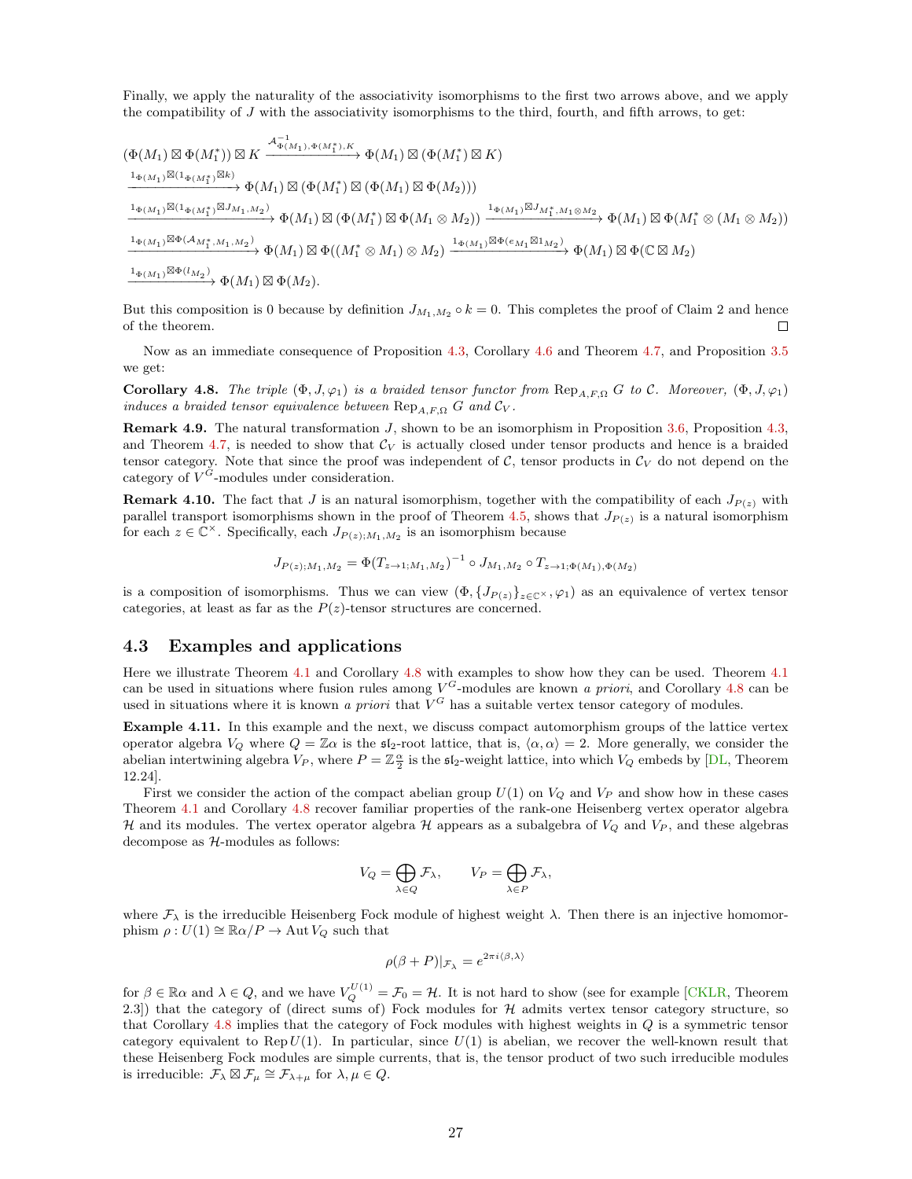Finally, we apply the naturality of the associativity isomorphisms to the first two arrows above, and we apply the compatibility of $J$ with the associativity isomorphisms to the third, fourth, and fifth arrows, to get:

$$
\begin{aligned}
&(\Phi(M_1)\boxtimes\Phi(M_1^*))\boxtimes K \xrightarrow{\mathcal{A}^{-1}_{\Phi(M_1),\Phi(M_1^*),K}} \Phi(M_1)\boxtimes(\Phi(M_1^*)\boxtimes K)\\
&\xrightarrow{1_{\Phi(M_1)}\boxtimes(1_{\Phi(M_1^*)}\boxtimes k)} \Phi(M_1)\boxtimes(\Phi(M_1^*)\boxtimes(\Phi(M_1)\boxtimes\Phi(M_2)))\\
&\xrightarrow{1_{\Phi(M_1)}\boxtimes(1_{\Phi(M_1^*)}\boxtimes J_{M_1,M_2})} \Phi(M_1)\boxtimes(\Phi(M_1^*)\boxtimes\Phi(M_1\otimes M_2)) \xrightarrow{1_{\Phi(M_1)}\boxtimes J_{M_1^*,M_1\otimes M_2}} \Phi(M_1)\boxtimes\Phi(M_1^*\otimes(M_1\otimes M_2))\\
&\xrightarrow{1_{\Phi(M_1)}\boxtimes\Phi(\mathcal{A}_{M_1^*,M_1,M_2})} \Phi(M_1)\boxtimes\Phi((M_1^*\otimes M_1)\otimes M_2) \xrightarrow{1_{\Phi(M_1)}\boxtimes\Phi(e_{M_1}\boxtimes 1_{M_2})} \Phi(M_1)\boxtimes\Phi(\mathbb{C}\boxtimes M_2)\\
&\xrightarrow{1_{\Phi(M_1)}\boxtimes\Phi(l_{M_2})} \Phi(M_1)\boxtimes\Phi(M_2).
\end{aligned}
$$

But this composition is 0 because by definition $J_{M_1,M_2}\circ k = 0$. This completes the proof of Claim 2 and hence of the theorem. □

Now as an immediate consequence of Proposition 4.3, Corollary 4.6 and Theorem 4.7, and Proposition 3.5 we get:

**Corollary 4.8.** *The triple $(\Phi, J, \varphi_1)$ is a braided tensor functor from $\mathrm{Rep}_{A,F,\Omega}\, G$ to $\mathcal{C}$. Moreover, $(\Phi, J, \varphi_1)$ induces a braided tensor equivalence between $\mathrm{Rep}_{A,F,\Omega}\, G$ and $\mathcal{C}_V$.*

**Remark 4.9.** The natural transformation $J$, shown to be an isomorphism in Proposition 3.6, Proposition 4.3, and Theorem 4.7, is needed to show that $\mathcal{C}_V$ is actually closed under tensor products and hence is a braided tensor category. Note that since the proof was independent of $\mathcal{C}$, tensor products in $\mathcal{C}_V$ do not depend on the category of $V^G$-modules under consideration.

**Remark 4.10.** The fact that $J$ is an natural isomorphism, together with the compatibility of each $J_{P(z)}$ with parallel transport isomorphisms shown in the proof of Theorem 4.5, shows that $J_{P(z)}$ is a natural isomorphism for each $z\in\mathbb{C}^\times$. Specifically, each $J_{P(z);M_1,M_2}$ is an isomorphism because

$$J_{P(z);M_1,M_2} = \Phi(T_{z\to 1;M_1,M_2})^{-1}\circ J_{M_1,M_2}\circ T_{z\to 1;\Phi(M_1),\Phi(M_2)}$$

is a composition of isomorphisms. Thus we can view $(\Phi, \{J_{P(z)}\}_{z\in\mathbb{C}^\times}, \varphi_1)$ as an equivalence of vertex tensor categories, at least as far as the $P(z)$-tensor structures are concerned.

### 4.3 Examples and applications

Here we illustrate Theorem 4.1 and Corollary 4.8 with examples to show how they can be used. Theorem 4.1 can be used in situations where fusion rules among $V^G$-modules are known *a priori*, and Corollary 4.8 can be used in situations where it is known *a priori* that $V^G$ has a suitable vertex tensor category of modules.

**Example 4.11.** In this example and the next, we discuss compact automorphism groups of the lattice vertex operator algebra $V_Q$ where $Q = \mathbb{Z}\alpha$ is the $\mathfrak{sl}_2$-root lattice, that is, $\langle\alpha,\alpha\rangle = 2$. More generally, we consider the abelian intertwining algebra $V_P$, where $P = \mathbb{Z}\frac{\alpha}{2}$ is the $\mathfrak{sl}_2$-weight lattice, into which $V_Q$ embeds by [DL, Theorem 12.24].

First we consider the action of the compact abelian group $U(1)$ on $V_Q$ and $V_P$ and show how in these cases Theorem 4.1 and Corollary 4.8 recover familiar properties of the rank-one Heisenberg vertex operator algebra $\mathcal{H}$ and its modules. The vertex operator algebra $\mathcal{H}$ appears as a subalgebra of $V_Q$ and $V_P$, and these algebras decompose as $\mathcal{H}$-modules as follows:

$$V_Q = \bigoplus_{\lambda\in Q}\mathcal{F}_\lambda, \qquad V_P = \bigoplus_{\lambda\in P}\mathcal{F}_\lambda,$$

where $\mathcal{F}_\lambda$ is the irreducible Heisenberg Fock module of highest weight $\lambda$. Then there is an injective homomorphism $\rho: U(1)\cong\mathbb{R}\alpha/P\to\mathrm{Aut}\, V_Q$ such that

$$\rho(\beta+P)|_{\mathcal{F}_\lambda} = e^{2\pi i\langle\beta,\lambda\rangle}$$

for $\beta\in\mathbb{R}\alpha$ and $\lambda\in Q$, and we have $V_Q^{U(1)} = \mathcal{F}_0 = \mathcal{H}$. It is not hard to show (see for example [CKLR, Theorem 2.3]) that the category of (direct sums of) Fock modules for $\mathcal{H}$ admits vertex tensor category structure, so that Corollary 4.8 implies that the category of Fock modules with highest weights in $Q$ is a symmetric tensor category equivalent to $\mathrm{Rep}\, U(1)$. In particular, since $U(1)$ is abelian, we recover the well-known result that these Heisenberg Fock modules are simple currents, that is, the tensor product of two such irreducible modules is irreducible: $\mathcal{F}_\lambda\boxtimes\mathcal{F}_\mu\cong\mathcal{F}_{\lambda+\mu}$ for $\lambda,\mu\in Q$.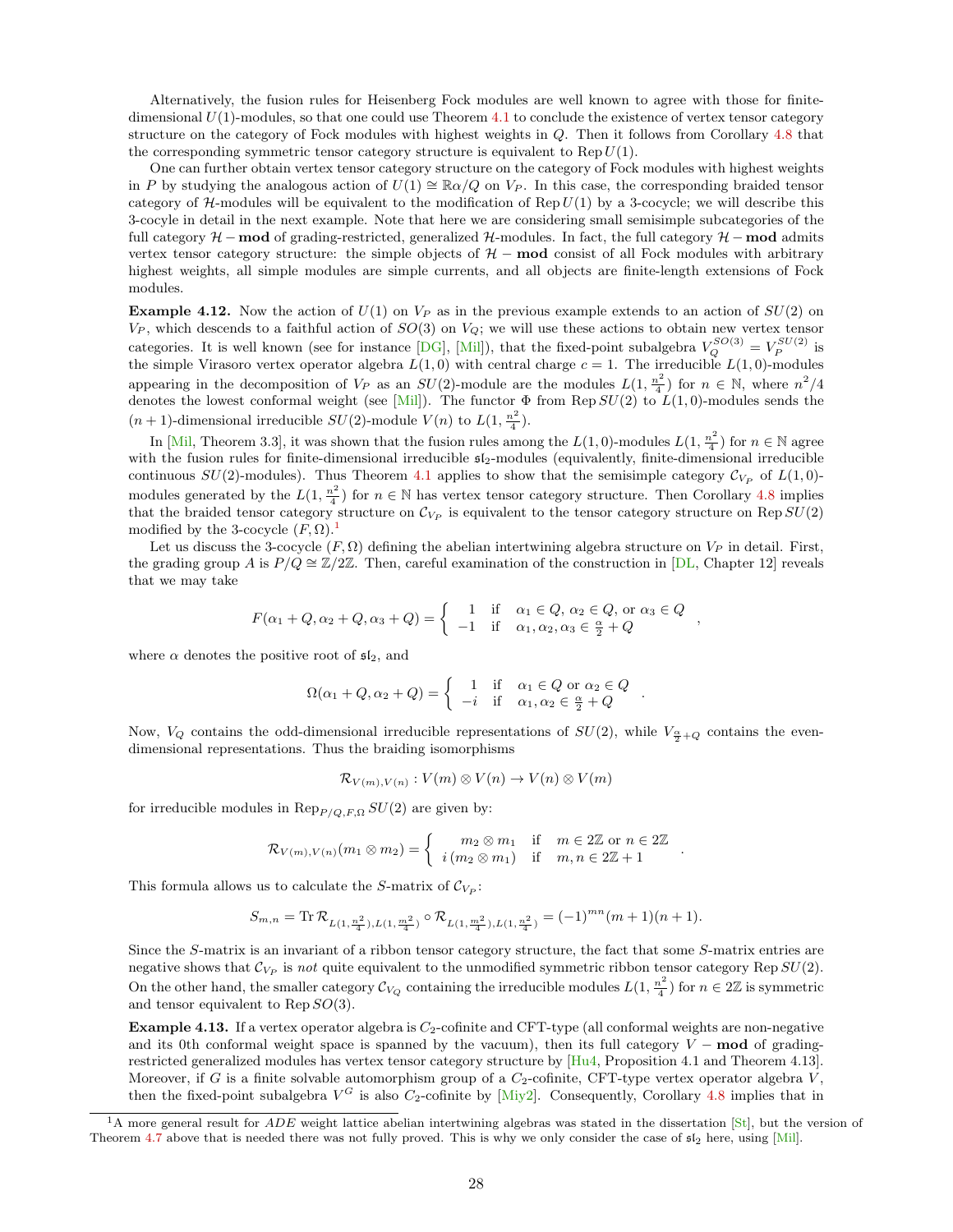Alternatively, the fusion rules for Heisenberg Fock modules are well known to agree with those for finite-dimensional $U(1)$-modules, so that one could use Theorem 4.1 to conclude the existence of vertex tensor category structure on the category of Fock modules with highest weights in $Q$. Then it follows from Corollary 4.8 that the corresponding symmetric tensor category structure is equivalent to $\operatorname{Rep} U(1)$.

One can further obtain vertex tensor category structure on the category of Fock modules with highest weights in $P$ by studying the analogous action of $U(1) \cong \mathbb{R}\alpha/Q$ on $V_P$. In this case, the corresponding braided tensor category of $\mathcal{H}$-modules will be equivalent to the modification of $\operatorname{Rep} U(1)$ by a 3-cocycle; we will describe this 3-cocycle in detail in the next example. Note that here we are considering small semisimple subcategories of the full category $\mathcal{H}-\mathbf{mod}$ of grading-restricted, generalized $\mathcal{H}$-modules. In fact, the full category $\mathcal{H}-\mathbf{mod}$ admits vertex tensor category structure: the simple objects of $\mathcal{H}-\mathbf{mod}$ consist of all Fock modules with arbitrary highest weights, all simple modules are simple currents, and all objects are finite-length extensions of Fock modules.

**Example 4.12.** Now the action of $U(1)$ on $V_P$ as in the previous example extends to an action of $SU(2)$ on $V_P$, which descends to a faithful action of $SO(3)$ on $V_Q$; we will use these actions to obtain new vertex tensor categories. It is well known (see for instance [DG], [Mil]), that the fixed-point subalgebra $V_Q^{SO(3)} = V_P^{SU(2)}$ is the simple Virasoro vertex operator algebra $L(1,0)$ with central charge $c = 1$. The irreducible $L(1,0)$-modules appearing in the decomposition of $V_P$ as an $SU(2)$-module are the modules $L(1, \frac{n^2}{4})$ for $n \in \mathbb{N}$, where $n^2/4$ denotes the lowest conformal weight (see [Mil]). The functor $\Phi$ from $\operatorname{Rep} SU(2)$ to $L(1,0)$-modules sends the $(n+1)$-dimensional irreducible $SU(2)$-module $V(n)$ to $L(1, \frac{n^2}{4})$.

In [Mil, Theorem 3.3], it was shown that the fusion rules among the $L(1,0)$-modules $L(1, \frac{n^2}{4})$ for $n \in \mathbb{N}$ agree with the fusion rules for finite-dimensional irreducible $\mathfrak{sl}_2$-modules (equivalently, finite-dimensional irreducible continuous $SU(2)$-modules). Thus Theorem 4.1 applies to show that the semisimple category $\mathcal{C}_{V_P}$ of $L(1,0)$-modules generated by the $L(1, \frac{n^2}{4})$ for $n \in \mathbb{N}$ has vertex tensor category structure. Then Corollary 4.8 implies that the braided tensor category structure on $\mathcal{C}_{V_P}$ is equivalent to the tensor category structure on $\operatorname{Rep} SU(2)$ modified by the 3-cocycle $(F, \Omega)$.[1]

Let us discuss the 3-cocycle $(F, \Omega)$ defining the abelian intertwining algebra structure on $V_P$ in detail. First, the grading group $A$ is $P/Q \cong \mathbb{Z}/2\mathbb{Z}$. Then, careful examination of the construction in [DL, Chapter 12] reveals that we may take

$$F(\alpha_1 + Q, \alpha_2 + Q, \alpha_3 + Q) = \left\{ \begin{array}{rl} 1 & \text{if} \quad \alpha_1 \in Q, \, \alpha_2 \in Q, \text{ or } \alpha_3 \in Q \\ -1 & \text{if} \quad \alpha_1, \alpha_2, \alpha_3 \in \frac{\alpha}{2} + Q \end{array} \right. ,$$

where $\alpha$ denotes the positive root of $\mathfrak{sl}_2$, and

$$\Omega(\alpha_1 + Q, \alpha_2 + Q) = \left\{ \begin{array}{rl} 1 & \text{if} \quad \alpha_1 \in Q \text{ or } \alpha_2 \in Q \\ -i & \text{if} \quad \alpha_1, \alpha_2 \in \frac{\alpha}{2} + Q \end{array} \right. .$$

Now, $V_Q$ contains the odd-dimensional irreducible representations of $SU(2)$, while $V_{\frac{\alpha}{2}+Q}$ contains the even-dimensional representations. Thus the braiding isomorphisms

$$\mathcal{R}_{V(m),V(n)} : V(m) \otimes V(n) \to V(n) \otimes V(m)$$

for irreducible modules in $\operatorname{Rep}_{P/Q,F,\Omega} SU(2)$ are given by:

$$\mathcal{R}_{V(m),V(n)}(m_1 \otimes m_2) = \left\{ \begin{array}{cl} m_2 \otimes m_1 & \text{if} \quad m \in 2\mathbb{Z} \text{ or } n \in 2\mathbb{Z} \\ i\,(m_2 \otimes m_1) & \text{if} \quad m, n \in 2\mathbb{Z}+1 \end{array} \right. .$$

This formula allows us to calculate the $S$-matrix of $\mathcal{C}_{V_P}$:

$$S_{m,n} = \operatorname{Tr} \mathcal{R}_{L(1,\frac{n^2}{4}), L(1,\frac{m^2}{4})} \circ \mathcal{R}_{L(1,\frac{m^2}{4}), L(1,\frac{n^2}{4})} = (-1)^{mn}(m+1)(n+1).$$

Since the $S$-matrix is an invariant of a ribbon tensor category structure, the fact that some $S$-matrix entries are negative shows that $\mathcal{C}_{V_P}$ is *not* quite equivalent to the unmodified symmetric ribbon tensor category $\operatorname{Rep} SU(2)$. On the other hand, the smaller category $\mathcal{C}_{V_Q}$ containing the irreducible modules $L(1, \frac{n^2}{4})$ for $n \in 2\mathbb{Z}$ is symmetric and tensor equivalent to $\operatorname{Rep} SO(3)$.

**Example 4.13.** If a vertex operator algebra is $C_2$-cofinite and CFT-type (all conformal weights are non-negative and its 0th conformal weight space is spanned by the vacuum), then its full category $V-\mathbf{mod}$ of grading-restricted generalized modules has vertex tensor category structure by [Hu4, Proposition 4.1 and Theorem 4.13]. Moreover, if $G$ is a finite solvable automorphism group of a $C_2$-cofinite, CFT-type vertex operator algebra $V$, then the fixed-point subalgebra $V^G$ is also $C_2$-cofinite by [Miy2]. Consequently, Corollary 4.8 implies that in

[1] A more general result for *ADE* weight lattice abelian intertwining algebras was stated in the dissertation [St], but the version of Theorem 4.7 above that is needed there was not fully proved. This is why we only consider the case of $\mathfrak{sl}_2$ here, using [Mil].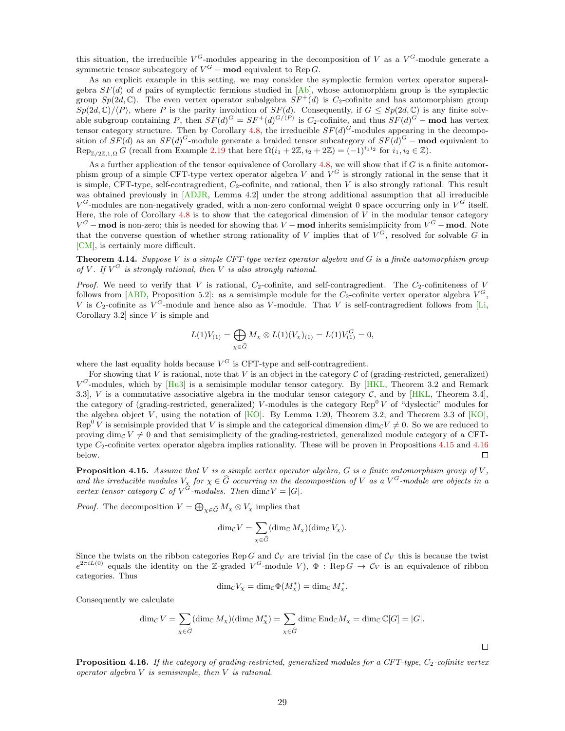this situation, the irreducible $V^G$-modules appearing in the decomposition of $V$ as a $V^G$-module generate a symmetric tensor subcategory of $V^G-\mathbf{mod}$ equivalent to $\mathrm{Rep}\, G$.

As an explicit example in this setting, we may consider the symplectic fermion vertex operator superalgebra $SF(d)$ of $d$ pairs of symplectic fermions studied in [Ab], whose automorphism group is the symplectic group $Sp(2d,\mathbb{C})$. The even vertex operator subalgebra $SF^+(d)$ is $C_2$-cofinite and has automorphism group $Sp(2d,\mathbb{C})/\langle P\rangle$, where $P$ is the parity involution of $SF(d)$. Consequently, if $G\leq Sp(2d,\mathbb{C})$ is any finite solvable subgroup containing $P$, then $SF(d)^G = SF^+(d)^{G/\langle P\rangle}$ is $C_2$-cofinite, and thus $SF(d)^G-\mathbf{mod}$ has vertex tensor category structure. Then by Corollary 4.8, the irreducible $SF(d)^G$-modules appearing in the decomposition of $SF(d)$ as an $SF(d)^G$-module generate a braided tensor subcategory of $SF(d)^G-\mathbf{mod}$ equivalent to $\mathrm{Rep}_{\mathbb{Z}/2\mathbb{Z},1,\Omega}\, G$ (recall from Example 2.19 that here $\Omega(i_1+2\mathbb{Z}, i_2+2\mathbb{Z}) = (-1)^{i_1 i_2}$ for $i_1, i_2\in\mathbb{Z}$).

As a further application of the tensor equivalence of Corollary 4.8, we will show that if $G$ is a finite automorphism group of a simple CFT-type vertex operator algebra $V$ and $V^G$ is strongly rational in the sense that it is simple, CFT-type, self-contragredient, $C_2$-cofinite, and rational, then $V$ is also strongly rational. This result was obtained previously in [ADJR, Lemma 4.2] under the strong additional assumption that all irreducible $V^G$-modules are non-negatively graded, with a non-zero conformal weight 0 space occurring only in $V^G$ itself. Here, the role of Corollary 4.8 is to show that the categorical dimension of $V$ in the modular tensor category $V^G-\mathbf{mod}$ is non-zero; this is needed for showing that $V-\mathbf{mod}$ inherits semisimplicity from $V^G-\mathbf{mod}$. Note that the converse question of whether strong rationality of $V$ implies that of $V^G$, resolved for solvable $G$ in [CM], is certainly more difficult.

**Theorem 4.14.** *Suppose $V$ is a simple CFT-type vertex operator algebra and $G$ is a finite automorphism group of $V$. If $V^G$ is strongly rational, then $V$ is also strongly rational.*

*Proof.* We need to verify that $V$ is rational, $C_2$-cofinite, and self-contragredient. The $C_2$-cofiniteness of $V$ follows from [ABD, Proposition 5.2]: as a semisimple module for the $C_2$-cofinite vertex operator algebra $V^G$, $V$ is $C_2$-cofinite as $V^G$-module and hence also as $V$-module. That $V$ is self-contragredient follows from [Li, Corollary 3.2] since $V$ is simple and

$$L(1)V_{(1)} = \bigoplus_{\chi\in\widehat{G}} M_\chi\otimes L(1)(V_\chi)_{(1)} = L(1)V^G_{(1)} = 0,$$

where the last equality holds because $V^G$ is CFT-type and self-contragredient.

For showing that $V$ is rational, note that $V$ is an object in the category $\mathcal{C}$ of (grading-restricted, generalized) $V^G$-modules, which by [Hu3] is a semisimple modular tensor category. By [HKL, Theorem 3.2 and Remark 3.3], $V$ is a commutative associative algebra in the modular tensor category $\mathcal{C}$, and by [HKL, Theorem 3.4], the category of (grading-restricted, generalized) $V$-modules is the category $\mathrm{Rep}^0\, V$ of "dyslectic" modules for the algebra object $V$, using the notation of [KO]. By Lemma 1.20, Theorem 3.2, and Theorem 3.3 of [KO], $\mathrm{Rep}^0\, V$ is semisimple provided that $V$ is simple and the categorical dimension $\dim_{\mathcal{C}} V\neq 0$. So we are reduced to proving $\dim_{\mathcal{C}} V\neq 0$ and that semisimplicity of the grading-restricted, generalized module category of a CFT-type $C_2$-cofinite vertex operator algebra implies rationality. These will be proven in Propositions 4.15 and 4.16 below. ◻

**Proposition 4.15.** *Assume that $V$ is a simple vertex operator algebra, $G$ is a finite automorphism group of $V$, and the irreducible modules $V_\chi$ for $\chi\in\widehat{G}$ occurring in the decomposition of $V$ as a $V^G$-module are objects in a vertex tensor category $\mathcal{C}$ of $V^G$-modules. Then $\dim_{\mathcal{C}} V = |G|$.*

*Proof.* The decomposition $V=\bigoplus_{\chi\in\widehat{G}} M_\chi\otimes V_\chi$ implies that

$$\dim_{\mathcal{C}} V = \sum_{\chi\in\widehat{G}} (\dim_{\mathbb{C}} M_\chi)(\dim_{\mathcal{C}} V_\chi).$$

Since the twists on the ribbon categories $\mathrm{Rep}\, G$ and $\mathcal{C}_V$ are trivial (in the case of $\mathcal{C}_V$ this is because the twist $e^{2\pi i L(0)}$ equals the identity on the $\mathbb{Z}$-graded $V^G$-module $V$), $\Phi : \mathrm{Rep}\, G\to\mathcal{C}_V$ is an equivalence of ribbon categories. Thus

$$\dim_{\mathcal{C}} V_\chi = \dim_{\mathcal{C}} \Phi(M_\chi^*) = \dim_{\mathbb{C}} M_\chi^*.$$

Consequently we calculate

$$\dim_{\mathcal{C}} V = \sum_{\chi\in\widehat{G}} (\dim_{\mathbb{C}} M_\chi)(\dim_{\mathbb{C}} M_\chi^*) = \sum_{\chi\in\widehat{G}} \dim_{\mathbb{C}} \mathrm{End}_{\mathbb{C}} M_\chi = \dim_{\mathbb{C}} \mathbb{C}[G] = |G|.$$

◻

**Proposition 4.16.** *If the category of grading-restricted, generalized modules for a CFT-type, $C_2$-cofinite vertex operator algebra $V$ is semisimple, then $V$ is rational.*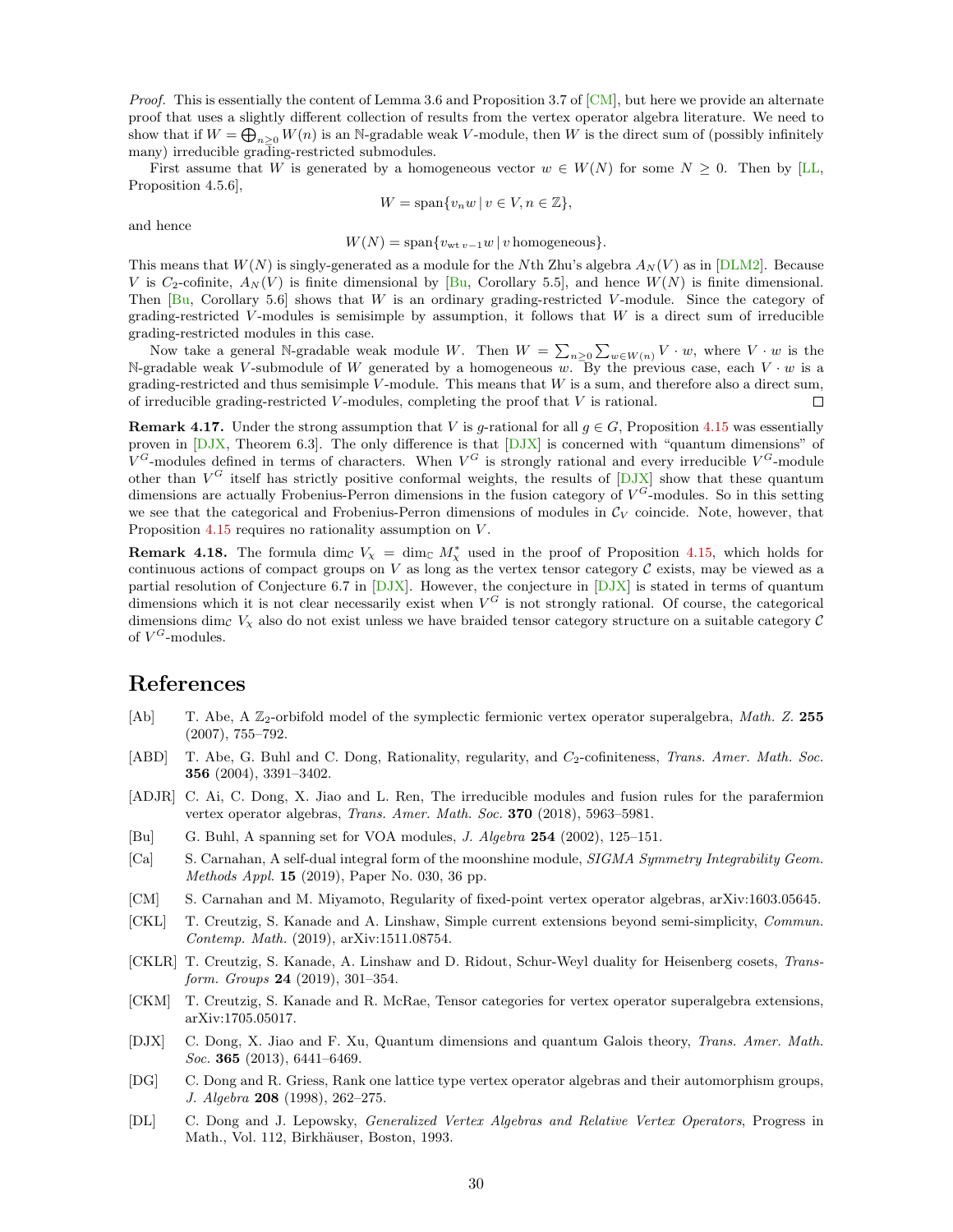*Proof.* This is essentially the content of Lemma 3.6 and Proposition 3.7 of [CM], but here we provide an alternate proof that uses a slightly different collection of results from the vertex operator algebra literature. We need to show that if $W = \bigoplus_{n\geq 0} W(n)$ is an $\mathbb{N}$-gradable weak $V$-module, then $W$ is the direct sum of (possibly infinitely many) irreducible grading-restricted submodules.

First assume that $W$ is generated by a homogeneous vector $w \in W(N)$ for some $N \geq 0$. Then by [LL, Proposition 4.5.6],

$$W = \mathrm{span}\{v_n w \mid v \in V, n \in \mathbb{Z}\},$$

and hence

$$W(N) = \mathrm{span}\{v_{\mathrm{wt}\, v-1} w \mid v \text{ homogeneous}\}.$$

This means that $W(N)$ is singly-generated as a module for the $N$th Zhu's algebra $A_N(V)$ as in [DLM2]. Because $V$ is $C_2$-cofinite, $A_N(V)$ is finite dimensional by [Bu, Corollary 5.5], and hence $W(N)$ is finite dimensional. Then [Bu, Corollary 5.6] shows that $W$ is an ordinary grading-restricted $V$-module. Since the category of grading-restricted $V$-modules is semisimple by assumption, it follows that $W$ is a direct sum of irreducible grading-restricted modules in this case.

Now take a general $\mathbb{N}$-gradable weak module $W$. Then $W = \sum_{n\geq 0} \sum_{w\in W(n)} V \cdot w$, where $V \cdot w$ is the $\mathbb{N}$-gradable weak $V$-submodule of $W$ generated by a homogeneous $w$. By the previous case, each $V \cdot w$ is a grading-restricted and thus semisimple $V$-module. This means that $W$ is a sum, and therefore also a direct sum, of irreducible grading-restricted $V$-modules, completing the proof that $V$ is rational. □

**Remark 4.17.** Under the strong assumption that $V$ is $g$-rational for all $g \in G$, Proposition 4.15 was essentially proven in [DJX, Theorem 6.3]. The only difference is that [DJX] is concerned with "quantum dimensions" of $V^G$-modules defined in terms of characters. When $V^G$ is strongly rational and every irreducible $V^G$-module other than $V^G$ itself has strictly positive conformal weights, the results of [DJX] show that these quantum dimensions are actually Frobenius-Perron dimensions in the fusion category of $V^G$-modules. So in this setting we see that the categorical and Frobenius-Perron dimensions of modules in $\mathcal{C}_V$ coincide. Note, however, that Proposition 4.15 requires no rationality assumption on $V$.

**Remark 4.18.** The formula $\dim_{\mathcal{C}} V_\chi = \dim_{\mathbb{C}} M_\chi^*$ used in the proof of Proposition 4.15, which holds for continuous actions of compact groups on $V$ as long as the vertex tensor category $\mathcal{C}$ exists, may be viewed as a partial resolution of Conjecture 6.7 in [DJX]. However, the conjecture in [DJX] is stated in terms of quantum dimensions which it is not clear necessarily exist when $V^G$ is not strongly rational. Of course, the categorical dimensions $\dim_{\mathcal{C}} V_\chi$ also do not exist unless we have braided tensor category structure on a suitable category $\mathcal{C}$ of $V^G$-modules.

# References

[Ab] T. Abe, A $\mathbb{Z}_2$-orbifold model of the symplectic fermionic vertex operator superalgebra, *Math. Z.* **255** (2007), 755–792.

[ABD] T. Abe, G. Buhl and C. Dong, Rationality, regularity, and $C_2$-cofiniteness, *Trans. Amer. Math. Soc.* **356** (2004), 3391–3402.

[ADJR] C. Ai, C. Dong, X. Jiao and L. Ren, The irreducible modules and fusion rules for the parafermion vertex operator algebras, *Trans. Amer. Math. Soc.* **370** (2018), 5963–5981.

[Bu] G. Buhl, A spanning set for VOA modules, *J. Algebra* **254** (2002), 125–151.

[Ca] S. Carnahan, A self-dual integral form of the moonshine module, *SIGMA Symmetry Integrability Geom. Methods Appl.* **15** (2019), Paper No. 030, 36 pp.

[CM] S. Carnahan and M. Miyamoto, Regularity of fixed-point vertex operator algebras, arXiv:1603.05645.

[CKL] T. Creutzig, S. Kanade and A. Linshaw, Simple current extensions beyond semi-simplicity, *Commun. Contemp. Math.* (2019), arXiv:1511.08754.

[CKLR] T. Creutzig, S. Kanade, A. Linshaw and D. Ridout, Schur-Weyl duality for Heisenberg cosets, *Transform. Groups* **24** (2019), 301–354.

[CKM] T. Creutzig, S. Kanade and R. McRae, Tensor categories for vertex operator superalgebra extensions, arXiv:1705.05017.

[DJX] C. Dong, X. Jiao and F. Xu, Quantum dimensions and quantum Galois theory, *Trans. Amer. Math. Soc.* **365** (2013), 6441–6469.

[DG] C. Dong and R. Griess, Rank one lattice type vertex operator algebras and their automorphism groups, *J. Algebra* **208** (1998), 262–275.

[DL] C. Dong and J. Lepowsky, *Generalized Vertex Algebras and Relative Vertex Operators*, Progress in Math., Vol. 112, Birkhäuser, Boston, 1993.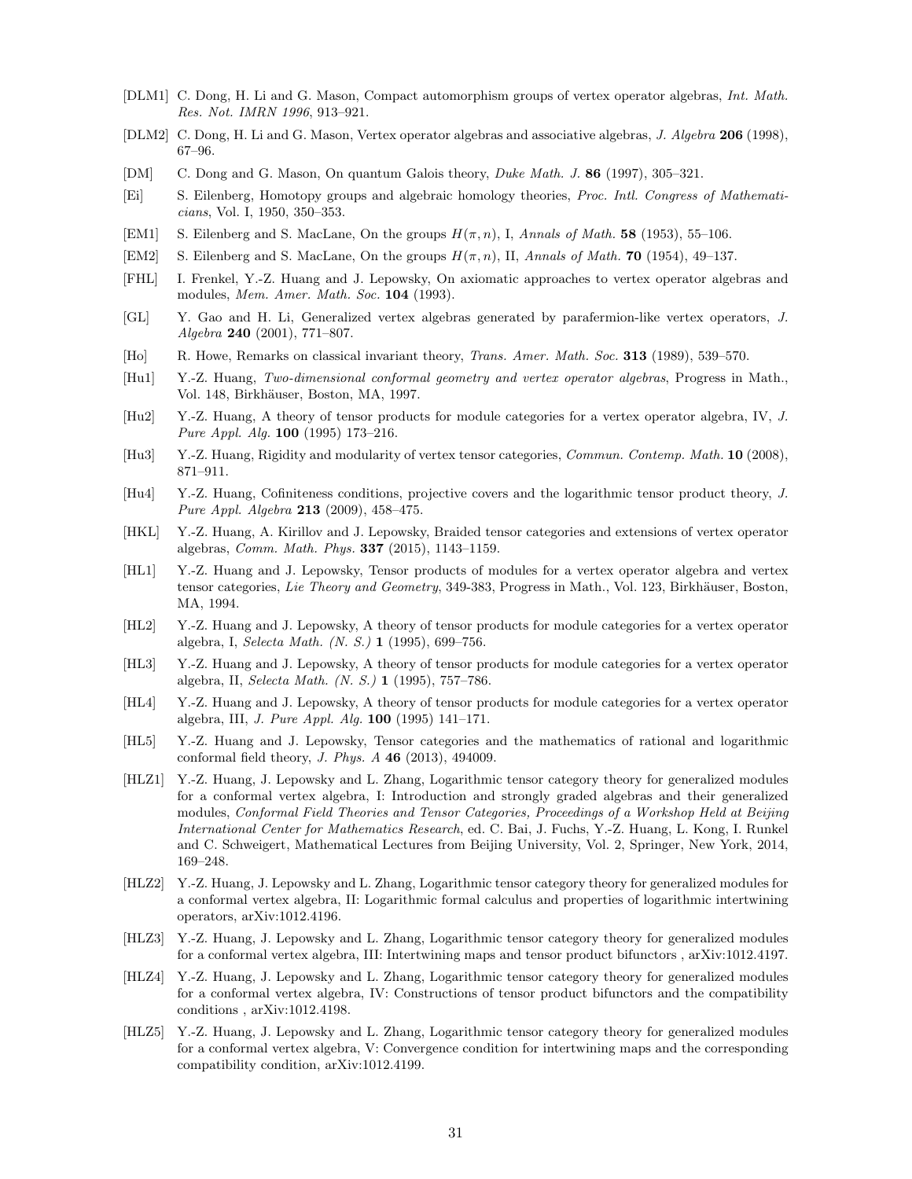[DLM1] C. Dong, H. Li and G. Mason, Compact automorphism groups of vertex operator algebras, *Int. Math. Res. Not. IMRN 1996*, 913–921.

[DLM2] C. Dong, H. Li and G. Mason, Vertex operator algebras and associative algebras, *J. Algebra* **206** (1998), 67–96.

[DM] C. Dong and G. Mason, On quantum Galois theory, *Duke Math. J.* **86** (1997), 305–321.

[Ei] S. Eilenberg, Homotopy groups and algebraic homology theories, *Proc. Intl. Congress of Mathematicians*, Vol. I, 1950, 350–353.

[EM1] S. Eilenberg and S. MacLane, On the groups $H(\pi, n)$, I, *Annals of Math.* **58** (1953), 55–106.

[EM2] S. Eilenberg and S. MacLane, On the groups $H(\pi, n)$, II, *Annals of Math.* **70** (1954), 49–137.

[FHL] I. Frenkel, Y.-Z. Huang and J. Lepowsky, On axiomatic approaches to vertex operator algebras and modules, *Mem. Amer. Math. Soc.* **104** (1993).

[GL] Y. Gao and H. Li, Generalized vertex algebras generated by parafermion-like vertex operators, *J. Algebra* **240** (2001), 771–807.

[Ho] R. Howe, Remarks on classical invariant theory, *Trans. Amer. Math. Soc.* **313** (1989), 539–570.

[Hu1] Y.-Z. Huang, *Two-dimensional conformal geometry and vertex operator algebras*, Progress in Math., Vol. 148, Birkhäuser, Boston, MA, 1997.

[Hu2] Y.-Z. Huang, A theory of tensor products for module categories for a vertex operator algebra, IV, *J. Pure Appl. Alg.* **100** (1995) 173–216.

[Hu3] Y.-Z. Huang, Rigidity and modularity of vertex tensor categories, *Commun. Contemp. Math.* **10** (2008), 871–911.

[Hu4] Y.-Z. Huang, Cofiniteness conditions, projective covers and the logarithmic tensor product theory, *J. Pure Appl. Algebra* **213** (2009), 458–475.

[HKL] Y.-Z. Huang, A. Kirillov and J. Lepowsky, Braided tensor categories and extensions of vertex operator algebras, *Comm. Math. Phys.* **337** (2015), 1143–1159.

[HL1] Y.-Z. Huang and J. Lepowsky, Tensor products of modules for a vertex operator algebra and vertex tensor categories, *Lie Theory and Geometry*, 349-383, Progress in Math., Vol. 123, Birkhäuser, Boston, MA, 1994.

[HL2] Y.-Z. Huang and J. Lepowsky, A theory of tensor products for module categories for a vertex operator algebra, I, *Selecta Math. (N. S.)* **1** (1995), 699–756.

[HL3] Y.-Z. Huang and J. Lepowsky, A theory of tensor products for module categories for a vertex operator algebra, II, *Selecta Math. (N. S.)* **1** (1995), 757–786.

[HL4] Y.-Z. Huang and J. Lepowsky, A theory of tensor products for module categories for a vertex operator algebra, III, *J. Pure Appl. Alg.* **100** (1995) 141–171.

[HL5] Y.-Z. Huang and J. Lepowsky, Tensor categories and the mathematics of rational and logarithmic conformal field theory, *J. Phys. A* **46** (2013), 494009.

[HLZ1] Y.-Z. Huang, J. Lepowsky and L. Zhang, Logarithmic tensor category theory for generalized modules for a conformal vertex algebra, I: Introduction and strongly graded algebras and their generalized modules, *Conformal Field Theories and Tensor Categories, Proceedings of a Workshop Held at Beijing International Center for Mathematics Research*, ed. C. Bai, J. Fuchs, Y.-Z. Huang, L. Kong, I. Runkel and C. Schweigert, Mathematical Lectures from Beijing University, Vol. 2, Springer, New York, 2014, 169–248.

[HLZ2] Y.-Z. Huang, J. Lepowsky and L. Zhang, Logarithmic tensor category theory for generalized modules for a conformal vertex algebra, II: Logarithmic formal calculus and properties of logarithmic intertwining operators, arXiv:1012.4196.

[HLZ3] Y.-Z. Huang, J. Lepowsky and L. Zhang, Logarithmic tensor category theory for generalized modules for a conformal vertex algebra, III: Intertwining maps and tensor product bifunctors , arXiv:1012.4197.

[HLZ4] Y.-Z. Huang, J. Lepowsky and L. Zhang, Logarithmic tensor category theory for generalized modules for a conformal vertex algebra, IV: Constructions of tensor product bifunctors and the compatibility conditions , arXiv:1012.4198.

[HLZ5] Y.-Z. Huang, J. Lepowsky and L. Zhang, Logarithmic tensor category theory for generalized modules for a conformal vertex algebra, V: Convergence condition for intertwining maps and the corresponding compatibility condition, arXiv:1012.4199.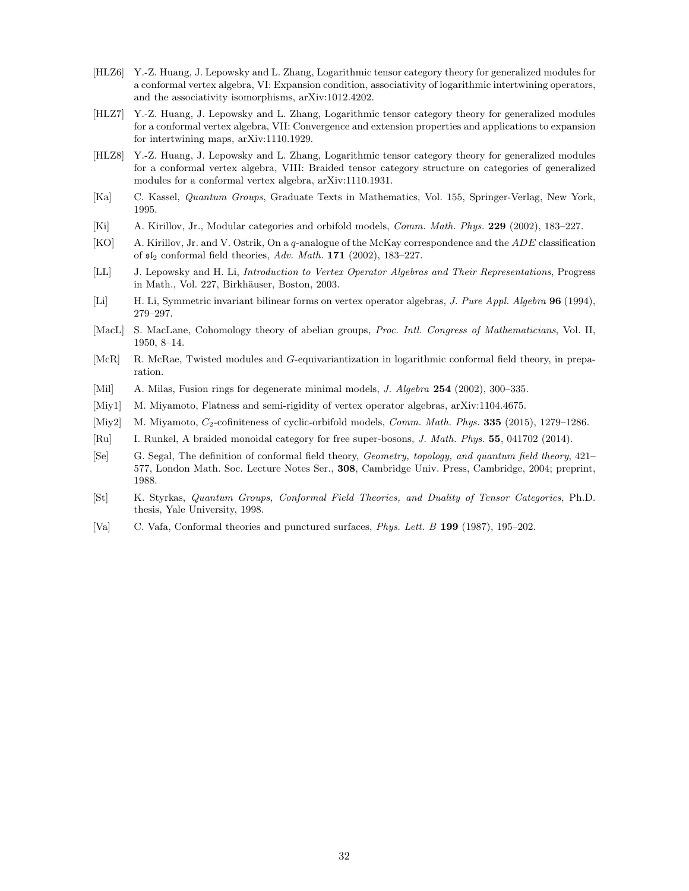[HLZ6] Y.-Z. Huang, J. Lepowsky and L. Zhang, Logarithmic tensor category theory for generalized modules for a conformal vertex algebra, VI: Expansion condition, associativity of logarithmic intertwining operators, and the associativity isomorphisms, arXiv:1012.4202.

[HLZ7] Y.-Z. Huang, J. Lepowsky and L. Zhang, Logarithmic tensor category theory for generalized modules for a conformal vertex algebra, VII: Convergence and extension properties and applications to expansion for intertwining maps, arXiv:1110.1929.

[HLZ8] Y.-Z. Huang, J. Lepowsky and L. Zhang, Logarithmic tensor category theory for generalized modules for a conformal vertex algebra, VIII: Braided tensor category structure on categories of generalized modules for a conformal vertex algebra, arXiv:1110.1931.

[Ka] C. Kassel, *Quantum Groups*, Graduate Texts in Mathematics, Vol. 155, Springer-Verlag, New York, 1995.

[Ki] A. Kirillov, Jr., Modular categories and orbifold models, *Comm. Math. Phys.* **229** (2002), 183–227.

[KO] A. Kirillov, Jr. and V. Ostrik, On a $q$-analogue of the McKay correspondence and the $ADE$ classification of $\mathfrak{sl}_2$ conformal field theories, *Adv. Math.* **171** (2002), 183–227.

[LL] J. Lepowsky and H. Li, *Introduction to Vertex Operator Algebras and Their Representations*, Progress in Math., Vol. 227, Birkhäuser, Boston, 2003.

[Li] H. Li, Symmetric invariant bilinear forms on vertex operator algebras, *J. Pure Appl. Algebra* **96** (1994), 279–297.

[MacL] S. MacLane, Cohomology theory of abelian groups, *Proc. Intl. Congress of Mathematicians*, Vol. II, 1950, 8–14.

[McR] R. McRae, Twisted modules and $G$-equivariantization in logarithmic conformal field theory, in preparation.

[Mil] A. Milas, Fusion rings for degenerate minimal models, *J. Algebra* **254** (2002), 300–335.

[Miy1] M. Miyamoto, Flatness and semi-rigidity of vertex operator algebras, arXiv:1104.4675.

[Miy2] M. Miyamoto, $C_2$-cofiniteness of cyclic-orbifold models, *Comm. Math. Phys.* **335** (2015), 1279–1286.

[Ru] I. Runkel, A braided monoidal category for free super-bosons, *J. Math. Phys.* **55**, 041702 (2014).

[Se] G. Segal, The definition of conformal field theory, *Geometry, topology, and quantum field theory*, 421–577, London Math. Soc. Lecture Notes Ser., **308**, Cambridge Univ. Press, Cambridge, 2004; preprint, 1988.

[St] K. Styrkas, *Quantum Groups, Conformal Field Theories, and Duality of Tensor Categories*, Ph.D. thesis, Yale University, 1998.

[Va] C. Vafa, Conformal theories and punctured surfaces, *Phys. Lett. B* **199** (1987), 195–202.